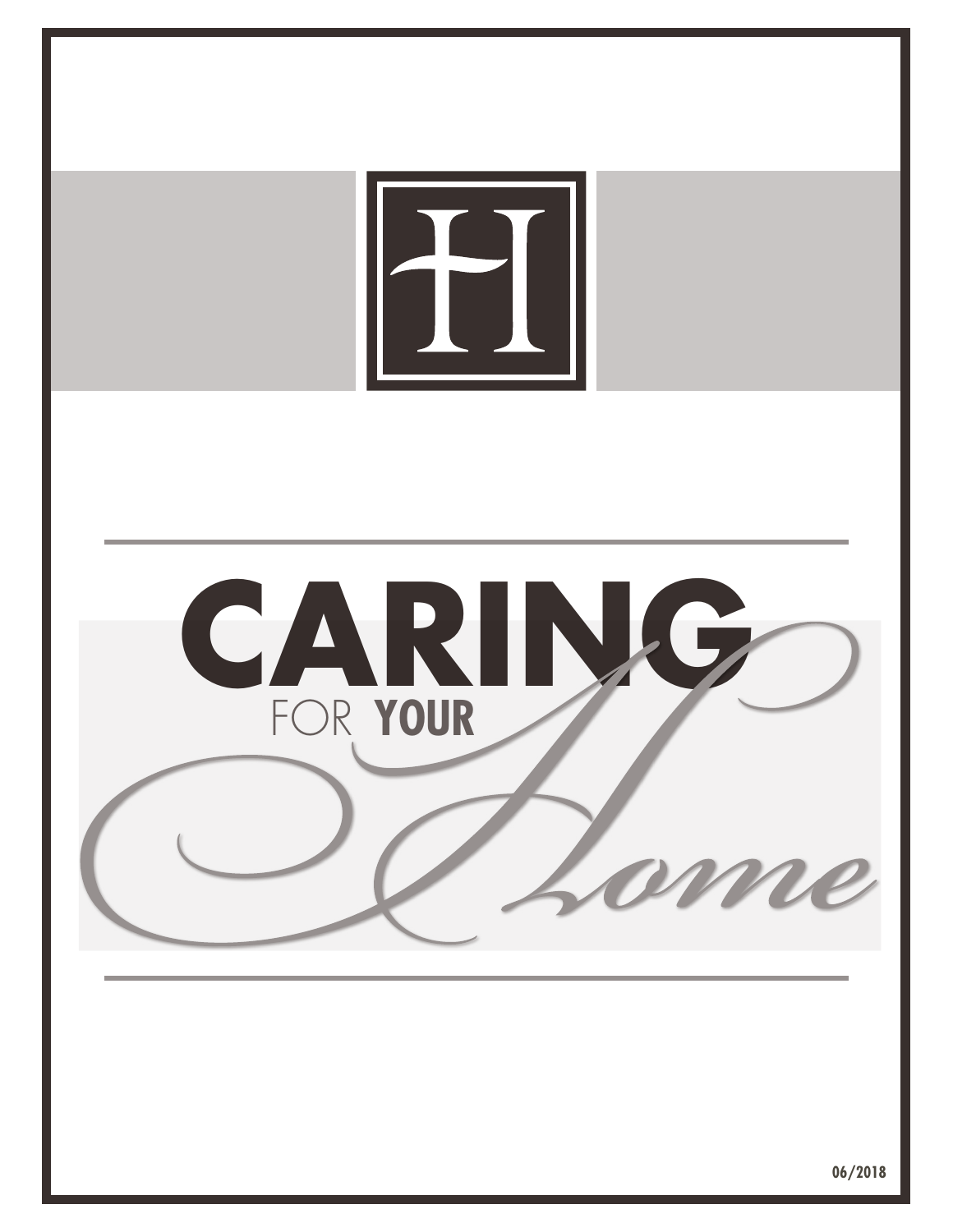# CARING FOR YOUR *Home*

06/2018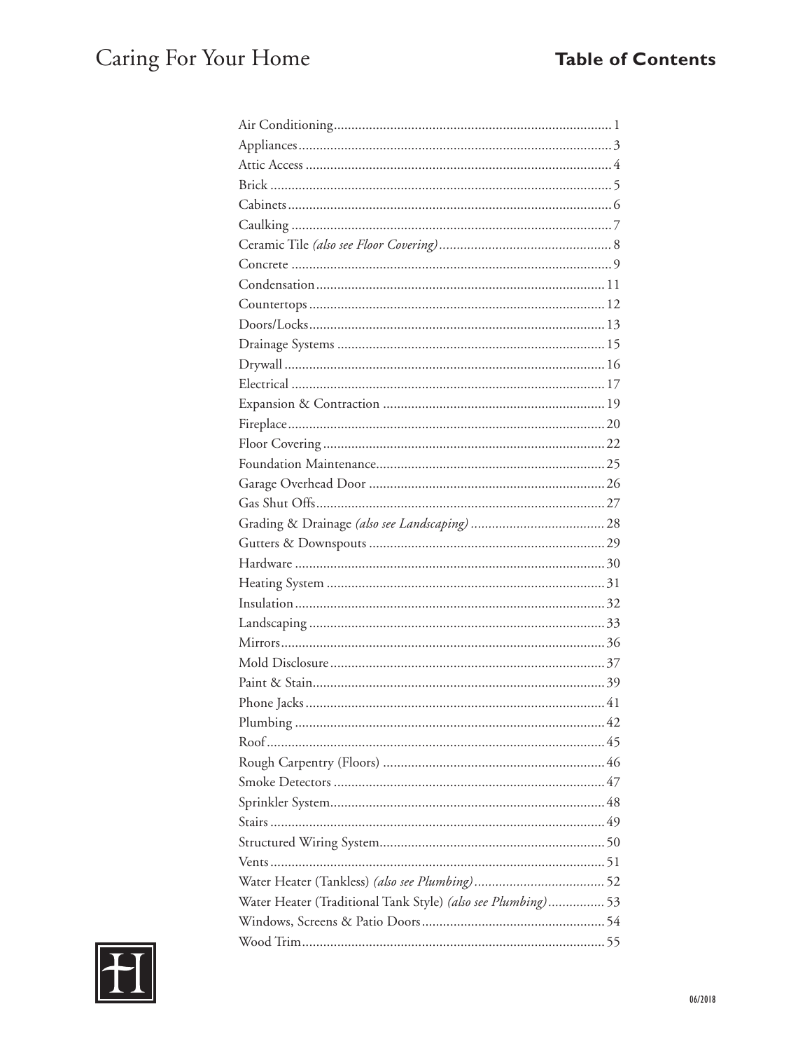# Table of Contents

| Topic | Page |
| --- | --- |
| Air Conditioning | 1 |
| Appliances | 3 |
| Attic Access | 4 |
| Brick | 5 |
| Cabinets | 6 |
| Caulking | 7 |
| Ceramic Tile *(also see Floor Covering)* | 8 |
| Concrete | 9 |
| Condensation | 11 |
| Countertops | 12 |
| Doors/Locks | 13 |
| Drainage Systems | 15 |
| Drywall | 16 |
| Electrical | 17 |
| Expansion & Contraction | 19 |
| Fireplace | 20 |
| Floor Covering | 22 |
| Foundation Maintenance | 25 |
| Garage Overhead Door | 26 |
| Gas Shut Offs | 27 |
| Grading & Drainage *(also see Landscaping)* | 28 |
| Gutters & Downspouts | 29 |
| Hardware | 30 |
| Heating System | 31 |
| Insulation | 32 |
| Landscaping | 33 |
| Mirrors | 36 |
| Mold Disclosure | 37 |
| Paint & Stain | 39 |
| Phone Jacks | 41 |
| Plumbing | 42 |
| Roof | 45 |
| Rough Carpentry (Floors) | 46 |
| Smoke Detectors | 47 |
| Sprinkler System | 48 |
| Stairs | 49 |
| Structured Wiring System | 50 |
| Vents | 51 |
| Water Heater (Tankless) *(also see Plumbing)* | 52 |
| Water Heater (Traditional Tank Style) *(also see Plumbing)* | 53 |
| Windows, Screens & Patio Doors | 54 |
| Wood Trim | 55 |

06/2018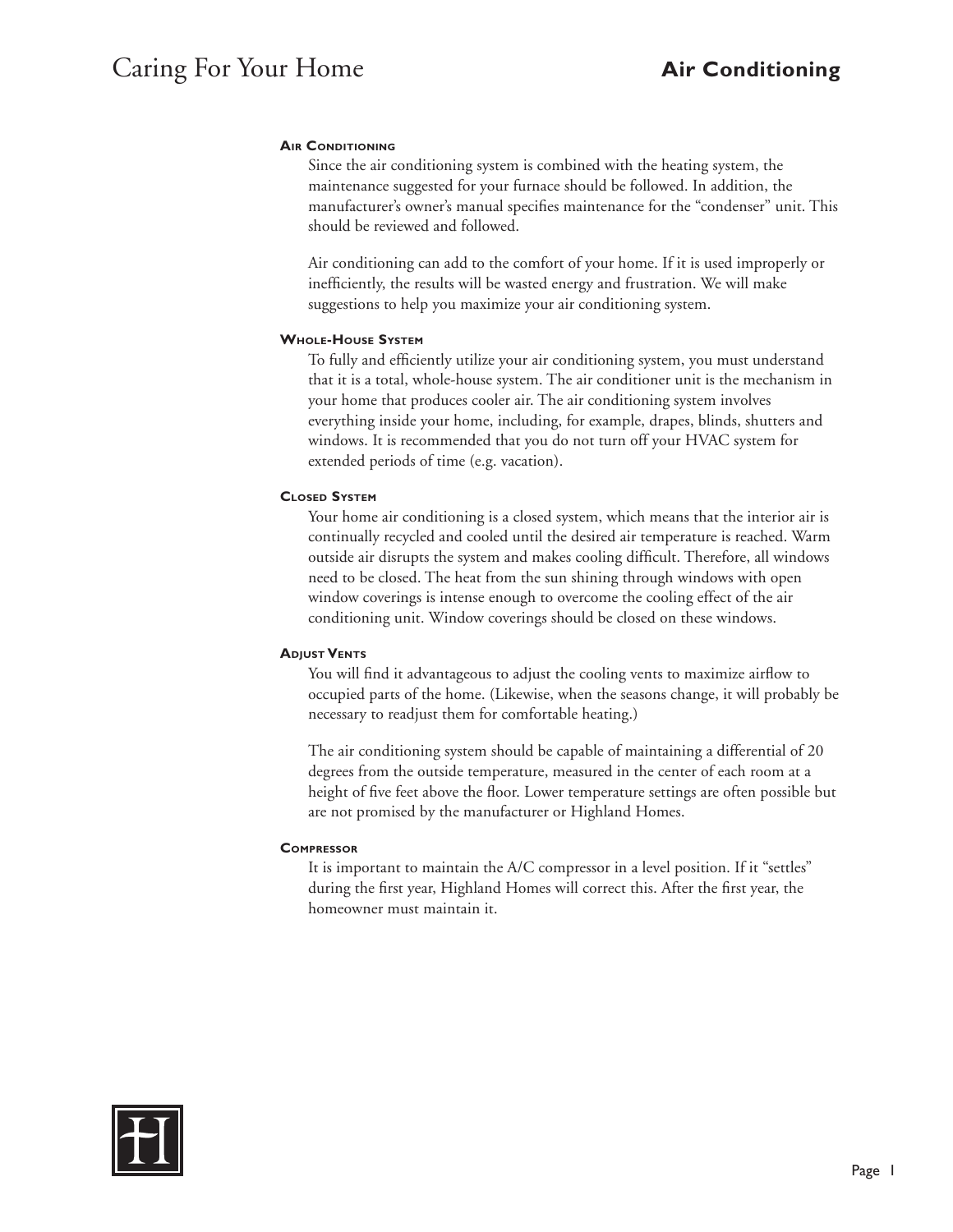# Air Conditioning

### Air Conditioning

Since the air conditioning system is combined with the heating system, the maintenance suggested for your furnace should be followed. In addition, the manufacturer's owner's manual specifies maintenance for the "condenser" unit. This should be reviewed and followed.

Air conditioning can add to the comfort of your home. If it is used improperly or inefficiently, the results will be wasted energy and frustration. We will make suggestions to help you maximize your air conditioning system.

### Whole-House System

To fully and efficiently utilize your air conditioning system, you must understand that it is a total, whole-house system. The air conditioner unit is the mechanism in your home that produces cooler air. The air conditioning system involves everything inside your home, including, for example, drapes, blinds, shutters and windows. It is recommended that you do not turn off your HVAC system for extended periods of time (e.g. vacation).

### Closed System

Your home air conditioning is a closed system, which means that the interior air is continually recycled and cooled until the desired air temperature is reached. Warm outside air disrupts the system and makes cooling difficult. Therefore, all windows need to be closed. The heat from the sun shining through windows with open window coverings is intense enough to overcome the cooling effect of the air conditioning unit. Window coverings should be closed on these windows.

### Adjust Vents

You will find it advantageous to adjust the cooling vents to maximize airflow to occupied parts of the home. (Likewise, when the seasons change, it will probably be necessary to readjust them for comfortable heating.)

The air conditioning system should be capable of maintaining a differential of 20 degrees from the outside temperature, measured in the center of each room at a height of five feet above the floor. Lower temperature settings are often possible but are not promised by the manufacturer or Highland Homes.

### Compressor

It is important to maintain the A/C compressor in a level position. If it "settles" during the first year, Highland Homes will correct this. After the first year, the homeowner must maintain it.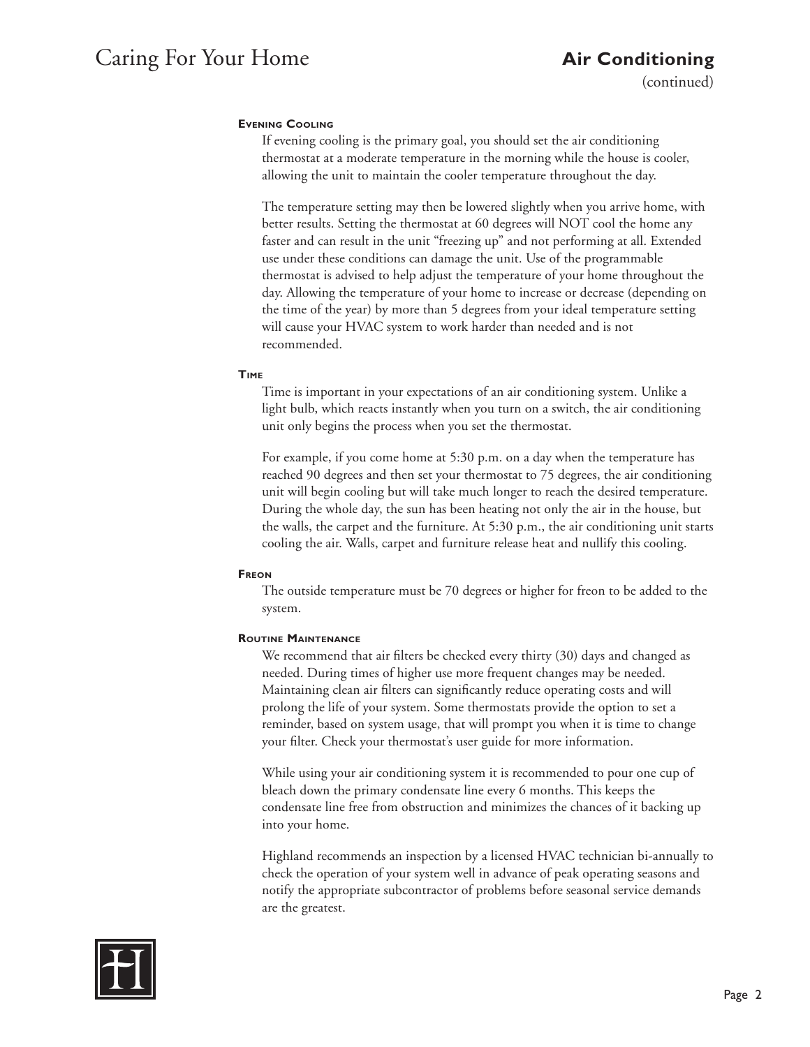## Air Conditioning

(continued)

### Evening Cooling

If evening cooling is the primary goal, you should set the air conditioning thermostat at a moderate temperature in the morning while the house is cooler, allowing the unit to maintain the cooler temperature throughout the day.

The temperature setting may then be lowered slightly when you arrive home, with better results. Setting the thermostat at 60 degrees will NOT cool the home any faster and can result in the unit "freezing up" and not performing at all. Extended use under these conditions can damage the unit. Use of the programmable thermostat is advised to help adjust the temperature of your home throughout the day. Allowing the temperature of your home to increase or decrease (depending on the time of the year) by more than 5 degrees from your ideal temperature setting will cause your HVAC system to work harder than needed and is not recommended.

### Time

Time is important in your expectations of an air conditioning system. Unlike a light bulb, which reacts instantly when you turn on a switch, the air conditioning unit only begins the process when you set the thermostat.

For example, if you come home at 5:30 p.m. on a day when the temperature has reached 90 degrees and then set your thermostat to 75 degrees, the air conditioning unit will begin cooling but will take much longer to reach the desired temperature. During the whole day, the sun has been heating not only the air in the house, but the walls, the carpet and the furniture. At 5:30 p.m., the air conditioning unit starts cooling the air. Walls, carpet and furniture release heat and nullify this cooling.

### Freon

The outside temperature must be 70 degrees or higher for freon to be added to the system.

### Routine Maintenance

We recommend that air filters be checked every thirty (30) days and changed as needed. During times of higher use more frequent changes may be needed. Maintaining clean air filters can significantly reduce operating costs and will prolong the life of your system. Some thermostats provide the option to set a reminder, based on system usage, that will prompt you when it is time to change your filter. Check your thermostat's user guide for more information.

While using your air conditioning system it is recommended to pour one cup of bleach down the primary condensate line every 6 months. This keeps the condensate line free from obstruction and minimizes the chances of it backing up into your home.

Highland recommends an inspection by a licensed HVAC technician bi-annually to check the operation of your system well in advance of peak operating seasons and notify the appropriate subcontractor of problems before seasonal service demands are the greatest.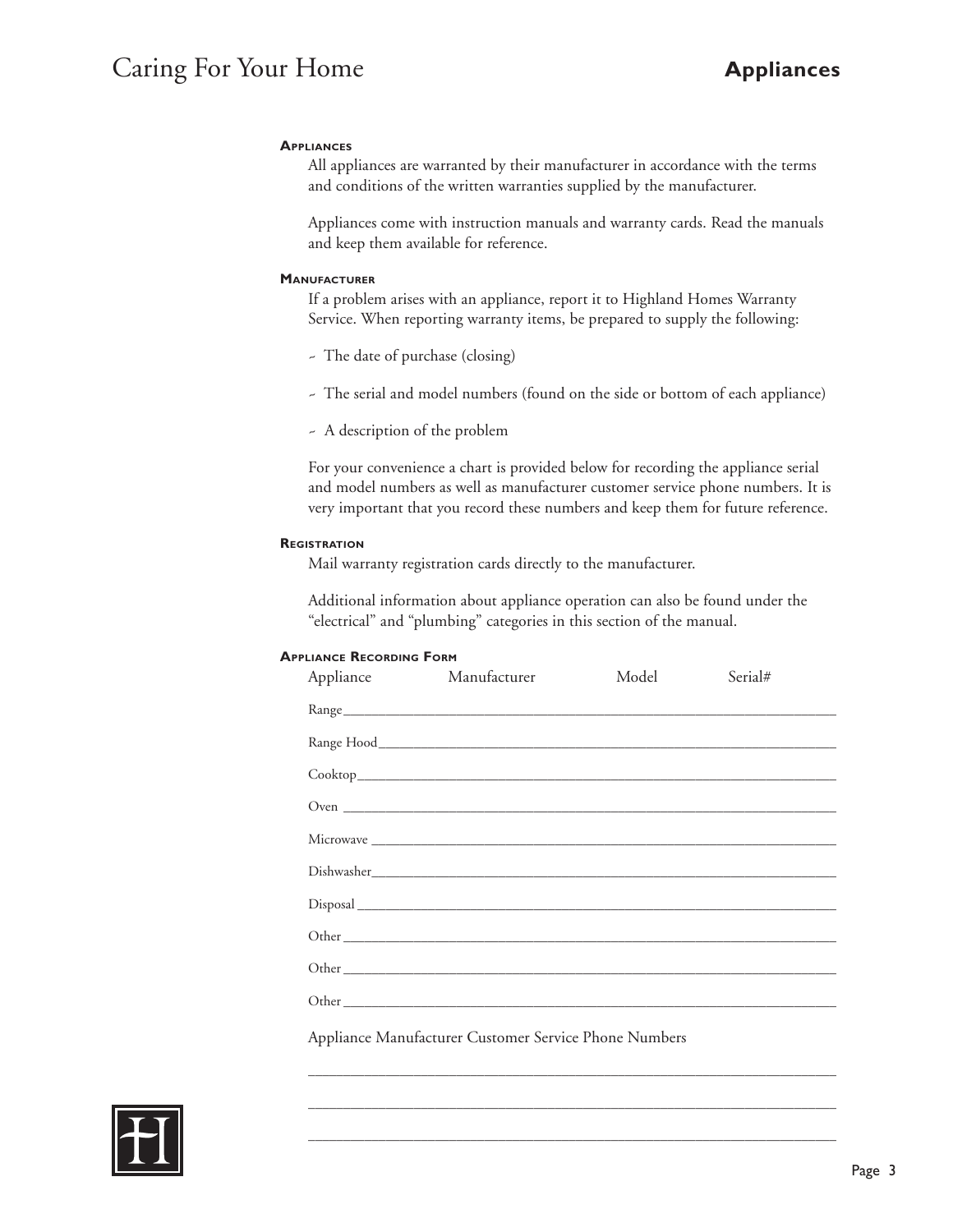# Appliances

### Appliances

All appliances are warranted by their manufacturer in accordance with the terms and conditions of the written warranties supplied by the manufacturer.

Appliances come with instruction manuals and warranty cards. Read the manuals and keep them available for reference.

### Manufacturer

If a problem arises with an appliance, report it to Highland Homes Warranty Service. When reporting warranty items, be prepared to supply the following:

- The date of purchase (closing)
- The serial and model numbers (found on the side or bottom of each appliance)
- A description of the problem

For your convenience a chart is provided below for recording the appliance serial and model numbers as well as manufacturer customer service phone numbers. It is very important that you record these numbers and keep them for future reference.

### Registration

Mail warranty registration cards directly to the manufacturer.

Additional information about appliance operation can also be found under the "electrical" and "plumbing" categories in this section of the manual.

### Appliance Recording Form

| Appliance | Manufacturer | Model | Serial# |
|---|---|---|---|
| Range | | | |
| Range Hood | | | |
| Cooktop | | | |
| Oven | | | |
| Microwave | | | |
| Dishwasher | | | |
| Disposal | | | |
| Other | | | |
| Other | | | |
| Other | | | |

Appliance Manufacturer Customer Service Phone Numbers

_______________________________________________

_______________________________________________

_______________________________________________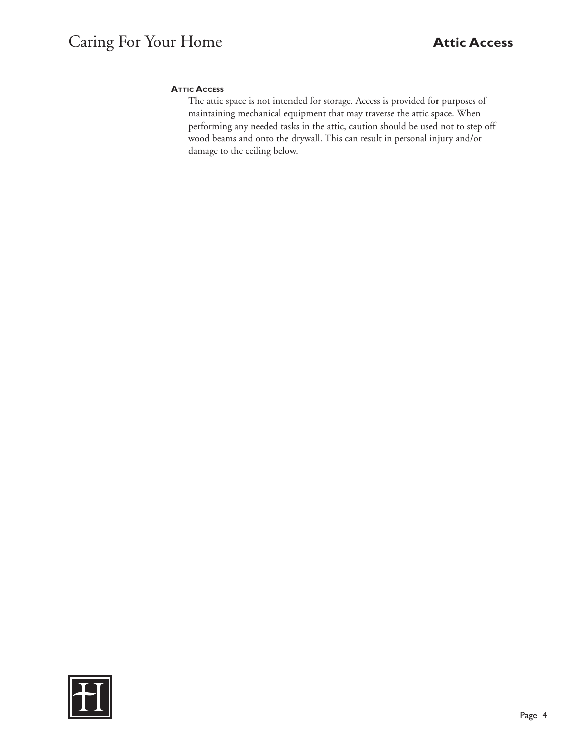## Attic Access

The attic space is not intended for storage. Access is provided for purposes of maintaining mechanical equipment that may traverse the attic space. When performing any needed tasks in the attic, caution should be used not to step off wood beams and onto the drywall. This can result in personal injury and/or damage to the ceiling below.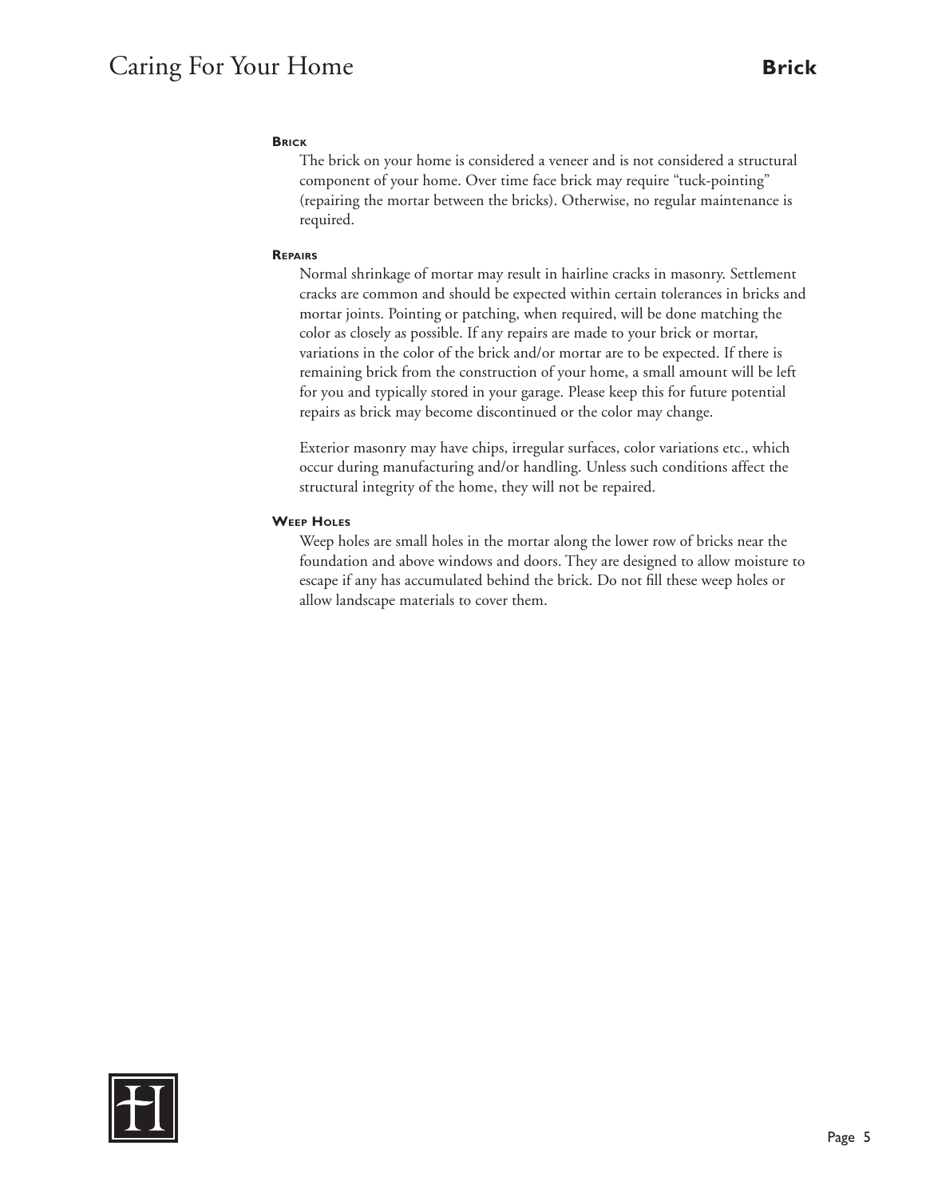## Brick

### Brick

The brick on your home is considered a veneer and is not considered a structural component of your home. Over time face brick may require "tuck-pointing" (repairing the mortar between the bricks). Otherwise, no regular maintenance is required.

### Repairs

Normal shrinkage of mortar may result in hairline cracks in masonry. Settlement cracks are common and should be expected within certain tolerances in bricks and mortar joints. Pointing or patching, when required, will be done matching the color as closely as possible. If any repairs are made to your brick or mortar, variations in the color of the brick and/or mortar are to be expected. If there is remaining brick from the construction of your home, a small amount will be left for you and typically stored in your garage. Please keep this for future potential repairs as brick may become discontinued or the color may change.

Exterior masonry may have chips, irregular surfaces, color variations etc., which occur during manufacturing and/or handling. Unless such conditions affect the structural integrity of the home, they will not be repaired.

### Weep Holes

Weep holes are small holes in the mortar along the lower row of bricks near the foundation and above windows and doors. They are designed to allow moisture to escape if any has accumulated behind the brick. Do not fill these weep holes or allow landscape materials to cover them.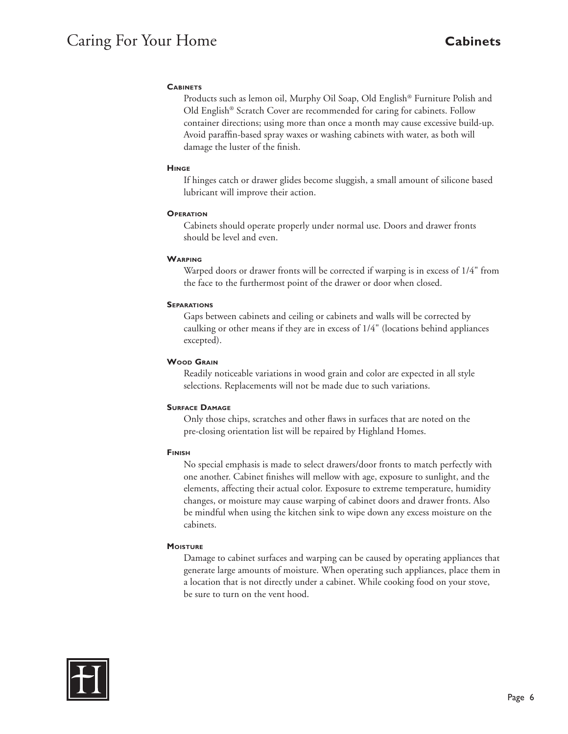### Cabinets

Products such as lemon oil, Murphy Oil Soap, Old English® Furniture Polish and Old English® Scratch Cover are recommended for caring for cabinets. Follow container directions; using more than once a month may cause excessive build-up. Avoid paraffin-based spray waxes or washing cabinets with water, as both will damage the luster of the finish.

### Hinge

If hinges catch or drawer glides become sluggish, a small amount of silicone based lubricant will improve their action.

### Operation

Cabinets should operate properly under normal use. Doors and drawer fronts should be level and even.

### Warping

Warped doors or drawer fronts will be corrected if warping is in excess of 1/4" from the face to the furthermost point of the drawer or door when closed.

### Separations

Gaps between cabinets and ceiling or cabinets and walls will be corrected by caulking or other means if they are in excess of 1/4" (locations behind appliances excepted).

### Wood Grain

Readily noticeable variations in wood grain and color are expected in all style selections. Replacements will not be made due to such variations.

### Surface Damage

Only those chips, scratches and other flaws in surfaces that are noted on the pre-closing orientation list will be repaired by Highland Homes.

### Finish

No special emphasis is made to select drawers/door fronts to match perfectly with one another. Cabinet finishes will mellow with age, exposure to sunlight, and the elements, affecting their actual color. Exposure to extreme temperature, humidity changes, or moisture may cause warping of cabinet doors and drawer fronts. Also be mindful when using the kitchen sink to wipe down any excess moisture on the cabinets.

### Moisture

Damage to cabinet surfaces and warping can be caused by operating appliances that generate large amounts of moisture. When operating such appliances, place them in a location that is not directly under a cabinet. While cooking food on your stove, be sure to turn on the vent hood.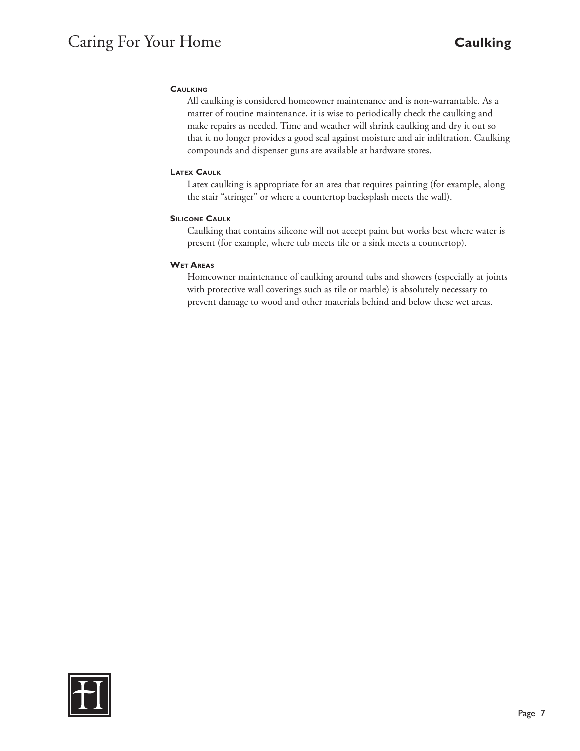## Caulking

All caulking is considered homeowner maintenance and is non-warrantable. As a matter of routine maintenance, it is wise to periodically check the caulking and make repairs as needed. Time and weather will shrink caulking and dry it out so that it no longer provides a good seal against moisture and air infiltration. Caulking compounds and dispenser guns are available at hardware stores.

### Latex Caulk

Latex caulking is appropriate for an area that requires painting (for example, along the stair "stringer" or where a countertop backsplash meets the wall).

### Silicone Caulk

Caulking that contains silicone will not accept paint but works best where water is present (for example, where tub meets tile or a sink meets a countertop).

### Wet Areas

Homeowner maintenance of caulking around tubs and showers (especially at joints with protective wall coverings such as tile or marble) is absolutely necessary to prevent damage to wood and other materials behind and below these wet areas.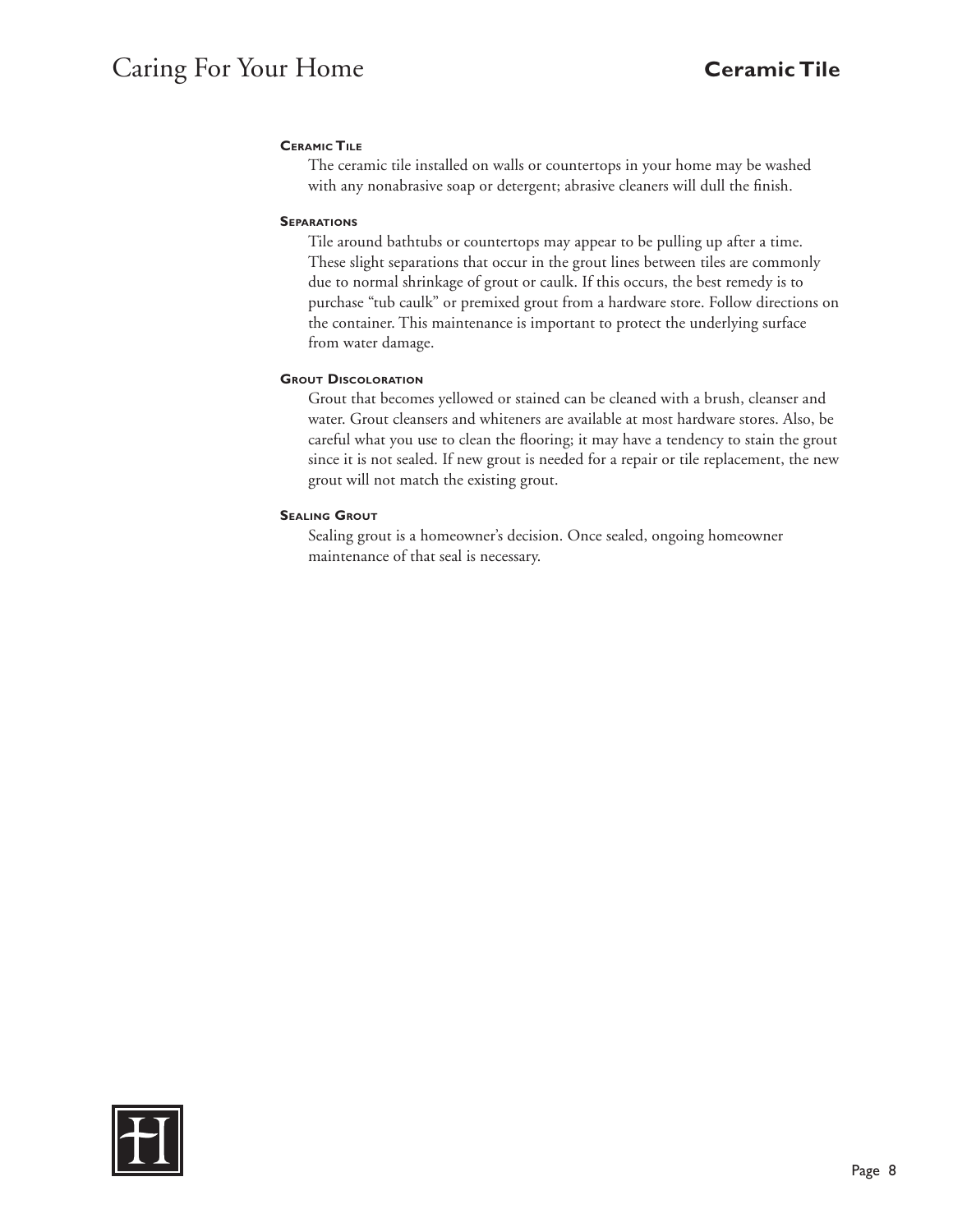## Ceramic Tile

### Ceramic Tile

The ceramic tile installed on walls or countertops in your home may be washed with any nonabrasive soap or detergent; abrasive cleaners will dull the finish.

### Separations

Tile around bathtubs or countertops may appear to be pulling up after a time. These slight separations that occur in the grout lines between tiles are commonly due to normal shrinkage of grout or caulk. If this occurs, the best remedy is to purchase "tub caulk" or premixed grout from a hardware store. Follow directions on the container. This maintenance is important to protect the underlying surface from water damage.

### Grout Discoloration

Grout that becomes yellowed or stained can be cleaned with a brush, cleanser and water. Grout cleansers and whiteners are available at most hardware stores. Also, be careful what you use to clean the flooring; it may have a tendency to stain the grout since it is not sealed. If new grout is needed for a repair or tile replacement, the new grout will not match the existing grout.

### Sealing Grout

Sealing grout is a homeowner's decision. Once sealed, ongoing homeowner maintenance of that seal is necessary.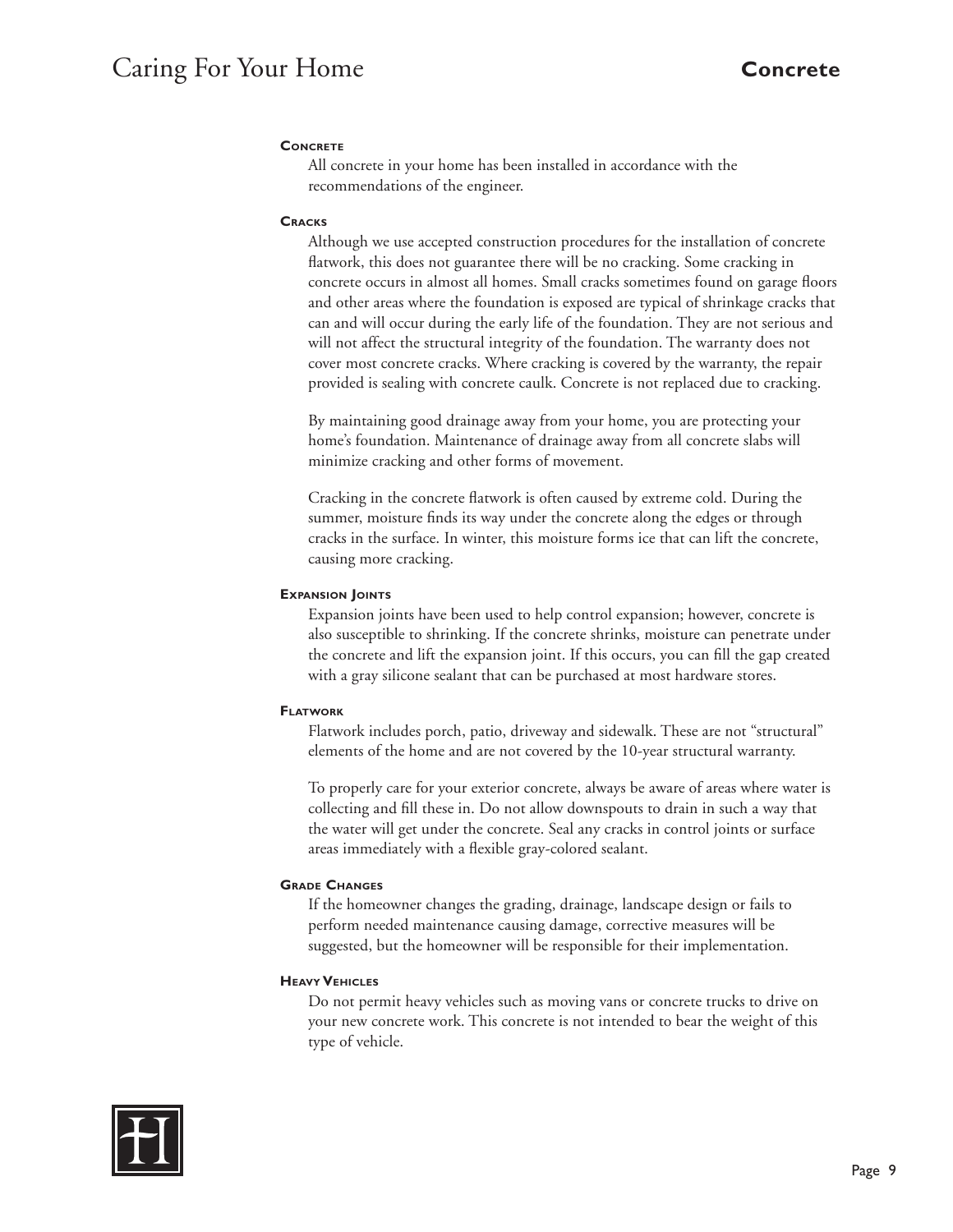## Concrete

### Concrete

All concrete in your home has been installed in accordance with the recommendations of the engineer.

### Cracks

Although we use accepted construction procedures for the installation of concrete flatwork, this does not guarantee there will be no cracking. Some cracking in concrete occurs in almost all homes. Small cracks sometimes found on garage floors and other areas where the foundation is exposed are typical of shrinkage cracks that can and will occur during the early life of the foundation. They are not serious and will not affect the structural integrity of the foundation. The warranty does not cover most concrete cracks. Where cracking is covered by the warranty, the repair provided is sealing with concrete caulk. Concrete is not replaced due to cracking.

By maintaining good drainage away from your home, you are protecting your home's foundation. Maintenance of drainage away from all concrete slabs will minimize cracking and other forms of movement.

Cracking in the concrete flatwork is often caused by extreme cold. During the summer, moisture finds its way under the concrete along the edges or through cracks in the surface. In winter, this moisture forms ice that can lift the concrete, causing more cracking.

### Expansion Joints

Expansion joints have been used to help control expansion; however, concrete is also susceptible to shrinking. If the concrete shrinks, moisture can penetrate under the concrete and lift the expansion joint. If this occurs, you can fill the gap created with a gray silicone sealant that can be purchased at most hardware stores.

### Flatwork

Flatwork includes porch, patio, driveway and sidewalk. These are not "structural" elements of the home and are not covered by the 10-year structural warranty.

To properly care for your exterior concrete, always be aware of areas where water is collecting and fill these in. Do not allow downspouts to drain in such a way that the water will get under the concrete. Seal any cracks in control joints or surface areas immediately with a flexible gray-colored sealant.

### Grade Changes

If the homeowner changes the grading, drainage, landscape design or fails to perform needed maintenance causing damage, corrective measures will be suggested, but the homeowner will be responsible for their implementation.

### Heavy Vehicles

Do not permit heavy vehicles such as moving vans or concrete trucks to drive on your new concrete work. This concrete is not intended to bear the weight of this type of vehicle.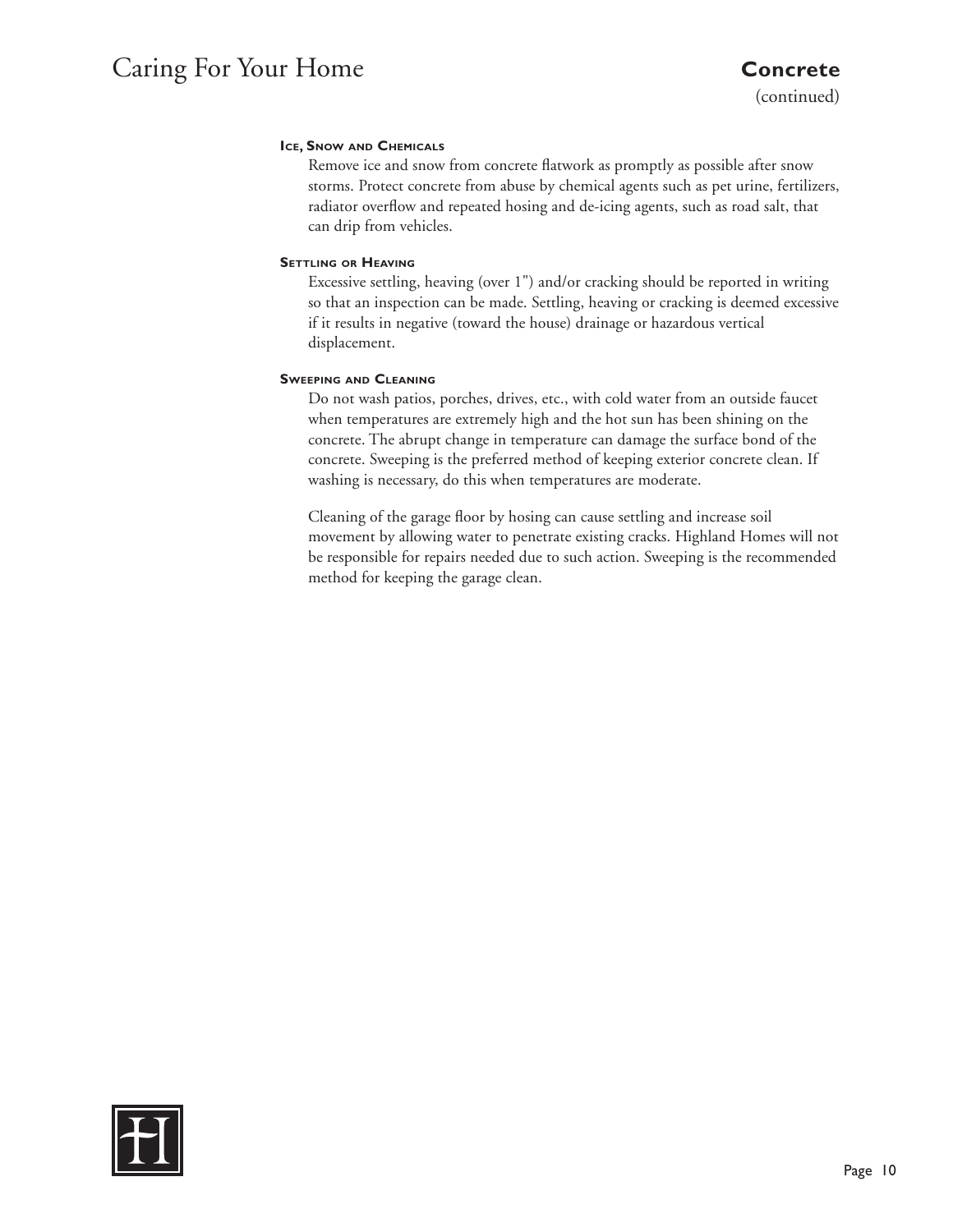## Concrete

(continued)

#### Ice, Snow and Chemicals

Remove ice and snow from concrete flatwork as promptly as possible after snow storms. Protect concrete from abuse by chemical agents such as pet urine, fertilizers, radiator overflow and repeated hosing and de-icing agents, such as road salt, that can drip from vehicles.

#### Settling or Heaving

Excessive settling, heaving (over 1") and/or cracking should be reported in writing so that an inspection can be made. Settling, heaving or cracking is deemed excessive if it results in negative (toward the house) drainage or hazardous vertical displacement.

#### Sweeping and Cleaning

Do not wash patios, porches, drives, etc., with cold water from an outside faucet when temperatures are extremely high and the hot sun has been shining on the concrete. The abrupt change in temperature can damage the surface bond of the concrete. Sweeping is the preferred method of keeping exterior concrete clean. If washing is necessary, do this when temperatures are moderate.

Cleaning of the garage floor by hosing can cause settling and increase soil movement by allowing water to penetrate existing cracks. Highland Homes will not be responsible for repairs needed due to such action. Sweeping is the recommended method for keeping the garage clean.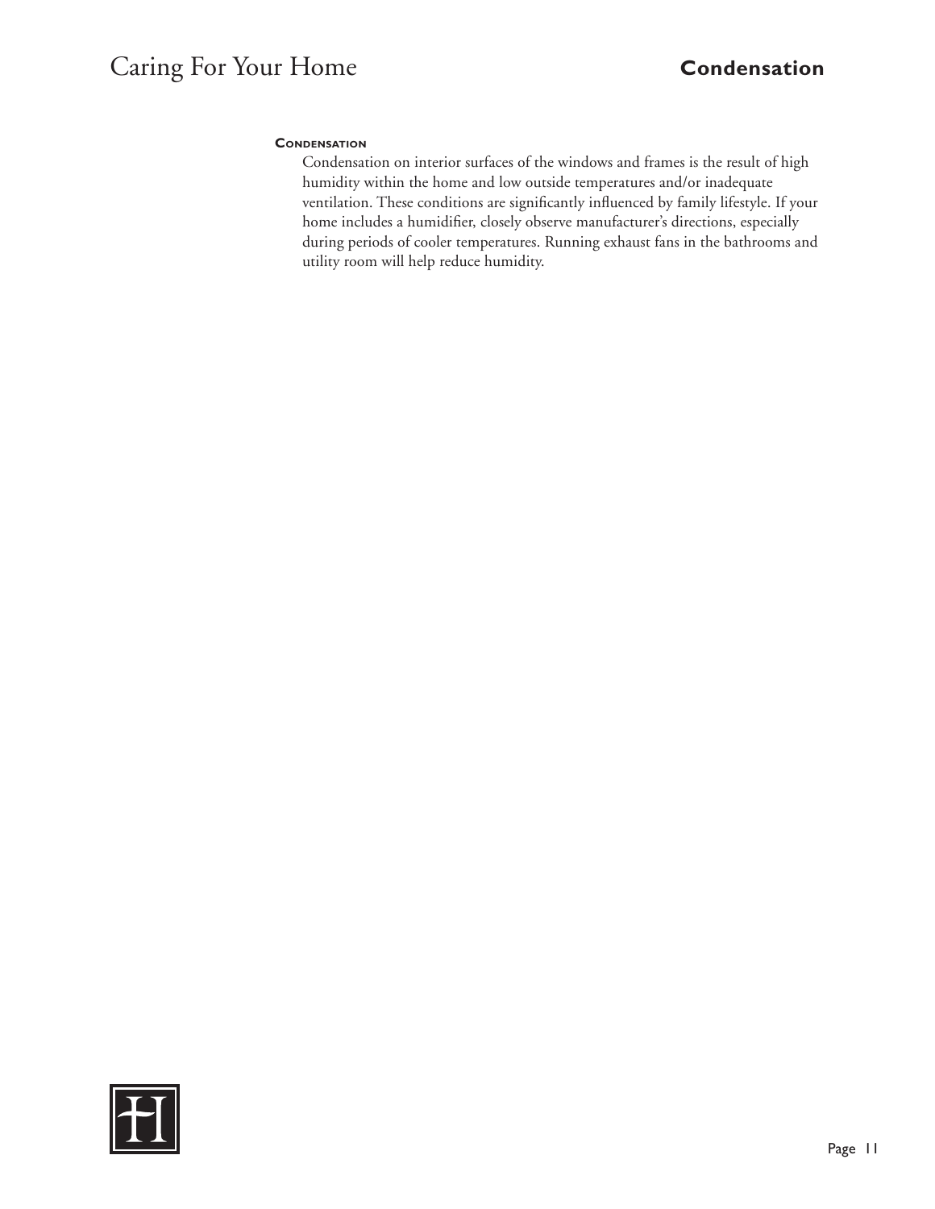## Condensation

Condensation on interior surfaces of the windows and frames is the result of high humidity within the home and low outside temperatures and/or inadequate ventilation. These conditions are significantly influenced by family lifestyle. If your home includes a humidifier, closely observe manufacturer's directions, especially during periods of cooler temperatures. Running exhaust fans in the bathrooms and utility room will help reduce humidity.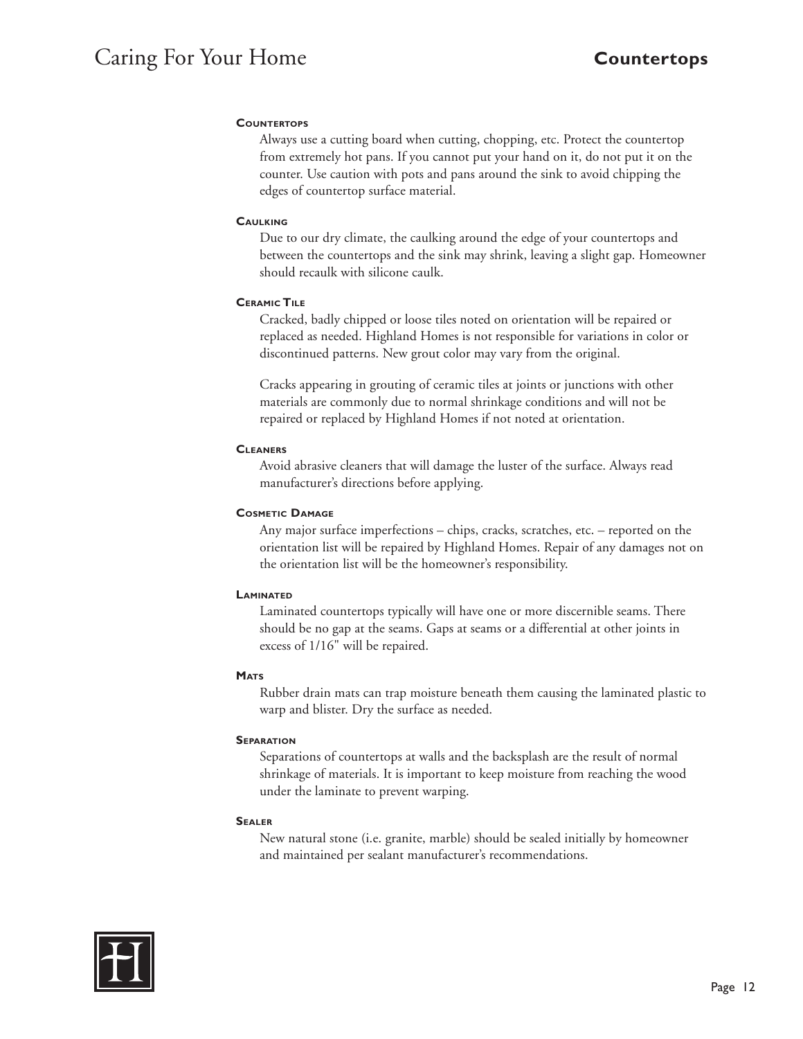## Countertops

#### Countertops

Always use a cutting board when cutting, chopping, etc. Protect the countertop from extremely hot pans. If you cannot put your hand on it, do not put it on the counter. Use caution with pots and pans around the sink to avoid chipping the edges of countertop surface material.

#### Caulking

Due to our dry climate, the caulking around the edge of your countertops and between the countertops and the sink may shrink, leaving a slight gap. Homeowner should recaulk with silicone caulk.

#### Ceramic Tile

Cracked, badly chipped or loose tiles noted on orientation will be repaired or replaced as needed. Highland Homes is not responsible for variations in color or discontinued patterns. New grout color may vary from the original.

Cracks appearing in grouting of ceramic tiles at joints or junctions with other materials are commonly due to normal shrinkage conditions and will not be repaired or replaced by Highland Homes if not noted at orientation.

#### Cleaners

Avoid abrasive cleaners that will damage the luster of the surface. Always read manufacturer's directions before applying.

#### Cosmetic Damage

Any major surface imperfections – chips, cracks, scratches, etc. – reported on the orientation list will be repaired by Highland Homes. Repair of any damages not on the orientation list will be the homeowner's responsibility.

#### Laminated

Laminated countertops typically will have one or more discernible seams. There should be no gap at the seams. Gaps at seams or a differential at other joints in excess of 1/16" will be repaired.

#### Mats

Rubber drain mats can trap moisture beneath them causing the laminated plastic to warp and blister. Dry the surface as needed.

#### Separation

Separations of countertops at walls and the backsplash are the result of normal shrinkage of materials. It is important to keep moisture from reaching the wood under the laminate to prevent warping.

#### Sealer

New natural stone (i.e. granite, marble) should be sealed initially by homeowner and maintained per sealant manufacturer's recommendations.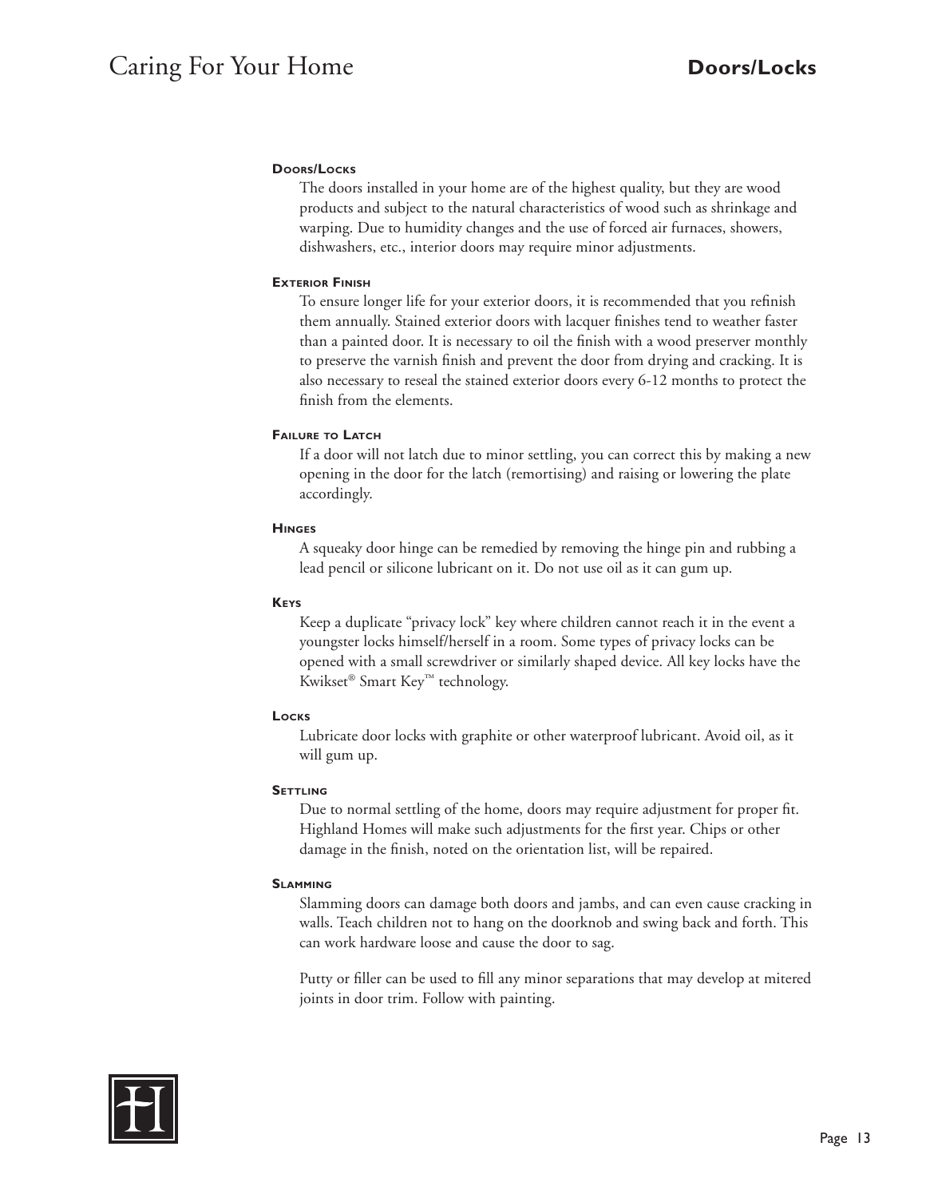## Doors/Locks

### Doors/Locks

The doors installed in your home are of the highest quality, but they are wood products and subject to the natural characteristics of wood such as shrinkage and warping. Due to humidity changes and the use of forced air furnaces, showers, dishwashers, etc., interior doors may require minor adjustments.

### Exterior Finish

To ensure longer life for your exterior doors, it is recommended that you refinish them annually. Stained exterior doors with lacquer finishes tend to weather faster than a painted door. It is necessary to oil the finish with a wood preserver monthly to preserve the varnish finish and prevent the door from drying and cracking. It is also necessary to reseal the stained exterior doors every 6-12 months to protect the finish from the elements.

### Failure to Latch

If a door will not latch due to minor settling, you can correct this by making a new opening in the door for the latch (remortising) and raising or lowering the plate accordingly.

### Hinges

A squeaky door hinge can be remedied by removing the hinge pin and rubbing a lead pencil or silicone lubricant on it. Do not use oil as it can gum up.

### Keys

Keep a duplicate "privacy lock" key where children cannot reach it in the event a youngster locks himself/herself in a room. Some types of privacy locks can be opened with a small screwdriver or similarly shaped device. All key locks have the Kwikset® Smart Key™ technology.

### Locks

Lubricate door locks with graphite or other waterproof lubricant. Avoid oil, as it will gum up.

### Settling

Due to normal settling of the home, doors may require adjustment for proper fit. Highland Homes will make such adjustments for the first year. Chips or other damage in the finish, noted on the orientation list, will be repaired.

### Slamming

Slamming doors can damage both doors and jambs, and can even cause cracking in walls. Teach children not to hang on the doorknob and swing back and forth. This can work hardware loose and cause the door to sag.

Putty or filler can be used to fill any minor separations that may develop at mitered joints in door trim. Follow with painting.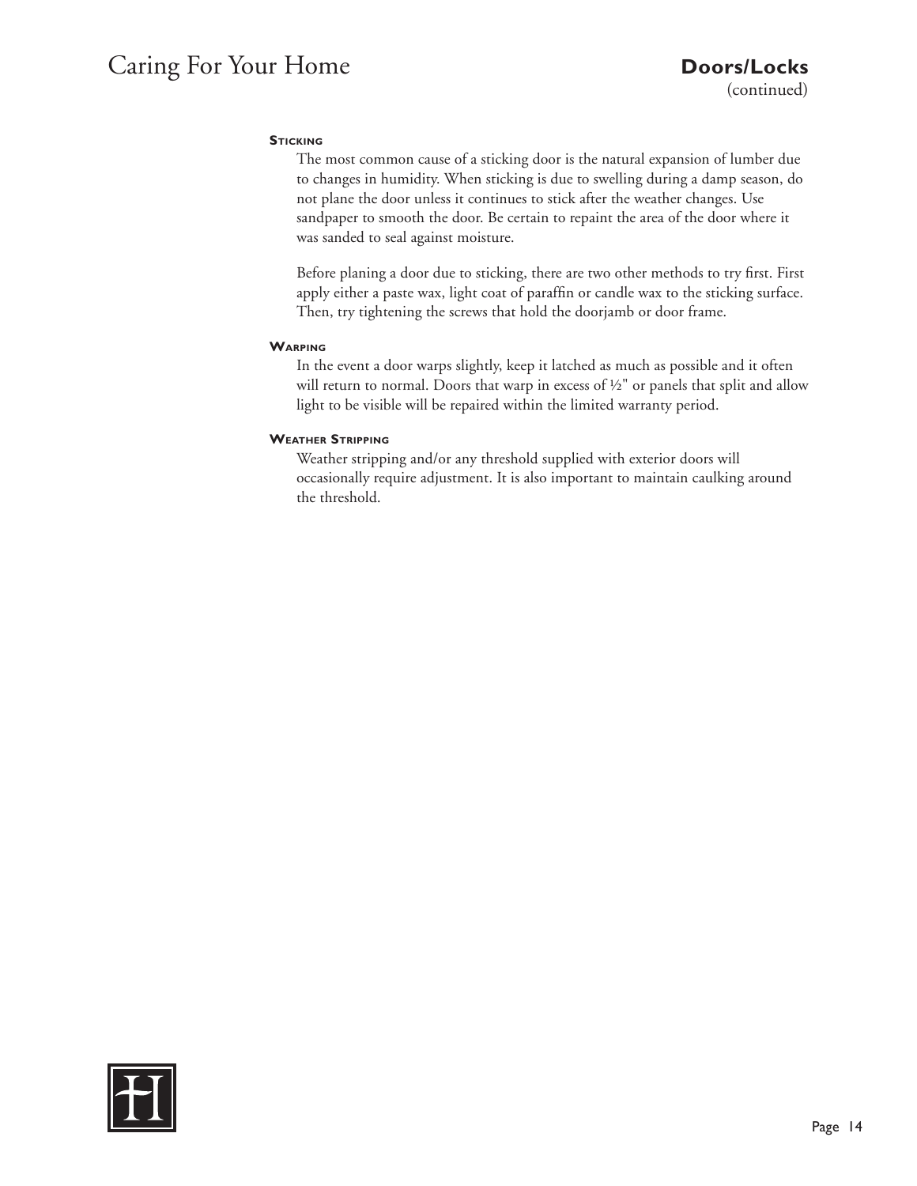## Doors/Locks
(continued)

### Sticking

The most common cause of a sticking door is the natural expansion of lumber due to changes in humidity. When sticking is due to swelling during a damp season, do not plane the door unless it continues to stick after the weather changes. Use sandpaper to smooth the door. Be certain to repaint the area of the door where it was sanded to seal against moisture.

Before planing a door due to sticking, there are two other methods to try first. First apply either a paste wax, light coat of paraffin or candle wax to the sticking surface. Then, try tightening the screws that hold the doorjamb or door frame.

### Warping

In the event a door warps slightly, keep it latched as much as possible and it often will return to normal. Doors that warp in excess of ½" or panels that split and allow light to be visible will be repaired within the limited warranty period.

### Weather Stripping

Weather stripping and/or any threshold supplied with exterior doors will occasionally require adjustment. It is also important to maintain caulking around the threshold.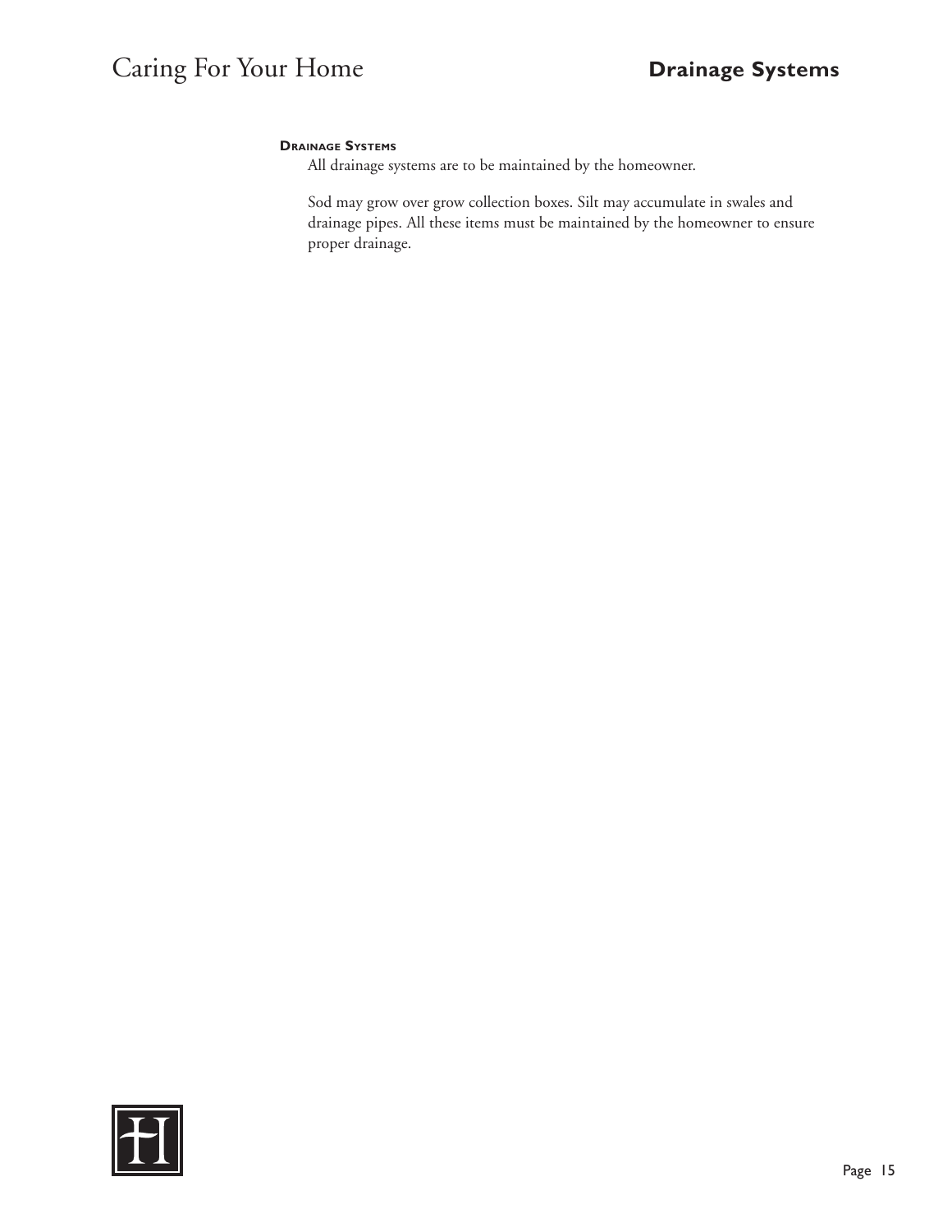### Drainage Systems

All drainage systems are to be maintained by the homeowner.

Sod may grow over grow collection boxes. Silt may accumulate in swales and drainage pipes. All these items must be maintained by the homeowner to ensure proper drainage.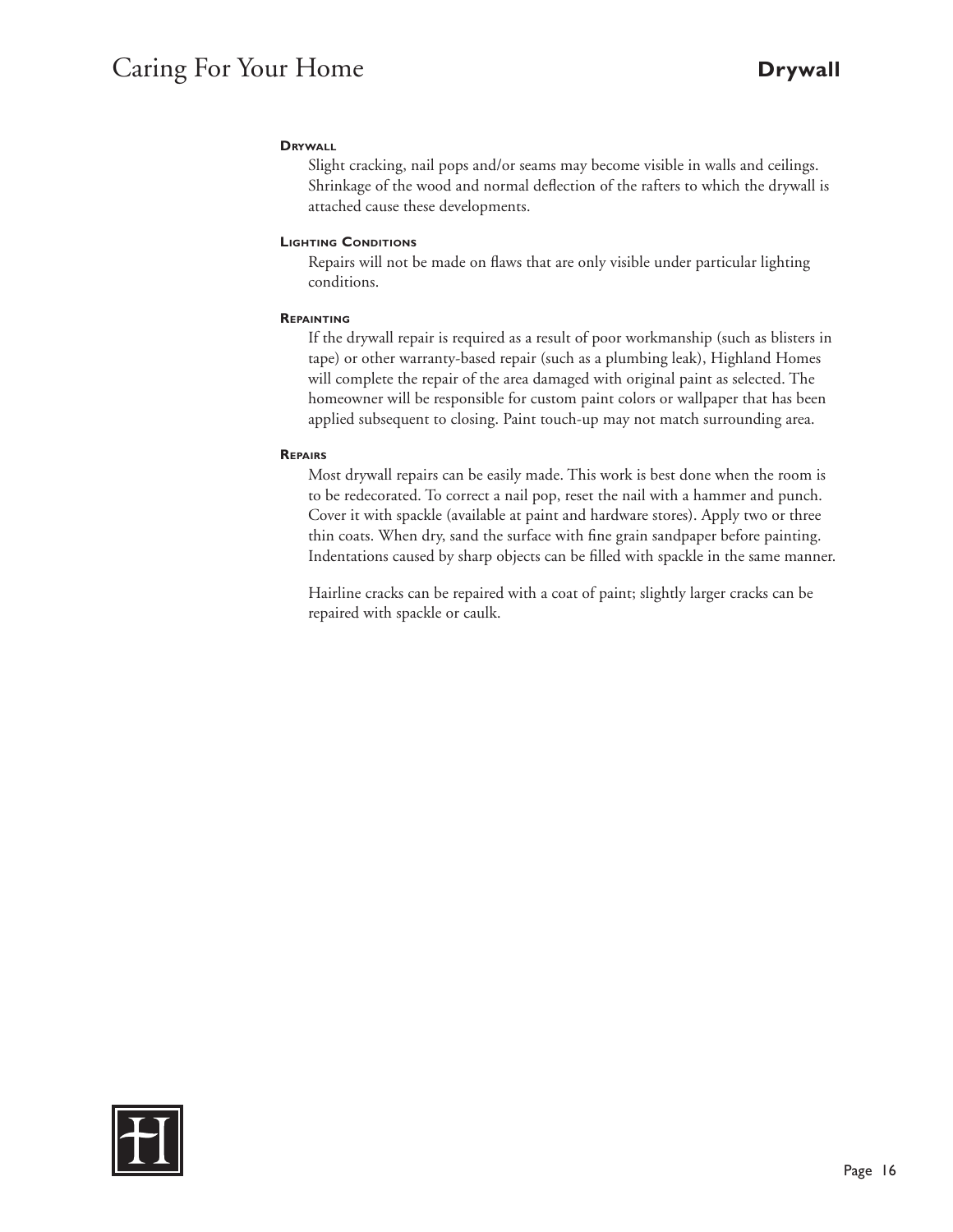## Drywall

### Drywall

Slight cracking, nail pops and/or seams may become visible in walls and ceilings. Shrinkage of the wood and normal deflection of the rafters to which the drywall is attached cause these developments.

### Lighting Conditions

Repairs will not be made on flaws that are only visible under particular lighting conditions.

### Repainting

If the drywall repair is required as a result of poor workmanship (such as blisters in tape) or other warranty-based repair (such as a plumbing leak), Highland Homes will complete the repair of the area damaged with original paint as selected. The homeowner will be responsible for custom paint colors or wallpaper that has been applied subsequent to closing. Paint touch-up may not match surrounding area.

### Repairs

Most drywall repairs can be easily made. This work is best done when the room is to be redecorated. To correct a nail pop, reset the nail with a hammer and punch. Cover it with spackle (available at paint and hardware stores). Apply two or three thin coats. When dry, sand the surface with fine grain sandpaper before painting. Indentations caused by sharp objects can be filled with spackle in the same manner.

Hairline cracks can be repaired with a coat of paint; slightly larger cracks can be repaired with spackle or caulk.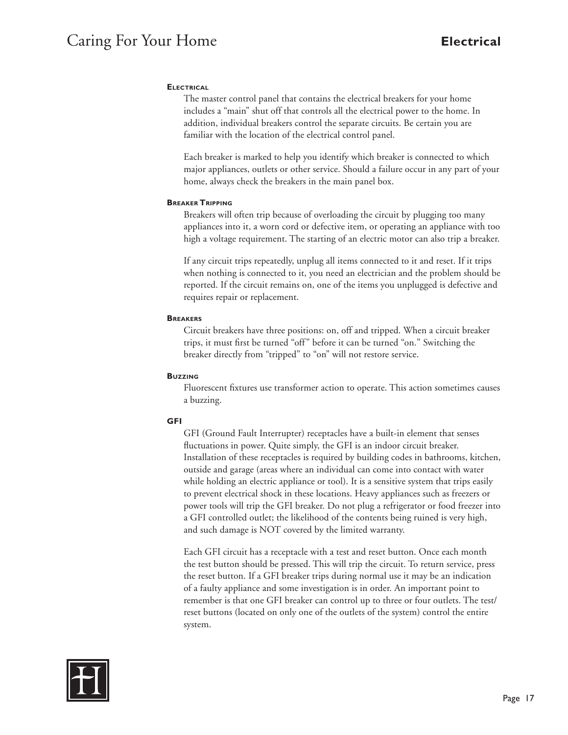#### Electrical

The master control panel that contains the electrical breakers for your home includes a "main" shut off that controls all the electrical power to the home. In addition, individual breakers control the separate circuits. Be certain you are familiar with the location of the electrical control panel.

Each breaker is marked to help you identify which breaker is connected to which major appliances, outlets or other service. Should a failure occur in any part of your home, always check the breakers in the main panel box.

#### Breaker Tripping

Breakers will often trip because of overloading the circuit by plugging too many appliances into it, a worn cord or defective item, or operating an appliance with too high a voltage requirement. The starting of an electric motor can also trip a breaker.

If any circuit trips repeatedly, unplug all items connected to it and reset. If it trips when nothing is connected to it, you need an electrician and the problem should be reported. If the circuit remains on, one of the items you unplugged is defective and requires repair or replacement.

#### Breakers

Circuit breakers have three positions: on, off and tripped. When a circuit breaker trips, it must first be turned "off" before it can be turned "on." Switching the breaker directly from "tripped" to "on" will not restore service.

#### Buzzing

Fluorescent fixtures use transformer action to operate. This action sometimes causes a buzzing.

#### GFI

GFI (Ground Fault Interrupter) receptacles have a built-in element that senses fluctuations in power. Quite simply, the GFI is an indoor circuit breaker. Installation of these receptacles is required by building codes in bathrooms, kitchen, outside and garage (areas where an individual can come into contact with water while holding an electric appliance or tool). It is a sensitive system that trips easily to prevent electrical shock in these locations. Heavy appliances such as freezers or power tools will trip the GFI breaker. Do not plug a refrigerator or food freezer into a GFI controlled outlet; the likelihood of the contents being ruined is very high, and such damage is NOT covered by the limited warranty.

Each GFI circuit has a receptacle with a test and reset button. Once each month the test button should be pressed. This will trip the circuit. To return service, press the reset button. If a GFI breaker trips during normal use it may be an indication of a faulty appliance and some investigation is in order. An important point to remember is that one GFI breaker can control up to three or four outlets. The test/reset buttons (located on only one of the outlets of the system) control the entire system.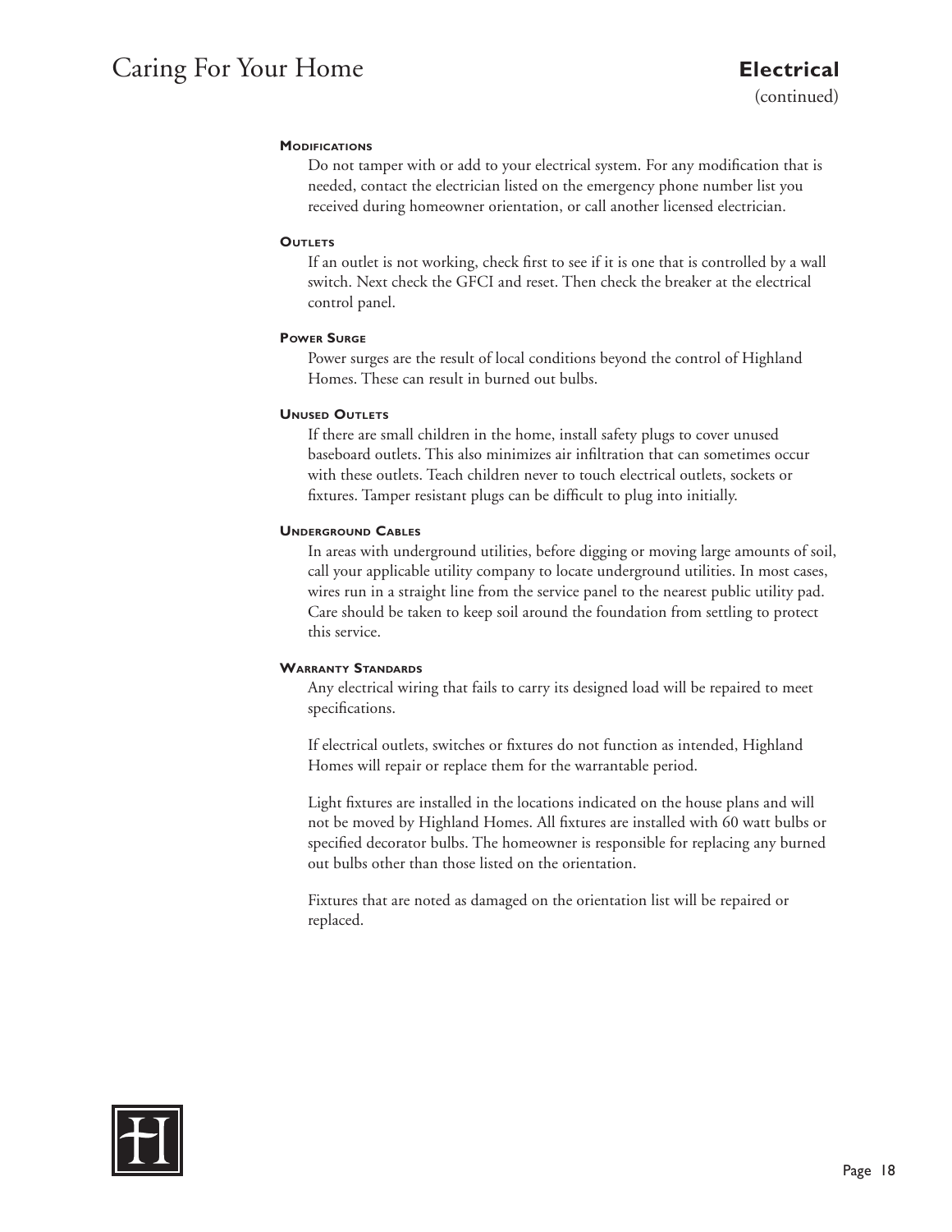## Electrical

(continued)

### Modifications

Do not tamper with or add to your electrical system. For any modification that is needed, contact the electrician listed on the emergency phone number list you received during homeowner orientation, or call another licensed electrician.

### Outlets

If an outlet is not working, check first to see if it is one that is controlled by a wall switch. Next check the GFCI and reset. Then check the breaker at the electrical control panel.

### Power Surge

Power surges are the result of local conditions beyond the control of Highland Homes. These can result in burned out bulbs.

### Unused Outlets

If there are small children in the home, install safety plugs to cover unused baseboard outlets. This also minimizes air infiltration that can sometimes occur with these outlets. Teach children never to touch electrical outlets, sockets or fixtures. Tamper resistant plugs can be difficult to plug into initially.

### Underground Cables

In areas with underground utilities, before digging or moving large amounts of soil, call your applicable utility company to locate underground utilities. In most cases, wires run in a straight line from the service panel to the nearest public utility pad. Care should be taken to keep soil around the foundation from settling to protect this service.

### Warranty Standards

Any electrical wiring that fails to carry its designed load will be repaired to meet specifications.

If electrical outlets, switches or fixtures do not function as intended, Highland Homes will repair or replace them for the warrantable period.

Light fixtures are installed in the locations indicated on the house plans and will not be moved by Highland Homes. All fixtures are installed with 60 watt bulbs or specified decorator bulbs. The homeowner is responsible for replacing any burned out bulbs other than those listed on the orientation.

Fixtures that are noted as damaged on the orientation list will be repaired or replaced.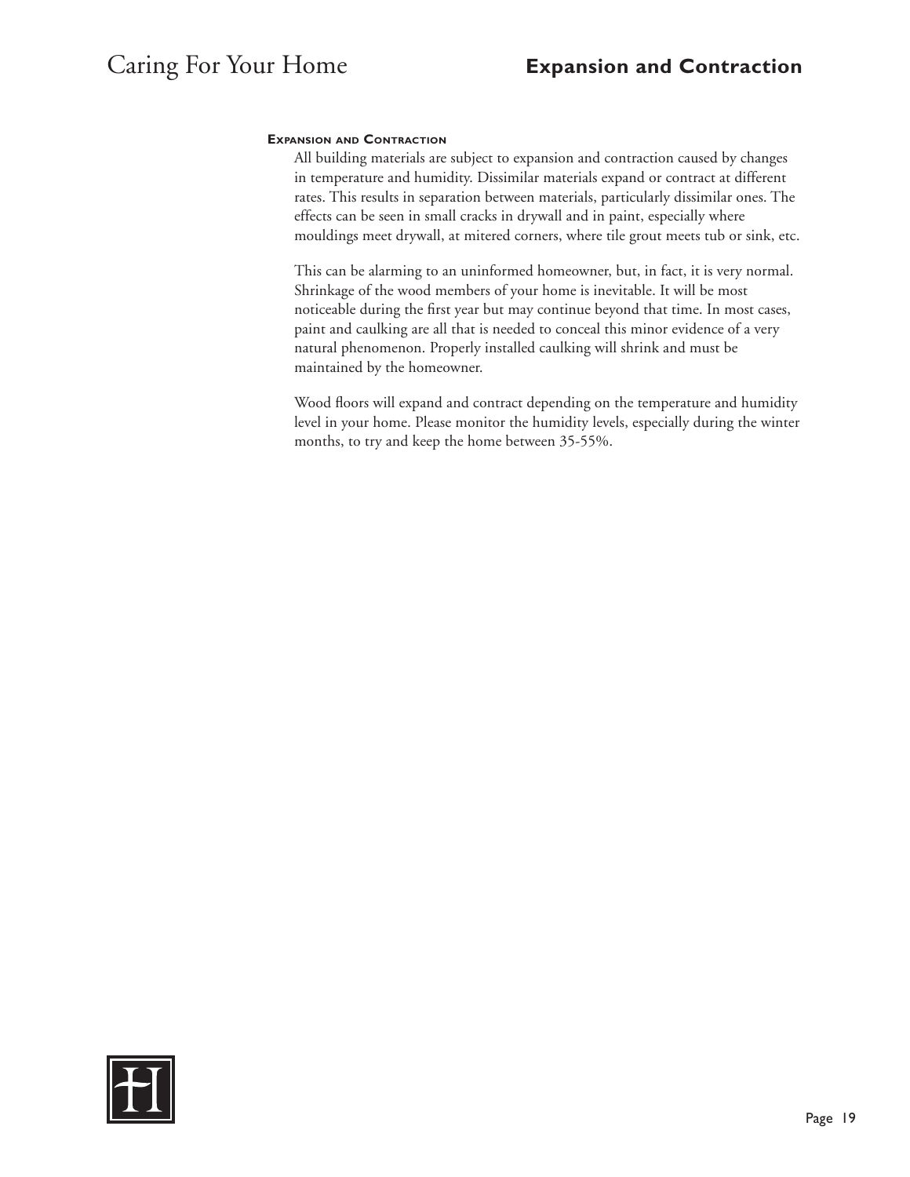### Expansion and Contraction

All building materials are subject to expansion and contraction caused by changes in temperature and humidity. Dissimilar materials expand or contract at different rates. This results in separation between materials, particularly dissimilar ones. The effects can be seen in small cracks in drywall and in paint, especially where mouldings meet drywall, at mitered corners, where tile grout meets tub or sink, etc.

This can be alarming to an uninformed homeowner, but, in fact, it is very normal. Shrinkage of the wood members of your home is inevitable. It will be most noticeable during the first year but may continue beyond that time. In most cases, paint and caulking are all that is needed to conceal this minor evidence of a very natural phenomenon. Properly installed caulking will shrink and must be maintained by the homeowner.

Wood floors will expand and contract depending on the temperature and humidity level in your home. Please monitor the humidity levels, especially during the winter months, to try and keep the home between 35-55%.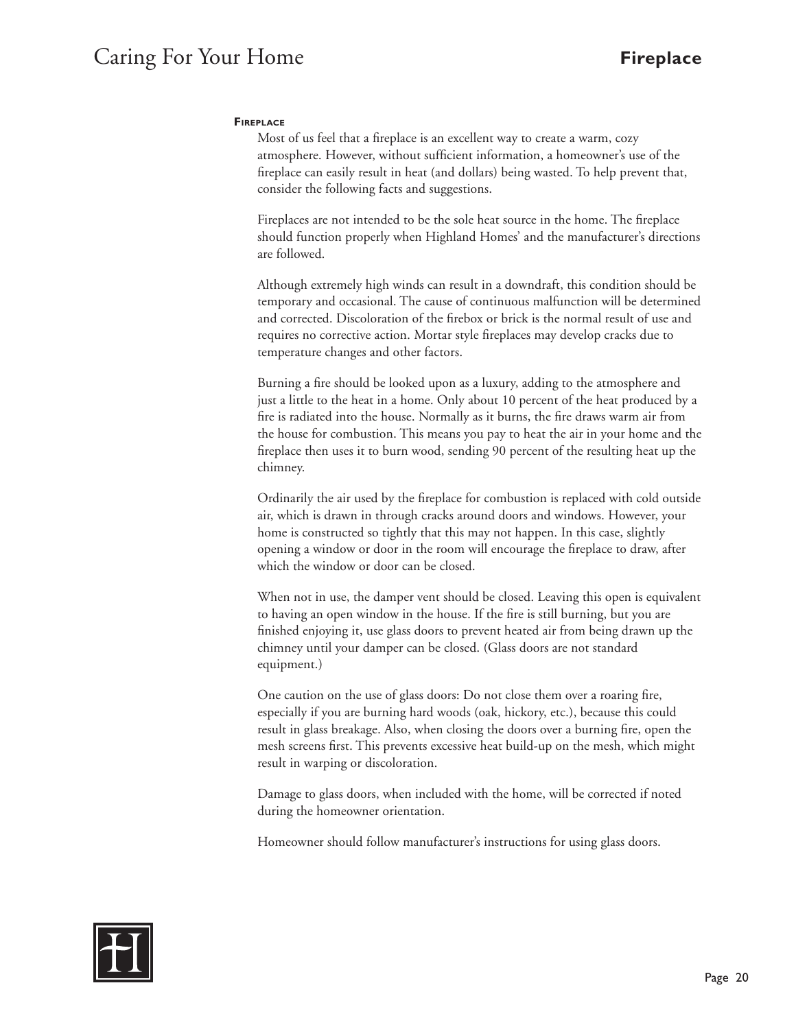## Fireplace

Most of us feel that a fireplace is an excellent way to create a warm, cozy atmosphere. However, without sufficient information, a homeowner's use of the fireplace can easily result in heat (and dollars) being wasted. To help prevent that, consider the following facts and suggestions.

Fireplaces are not intended to be the sole heat source in the home. The fireplace should function properly when Highland Homes' and the manufacturer's directions are followed.

Although extremely high winds can result in a downdraft, this condition should be temporary and occasional. The cause of continuous malfunction will be determined and corrected. Discoloration of the firebox or brick is the normal result of use and requires no corrective action. Mortar style fireplaces may develop cracks due to temperature changes and other factors.

Burning a fire should be looked upon as a luxury, adding to the atmosphere and just a little to the heat in a home. Only about 10 percent of the heat produced by a fire is radiated into the house. Normally as it burns, the fire draws warm air from the house for combustion. This means you pay to heat the air in your home and the fireplace then uses it to burn wood, sending 90 percent of the resulting heat up the chimney.

Ordinarily the air used by the fireplace for combustion is replaced with cold outside air, which is drawn in through cracks around doors and windows. However, your home is constructed so tightly that this may not happen. In this case, slightly opening a window or door in the room will encourage the fireplace to draw, after which the window or door can be closed.

When not in use, the damper vent should be closed. Leaving this open is equivalent to having an open window in the house. If the fire is still burning, but you are finished enjoying it, use glass doors to prevent heated air from being drawn up the chimney until your damper can be closed. (Glass doors are not standard equipment.)

One caution on the use of glass doors: Do not close them over a roaring fire, especially if you are burning hard woods (oak, hickory, etc.), because this could result in glass breakage. Also, when closing the doors over a burning fire, open the mesh screens first. This prevents excessive heat build-up on the mesh, which might result in warping or discoloration.

Damage to glass doors, when included with the home, will be corrected if noted during the homeowner orientation.

Homeowner should follow manufacturer's instructions for using glass doors.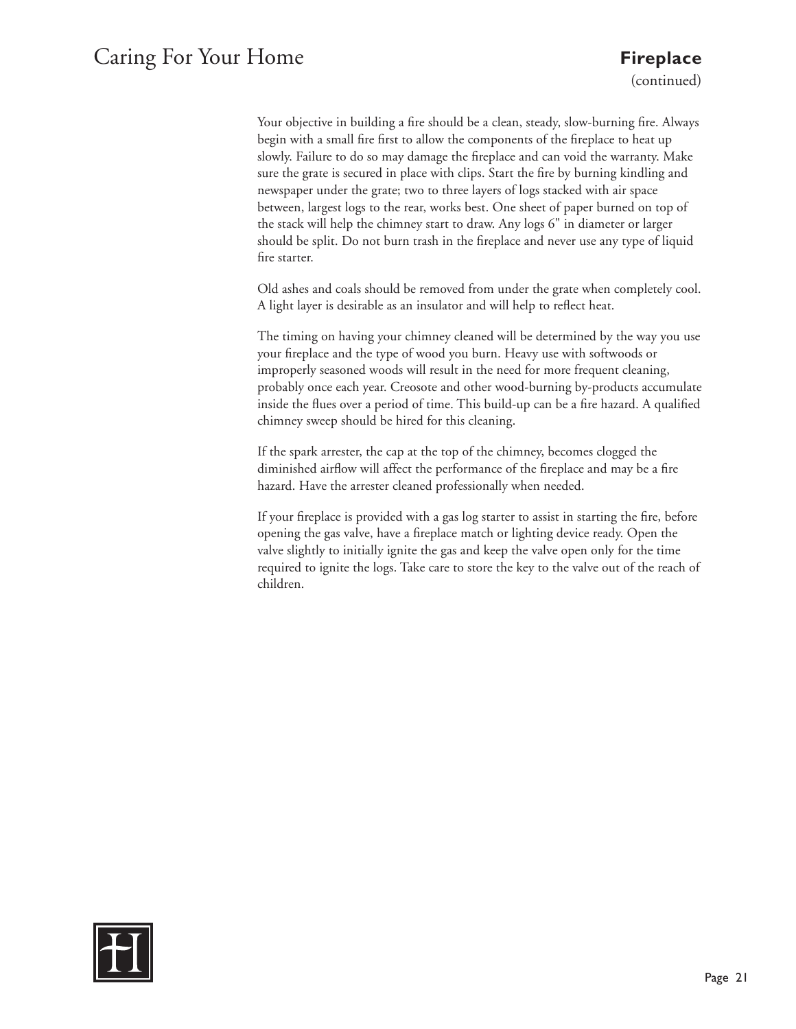## Fireplace

(continued)

Your objective in building a fire should be a clean, steady, slow-burning fire. Always begin with a small fire first to allow the components of the fireplace to heat up slowly. Failure to do so may damage the fireplace and can void the warranty. Make sure the grate is secured in place with clips. Start the fire by burning kindling and newspaper under the grate; two to three layers of logs stacked with air space between, largest logs to the rear, works best. One sheet of paper burned on top of the stack will help the chimney start to draw. Any logs 6" in diameter or larger should be split. Do not burn trash in the fireplace and never use any type of liquid fire starter.

Old ashes and coals should be removed from under the grate when completely cool. A light layer is desirable as an insulator and will help to reflect heat.

The timing on having your chimney cleaned will be determined by the way you use your fireplace and the type of wood you burn. Heavy use with softwoods or improperly seasoned woods will result in the need for more frequent cleaning, probably once each year. Creosote and other wood-burning by-products accumulate inside the flues over a period of time. This build-up can be a fire hazard. A qualified chimney sweep should be hired for this cleaning.

If the spark arrester, the cap at the top of the chimney, becomes clogged the diminished airflow will affect the performance of the fireplace and may be a fire hazard. Have the arrester cleaned professionally when needed.

If your fireplace is provided with a gas log starter to assist in starting the fire, before opening the gas valve, have a fireplace match or lighting device ready. Open the valve slightly to initially ignite the gas and keep the valve open only for the time required to ignite the logs. Take care to store the key to the valve out of the reach of children.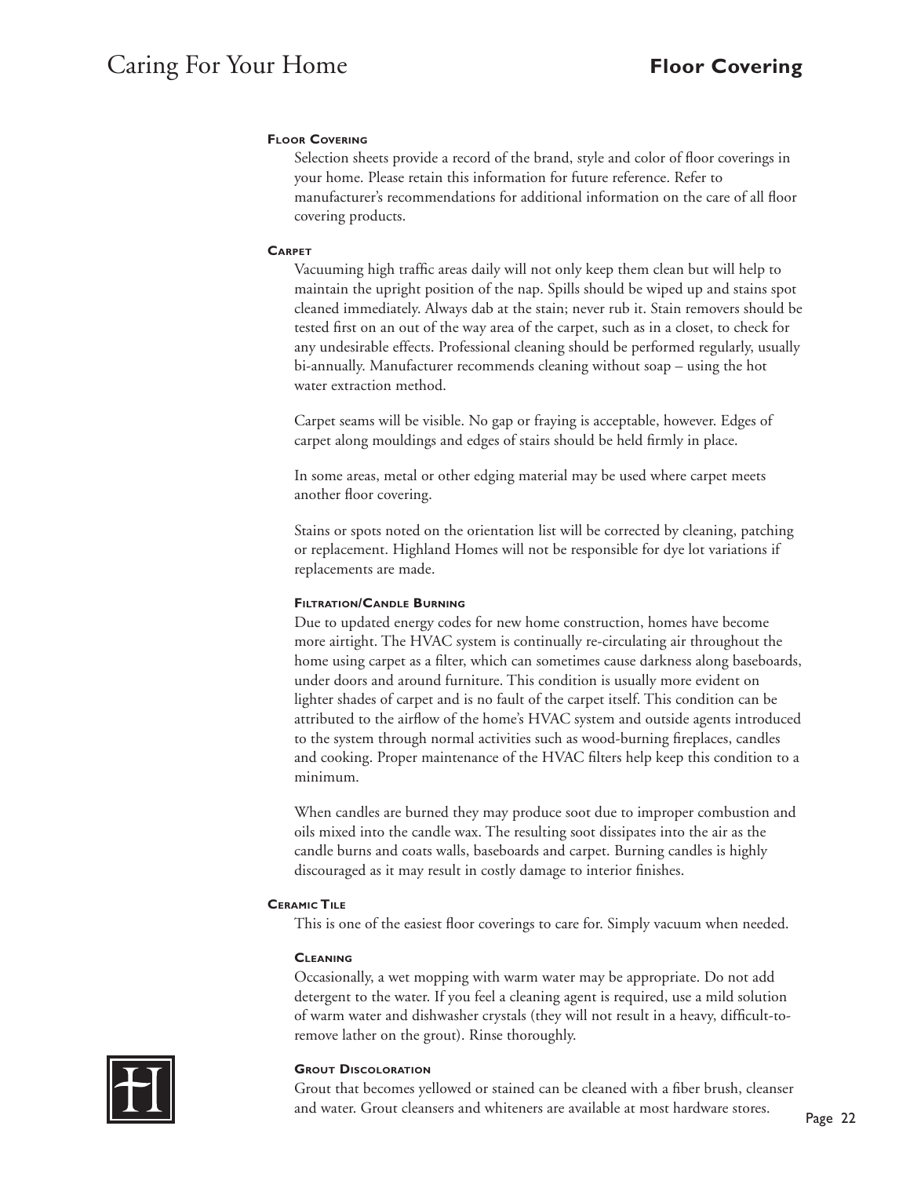## Floor Covering

Selection sheets provide a record of the brand, style and color of floor coverings in your home. Please retain this information for future reference. Refer to manufacturer's recommendations for additional information on the care of all floor covering products.

## Carpet

Vacuuming high traffic areas daily will not only keep them clean but will help to maintain the upright position of the nap. Spills should be wiped up and stains spot cleaned immediately. Always dab at the stain; never rub it. Stain removers should be tested first on an out of the way area of the carpet, such as in a closet, to check for any undesirable effects. Professional cleaning should be performed regularly, usually bi-annually. Manufacturer recommends cleaning without soap – using the hot water extraction method.

Carpet seams will be visible. No gap or fraying is acceptable, however. Edges of carpet along mouldings and edges of stairs should be held firmly in place.

In some areas, metal or other edging material may be used where carpet meets another floor covering.

Stains or spots noted on the orientation list will be corrected by cleaning, patching or replacement. Highland Homes will not be responsible for dye lot variations if replacements are made.

### Filtration/Candle Burning

Due to updated energy codes for new home construction, homes have become more airtight. The HVAC system is continually re-circulating air throughout the home using carpet as a filter, which can sometimes cause darkness along baseboards, under doors and around furniture. This condition is usually more evident on lighter shades of carpet and is no fault of the carpet itself. This condition can be attributed to the airflow of the home's HVAC system and outside agents introduced to the system through normal activities such as wood-burning fireplaces, candles and cooking. Proper maintenance of the HVAC filters help keep this condition to a minimum.

When candles are burned they may produce soot due to improper combustion and oils mixed into the candle wax. The resulting soot dissipates into the air as the candle burns and coats walls, baseboards and carpet. Burning candles is highly discouraged as it may result in costly damage to interior finishes.

## Ceramic Tile

This is one of the easiest floor coverings to care for. Simply vacuum when needed.

### Cleaning

Occasionally, a wet mopping with warm water may be appropriate. Do not add detergent to the water. If you feel a cleaning agent is required, use a mild solution of warm water and dishwasher crystals (they will not result in a heavy, difficult-to-remove lather on the grout). Rinse thoroughly.

### Grout Discoloration

Grout that becomes yellowed or stained can be cleaned with a fiber brush, cleanser and water. Grout cleansers and whiteners are available at most hardware stores.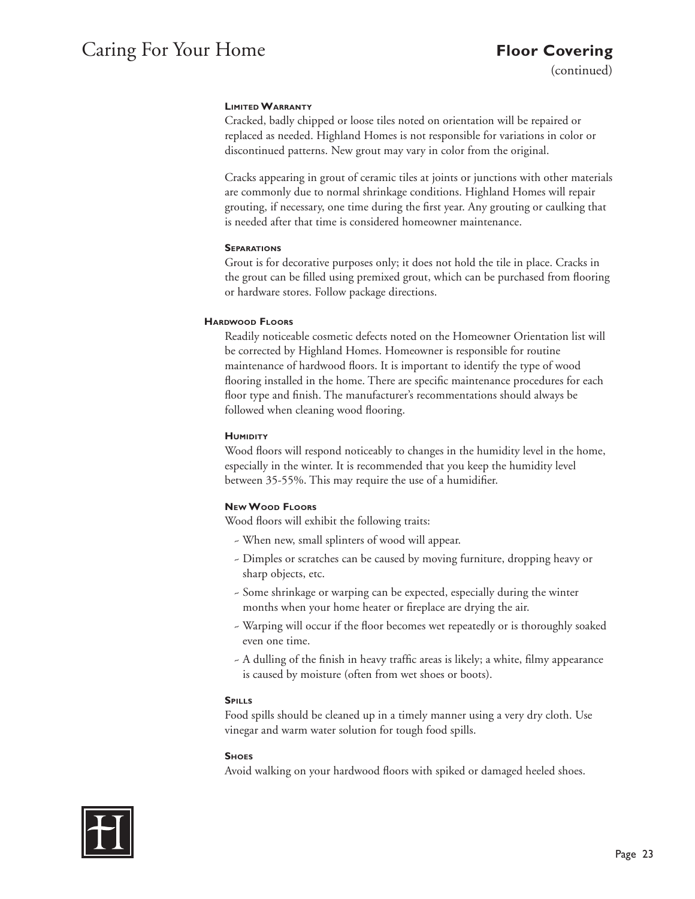### Limited Warranty

Cracked, badly chipped or loose tiles noted on orientation will be repaired or replaced as needed. Highland Homes is not responsible for variations in color or discontinued patterns. New grout may vary in color from the original.

Cracks appearing in grout of ceramic tiles at joints or junctions with other materials are commonly due to normal shrinkage conditions. Highland Homes will repair grouting, if necessary, one time during the first year. Any grouting or caulking that is needed after that time is considered homeowner maintenance.

### Separations

Grout is for decorative purposes only; it does not hold the tile in place. Cracks in the grout can be filled using premixed grout, which can be purchased from flooring or hardware stores. Follow package directions.

## Hardwood Floors

Readily noticeable cosmetic defects noted on the Homeowner Orientation list will be corrected by Highland Homes. Homeowner is responsible for routine maintenance of hardwood floors. It is important to identify the type of wood flooring installed in the home. There are specific maintenance procedures for each floor type and finish. The manufacturer's recommentations should always be followed when cleaning wood flooring.

### Humidity

Wood floors will respond noticeably to changes in the humidity level in the home, especially in the winter. It is recommended that you keep the humidity level between 35-55%. This may require the use of a humidifier.

### New Wood Floors

Wood floors will exhibit the following traits:

- When new, small splinters of wood will appear.
- Dimples or scratches can be caused by moving furniture, dropping heavy or sharp objects, etc.
- Some shrinkage or warping can be expected, especially during the winter months when your home heater or fireplace are drying the air.
- Warping will occur if the floor becomes wet repeatedly or is thoroughly soaked even one time.
- A dulling of the finish in heavy traffic areas is likely; a white, filmy appearance is caused by moisture (often from wet shoes or boots).

### Spills

Food spills should be cleaned up in a timely manner using a very dry cloth. Use vinegar and warm water solution for tough food spills.

### Shoes

Avoid walking on your hardwood floors with spiked or damaged heeled shoes.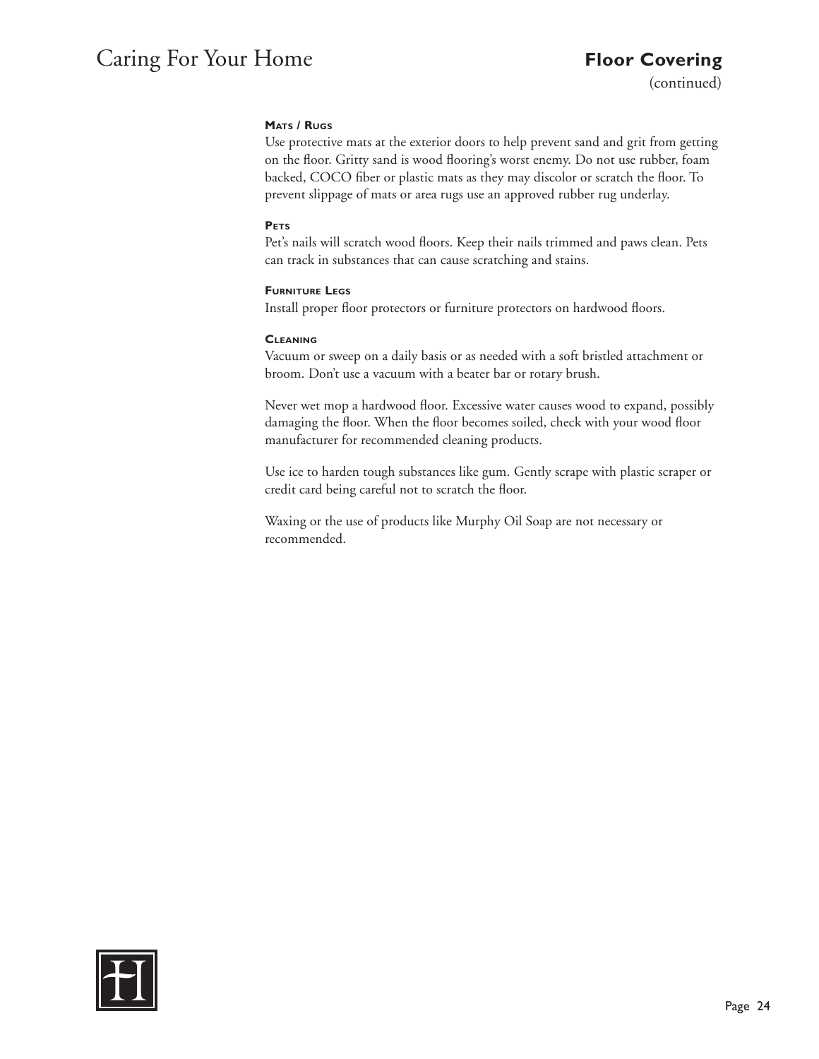## Floor Covering

(continued)

**Mats / Rugs**

Use protective mats at the exterior doors to help prevent sand and grit from getting on the floor. Gritty sand is wood flooring's worst enemy. Do not use rubber, foam backed, COCO fiber or plastic mats as they may discolor or scratch the floor. To prevent slippage of mats or area rugs use an approved rubber rug underlay.

**Pets**

Pet's nails will scratch wood floors. Keep their nails trimmed and paws clean. Pets can track in substances that can cause scratching and stains.

**Furniture Legs**

Install proper floor protectors or furniture protectors on hardwood floors.

**Cleaning**

Vacuum or sweep on a daily basis or as needed with a soft bristled attachment or broom. Don't use a vacuum with a beater bar or rotary brush.

Never wet mop a hardwood floor. Excessive water causes wood to expand, possibly damaging the floor. When the floor becomes soiled, check with your wood floor manufacturer for recommended cleaning products.

Use ice to harden tough substances like gum. Gently scrape with plastic scraper or credit card being careful not to scratch the floor.

Waxing or the use of products like Murphy Oil Soap are not necessary or recommended.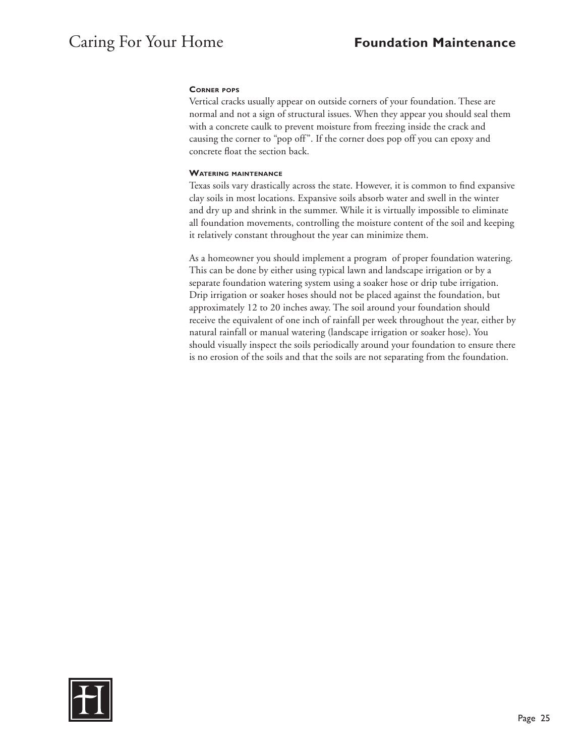### Corner pops

Vertical cracks usually appear on outside corners of your foundation. These are normal and not a sign of structural issues. When they appear you should seal them with a concrete caulk to prevent moisture from freezing inside the crack and causing the corner to "pop off". If the corner does pop off you can epoxy and concrete float the section back.

### Watering maintenance

Texas soils vary drastically across the state. However, it is common to find expansive clay soils in most locations. Expansive soils absorb water and swell in the winter and dry up and shrink in the summer. While it is virtually impossible to eliminate all foundation movements, controlling the moisture content of the soil and keeping it relatively constant throughout the year can minimize them.

As a homeowner you should implement a program of proper foundation watering. This can be done by either using typical lawn and landscape irrigation or by a separate foundation watering system using a soaker hose or drip tube irrigation. Drip irrigation or soaker hoses should not be placed against the foundation, but approximately 12 to 20 inches away. The soil around your foundation should receive the equivalent of one inch of rainfall per week throughout the year, either by natural rainfall or manual watering (landscape irrigation or soaker hose). You should visually inspect the soils periodically around your foundation to ensure there is no erosion of the soils and that the soils are not separating from the foundation.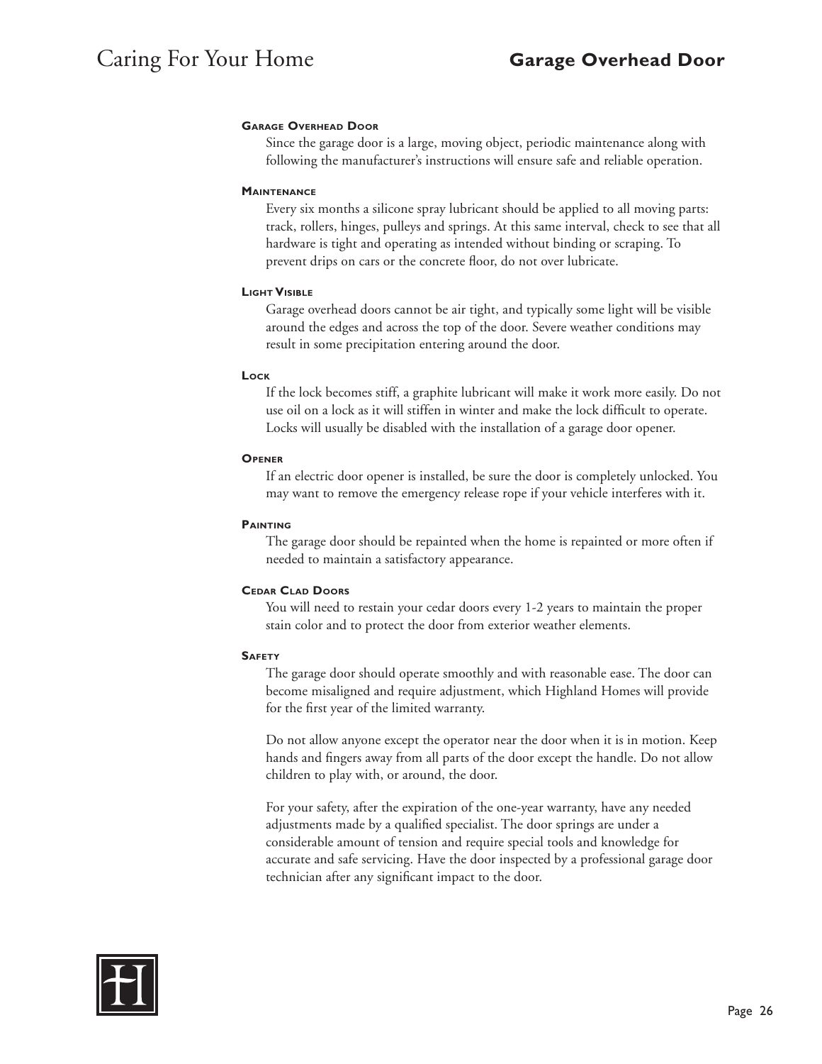## Garage Overhead Door

### Garage Overhead Door

Since the garage door is a large, moving object, periodic maintenance along with following the manufacturer's instructions will ensure safe and reliable operation.

### Maintenance

Every six months a silicone spray lubricant should be applied to all moving parts: track, rollers, hinges, pulleys and springs. At this same interval, check to see that all hardware is tight and operating as intended without binding or scraping. To prevent drips on cars or the concrete floor, do not over lubricate.

### Light Visible

Garage overhead doors cannot be air tight, and typically some light will be visible around the edges and across the top of the door. Severe weather conditions may result in some precipitation entering around the door.

### Lock

If the lock becomes stiff, a graphite lubricant will make it work more easily. Do not use oil on a lock as it will stiffen in winter and make the lock difficult to operate. Locks will usually be disabled with the installation of a garage door opener.

### Opener

If an electric door opener is installed, be sure the door is completely unlocked. You may want to remove the emergency release rope if your vehicle interferes with it.

### Painting

The garage door should be repainted when the home is repainted or more often if needed to maintain a satisfactory appearance.

### Cedar Clad Doors

You will need to restain your cedar doors every 1-2 years to maintain the proper stain color and to protect the door from exterior weather elements.

### Safety

The garage door should operate smoothly and with reasonable ease. The door can become misaligned and require adjustment, which Highland Homes will provide for the first year of the limited warranty.

Do not allow anyone except the operator near the door when it is in motion. Keep hands and fingers away from all parts of the door except the handle. Do not allow children to play with, or around, the door.

For your safety, after the expiration of the one-year warranty, have any needed adjustments made by a qualified specialist. The door springs are under a considerable amount of tension and require special tools and knowledge for accurate and safe servicing. Have the door inspected by a professional garage door technician after any significant impact to the door.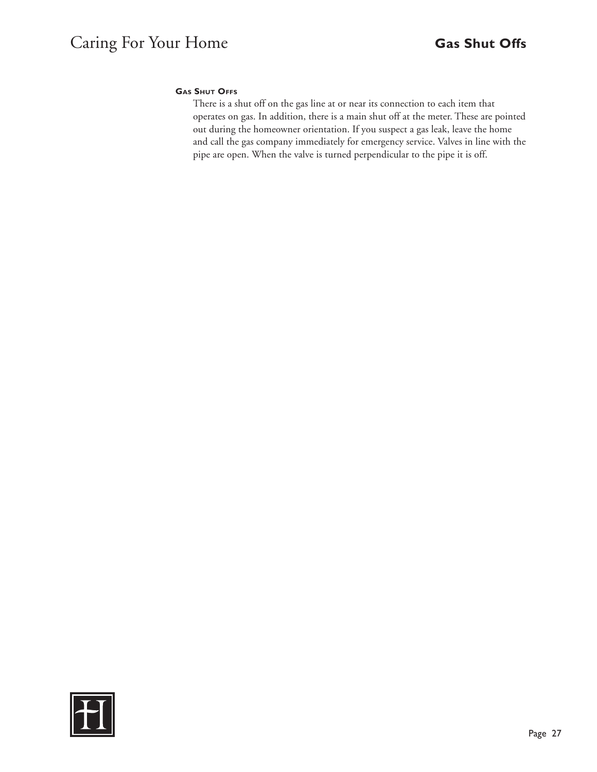### Gas Shut Offs

There is a shut off on the gas line at or near its connection to each item that operates on gas. In addition, there is a main shut off at the meter. These are pointed out during the homeowner orientation. If you suspect a gas leak, leave the home and call the gas company immediately for emergency service. Valves in line with the pipe are open. When the valve is turned perpendicular to the pipe it is off.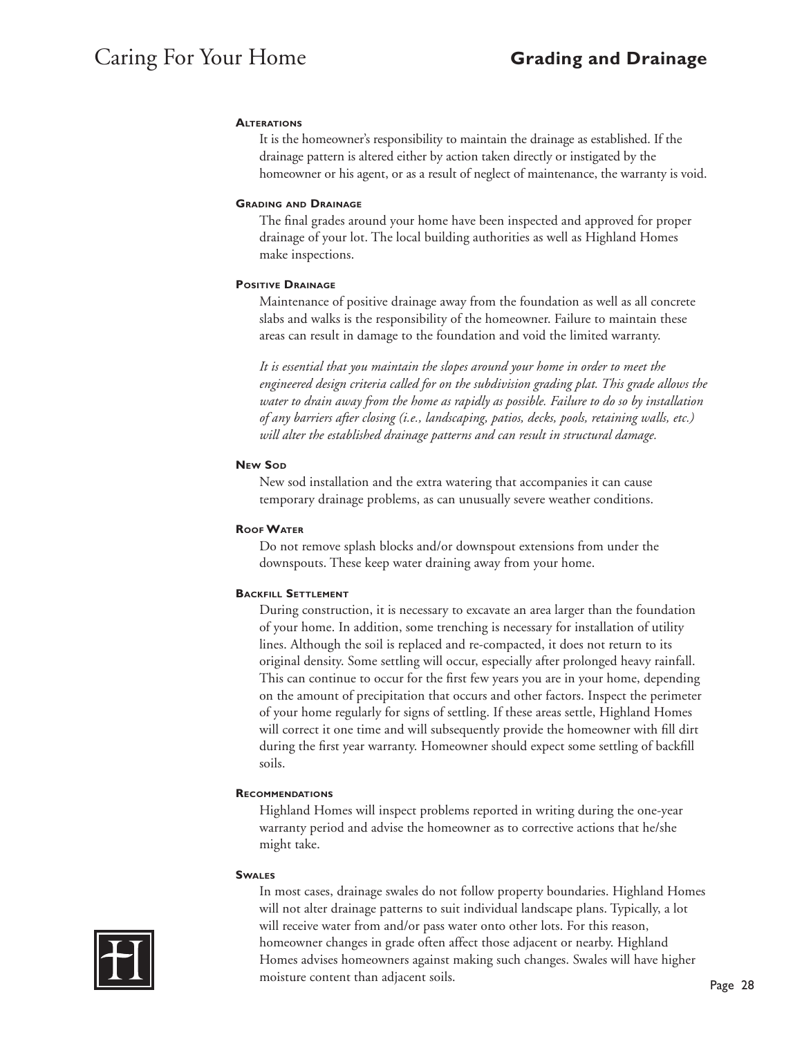## Grading and Drainage

### Alterations

It is the homeowner's responsibility to maintain the drainage as established. If the drainage pattern is altered either by action taken directly or instigated by the homeowner or his agent, or as a result of neglect of maintenance, the warranty is void.

### Grading and Drainage

The final grades around your home have been inspected and approved for proper drainage of your lot. The local building authorities as well as Highland Homes make inspections.

### Positive Drainage

Maintenance of positive drainage away from the foundation as well as all concrete slabs and walks is the responsibility of the homeowner. Failure to maintain these areas can result in damage to the foundation and void the limited warranty.

*It is essential that you maintain the slopes around your home in order to meet the engineered design criteria called for on the subdivision grading plat. This grade allows the water to drain away from the home as rapidly as possible. Failure to do so by installation of any barriers after closing (i.e., landscaping, patios, decks, pools, retaining walls, etc.) will alter the established drainage patterns and can result in structural damage.*

### New Sod

New sod installation and the extra watering that accompanies it can cause temporary drainage problems, as can unusually severe weather conditions.

### Roof Water

Do not remove splash blocks and/or downspout extensions from under the downspouts. These keep water draining away from your home.

### Backfill Settlement

During construction, it is necessary to excavate an area larger than the foundation of your home. In addition, some trenching is necessary for installation of utility lines. Although the soil is replaced and re-compacted, it does not return to its original density. Some settling will occur, especially after prolonged heavy rainfall. This can continue to occur for the first few years you are in your home, depending on the amount of precipitation that occurs and other factors. Inspect the perimeter of your home regularly for signs of settling. If these areas settle, Highland Homes will correct it one time and will subsequently provide the homeowner with fill dirt during the first year warranty. Homeowner should expect some settling of backfill soils.

### Recommendations

Highland Homes will inspect problems reported in writing during the one-year warranty period and advise the homeowner as to corrective actions that he/she might take.

### Swales

In most cases, drainage swales do not follow property boundaries. Highland Homes will not alter drainage patterns to suit individual landscape plans. Typically, a lot will receive water from and/or pass water onto other lots. For this reason, homeowner changes in grade often affect those adjacent or nearby. Highland Homes advises homeowners against making such changes. Swales will have higher moisture content than adjacent soils.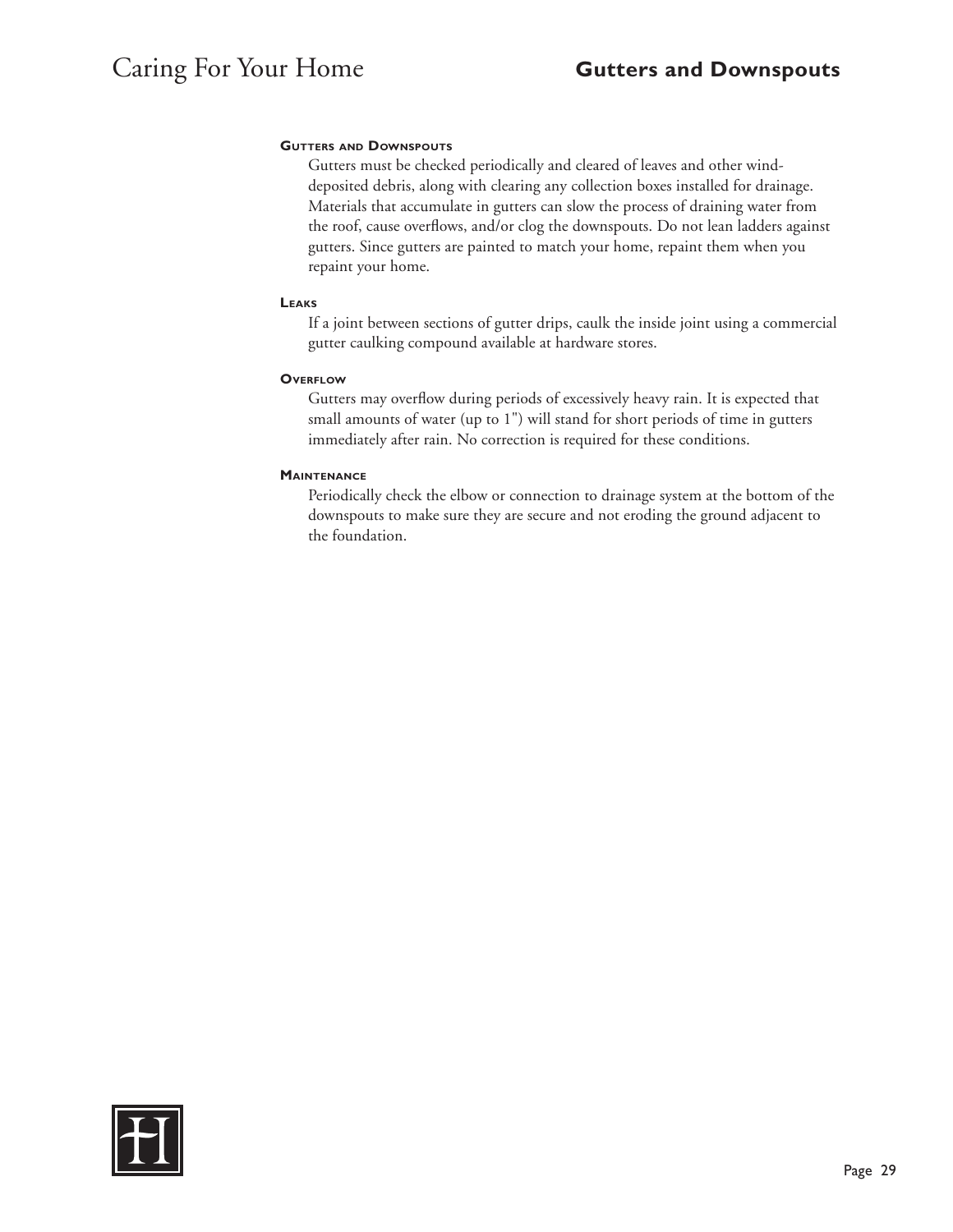## Gutters and Downspouts

### Gutters and Downspouts

Gutters must be checked periodically and cleared of leaves and other wind-deposited debris, along with clearing any collection boxes installed for drainage. Materials that accumulate in gutters can slow the process of draining water from the roof, cause overflows, and/or clog the downspouts. Do not lean ladders against gutters. Since gutters are painted to match your home, repaint them when you repaint your home.

### Leaks

If a joint between sections of gutter drips, caulk the inside joint using a commercial gutter caulking compound available at hardware stores.

### Overflow

Gutters may overflow during periods of excessively heavy rain. It is expected that small amounts of water (up to 1") will stand for short periods of time in gutters immediately after rain. No correction is required for these conditions.

### Maintenance

Periodically check the elbow or connection to drainage system at the bottom of the downspouts to make sure they are secure and not eroding the ground adjacent to the foundation.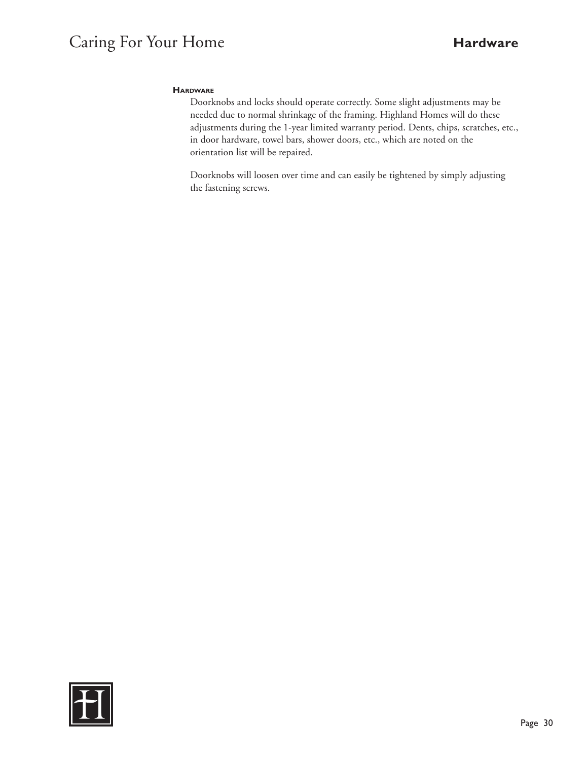## Hardware

Doorknobs and locks should operate correctly. Some slight adjustments may be needed due to normal shrinkage of the framing. Highland Homes will do these adjustments during the 1-year limited warranty period. Dents, chips, scratches, etc., in door hardware, towel bars, shower doors, etc., which are noted on the orientation list will be repaired.

Doorknobs will loosen over time and can easily be tightened by simply adjusting the fastening screws.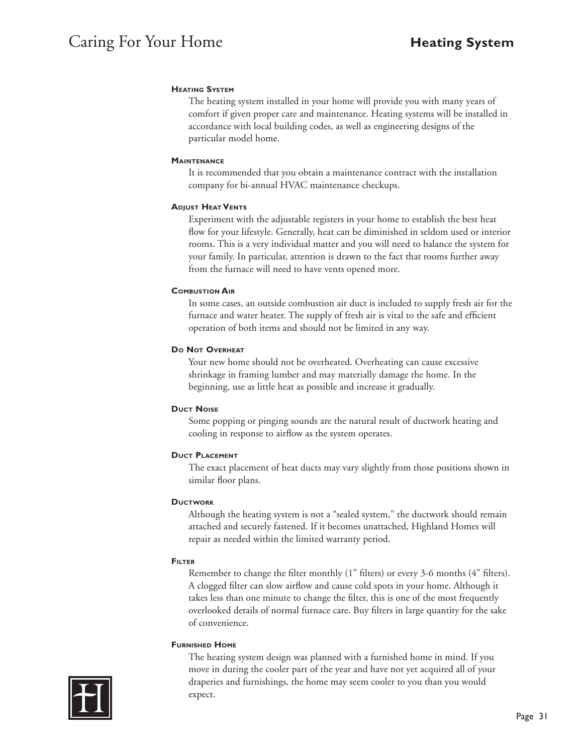### Heating System

The heating system installed in your home will provide you with many years of comfort if given proper care and maintenance. Heating systems will be installed in accordance with local building codes, as well as engineering designs of the particular model home.

### Maintenance

It is recommended that you obtain a maintenance contract with the installation company for bi-annual HVAC maintenance checkups.

### Adjust Heat Vents

Experiment with the adjustable registers in your home to establish the best heat flow for your lifestyle. Generally, heat can be diminished in seldom used or interior rooms. This is a very individual matter and you will need to balance the system for your family. In particular, attention is drawn to the fact that rooms further away from the furnace will need to have vents opened more.

### Combustion Air

In some cases, an outside combustion air duct is included to supply fresh air for the furnace and water heater. The supply of fresh air is vital to the safe and efficient operation of both items and should not be limited in any way.

### Do Not Overheat

Your new home should not be overheated. Overheating can cause excessive shrinkage in framing lumber and may materially damage the home. In the beginning, use as little heat as possible and increase it gradually.

### Duct Noise

Some popping or pinging sounds are the natural result of ductwork heating and cooling in response to airflow as the system operates.

### Duct Placement

The exact placement of heat ducts may vary slightly from those positions shown in similar floor plans.

### Ductwork

Although the heating system is not a "sealed system," the ductwork should remain attached and securely fastened. If it becomes unattached, Highland Homes will repair as needed within the limited warranty period.

### Filter

Remember to change the filter monthly (1" filters) or every 3-6 months (4" filters). A clogged filter can slow airflow and cause cold spots in your home. Although it takes less than one minute to change the filter, this is one of the most frequently overlooked details of normal furnace care. Buy filters in large quantity for the sake of convenience.

### Furnished Home

The heating system design was planned with a furnished home in mind. If you move in during the cooler part of the year and have not yet acquired all of your draperies and furnishings, the home may seem cooler to you than you would expect.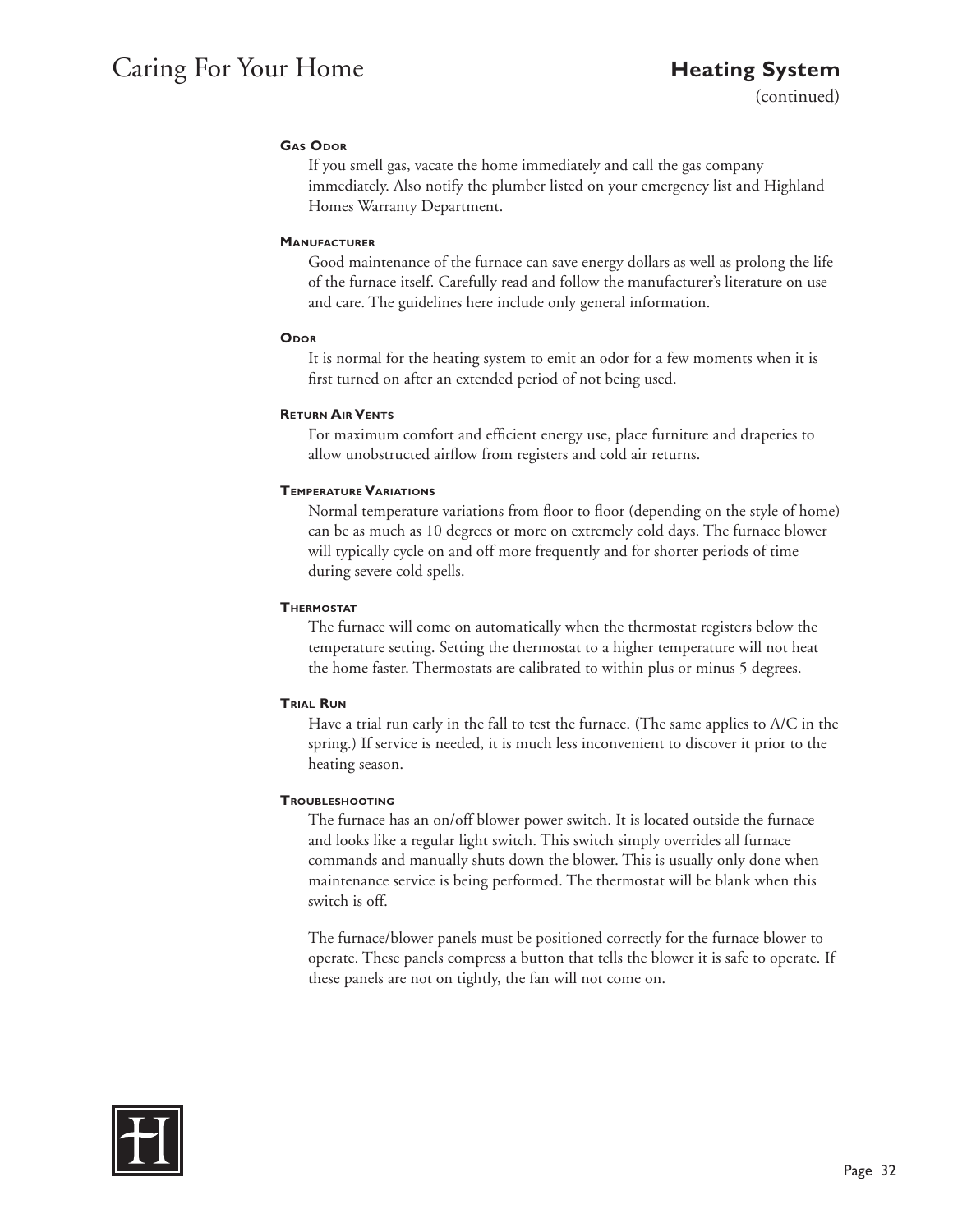## Heating System

(continued)

#### Gas Odor

If you smell gas, vacate the home immediately and call the gas company immediately. Also notify the plumber listed on your emergency list and Highland Homes Warranty Department.

#### Manufacturer

Good maintenance of the furnace can save energy dollars as well as prolong the life of the furnace itself. Carefully read and follow the manufacturer's literature on use and care. The guidelines here include only general information.

#### Odor

It is normal for the heating system to emit an odor for a few moments when it is first turned on after an extended period of not being used.

#### Return Air Vents

For maximum comfort and efficient energy use, place furniture and draperies to allow unobstructed airflow from registers and cold air returns.

#### Temperature Variations

Normal temperature variations from floor to floor (depending on the style of home) can be as much as 10 degrees or more on extremely cold days. The furnace blower will typically cycle on and off more frequently and for shorter periods of time during severe cold spells.

#### Thermostat

The furnace will come on automatically when the thermostat registers below the temperature setting. Setting the thermostat to a higher temperature will not heat the home faster. Thermostats are calibrated to within plus or minus 5 degrees.

#### Trial Run

Have a trial run early in the fall to test the furnace. (The same applies to A/C in the spring.) If service is needed, it is much less inconvenient to discover it prior to the heating season.

#### Troubleshooting

The furnace has an on/off blower power switch. It is located outside the furnace and looks like a regular light switch. This switch simply overrides all furnace commands and manually shuts down the blower. This is usually only done when maintenance service is being performed. The thermostat will be blank when this switch is off.

The furnace/blower panels must be positioned correctly for the furnace blower to operate. These panels compress a button that tells the blower it is safe to operate. If these panels are not on tightly, the fan will not come on.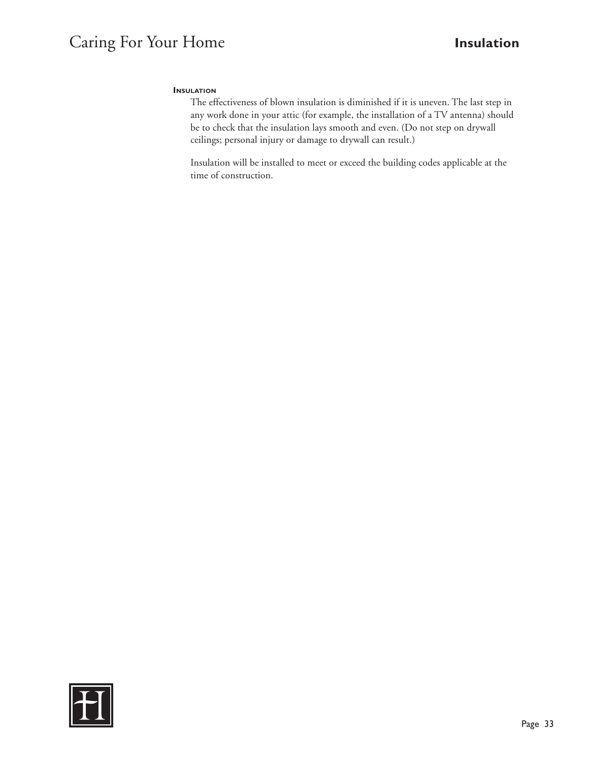### Insulation

The effectiveness of blown insulation is diminished if it is uneven. The last step in any work done in your attic (for example, the installation of a TV antenna) should be to check that the insulation lays smooth and even. (Do not step on drywall ceilings; personal injury or damage to drywall can result.)

Insulation will be installed to meet or exceed the building codes applicable at the time of construction.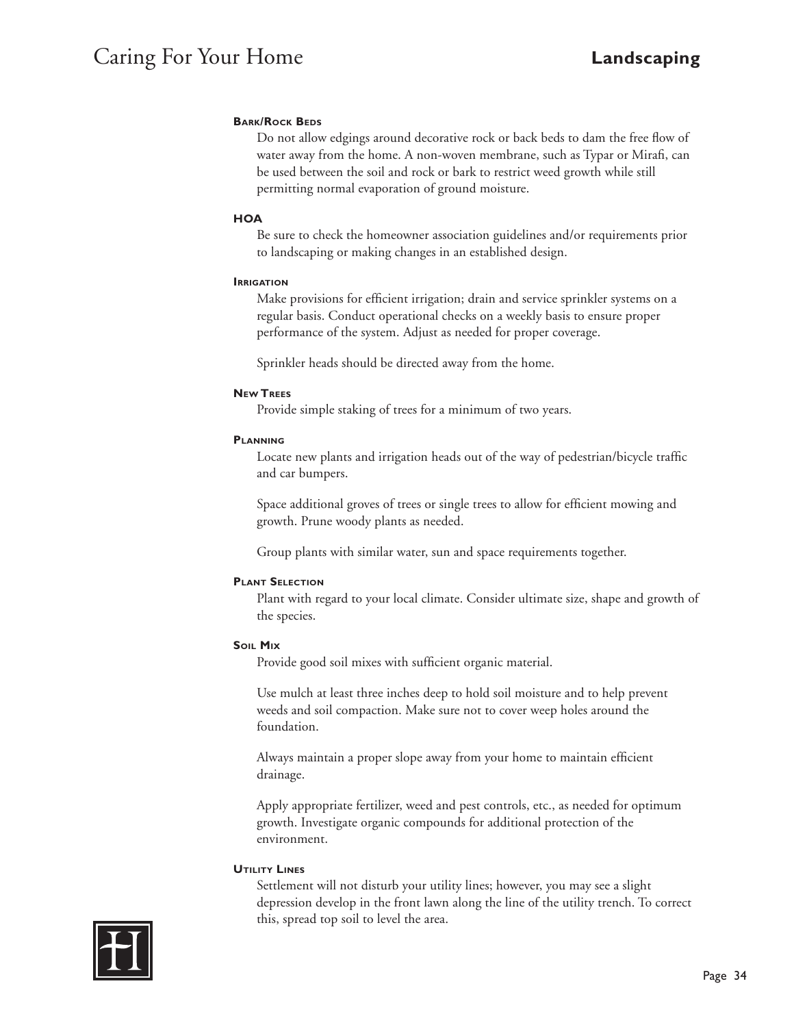# Landscaping

### Bark/Rock Beds

Do not allow edgings around decorative rock or back beds to dam the free flow of water away from the home. A non-woven membrane, such as Typar or Mirafi, can be used between the soil and rock or bark to restrict weed growth while still permitting normal evaporation of ground moisture.

### HOA

Be sure to check the homeowner association guidelines and/or requirements prior to landscaping or making changes in an established design.

### Irrigation

Make provisions for efficient irrigation; drain and service sprinkler systems on a regular basis. Conduct operational checks on a weekly basis to ensure proper performance of the system. Adjust as needed for proper coverage.

Sprinkler heads should be directed away from the home.

### New Trees

Provide simple staking of trees for a minimum of two years.

### Planning

Locate new plants and irrigation heads out of the way of pedestrian/bicycle traffic and car bumpers.

Space additional groves of trees or single trees to allow for efficient mowing and growth. Prune woody plants as needed.

Group plants with similar water, sun and space requirements together.

### Plant Selection

Plant with regard to your local climate. Consider ultimate size, shape and growth of the species.

### Soil Mix

Provide good soil mixes with sufficient organic material.

Use mulch at least three inches deep to hold soil moisture and to help prevent weeds and soil compaction. Make sure not to cover weep holes around the foundation.

Always maintain a proper slope away from your home to maintain efficient drainage.

Apply appropriate fertilizer, weed and pest controls, etc., as needed for optimum growth. Investigate organic compounds for additional protection of the environment.

### Utility Lines

Settlement will not disturb your utility lines; however, you may see a slight depression develop in the front lawn along the line of the utility trench. To correct this, spread top soil to level the area.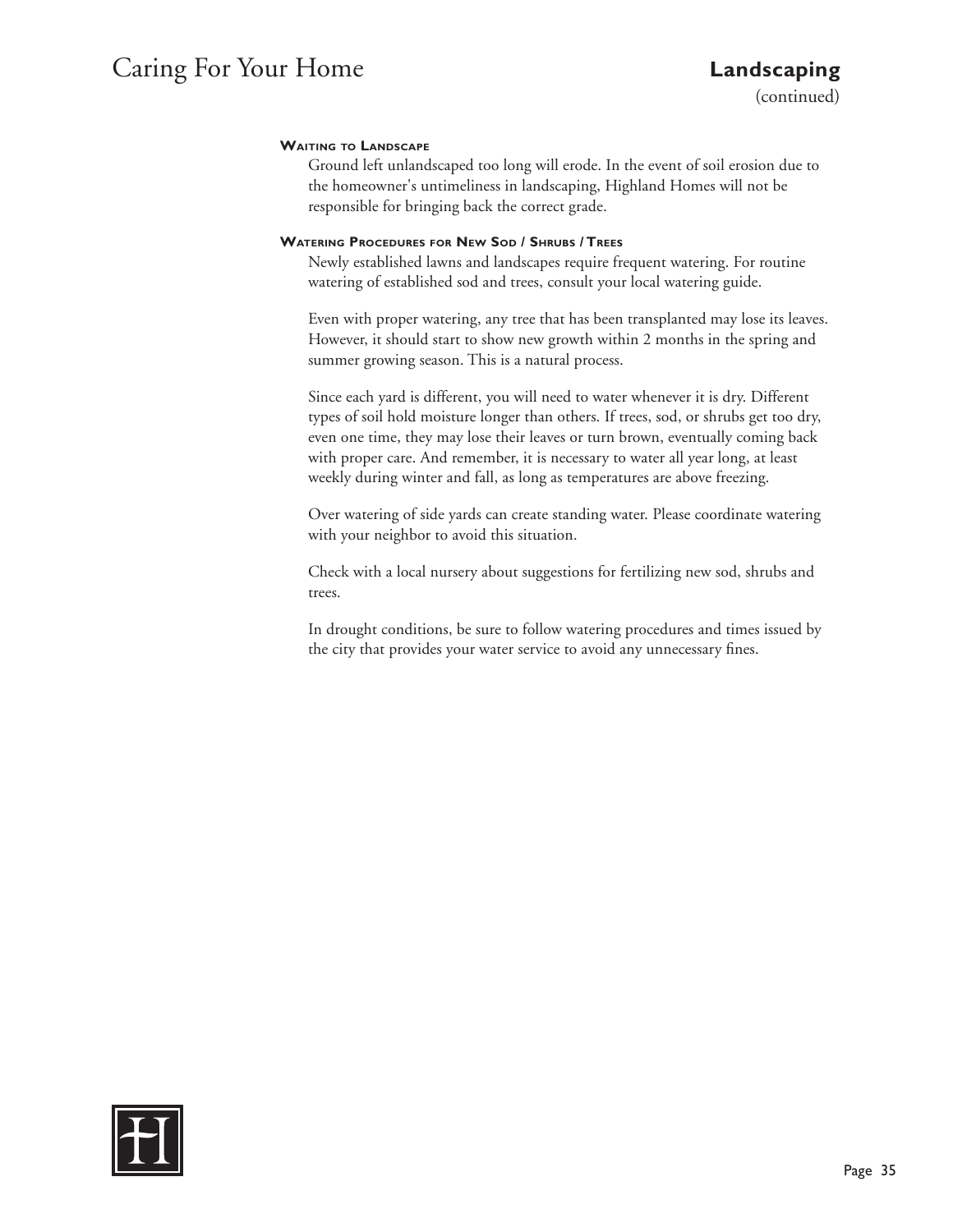## Landscaping

(continued)

### Waiting to Landscape

Ground left unlandscaped too long will erode. In the event of soil erosion due to the homeowner's untimeliness in landscaping, Highland Homes will not be responsible for bringing back the correct grade.

### Watering Procedures for New Sod / Shrubs / Trees

Newly established lawns and landscapes require frequent watering. For routine watering of established sod and trees, consult your local watering guide.

Even with proper watering, any tree that has been transplanted may lose its leaves. However, it should start to show new growth within 2 months in the spring and summer growing season. This is a natural process.

Since each yard is different, you will need to water whenever it is dry. Different types of soil hold moisture longer than others. If trees, sod, or shrubs get too dry, even one time, they may lose their leaves or turn brown, eventually coming back with proper care. And remember, it is necessary to water all year long, at least weekly during winter and fall, as long as temperatures are above freezing.

Over watering of side yards can create standing water. Please coordinate watering with your neighbor to avoid this situation.

Check with a local nursery about suggestions for fertilizing new sod, shrubs and trees.

In drought conditions, be sure to follow watering procedures and times issued by the city that provides your water service to avoid any unnecessary fines.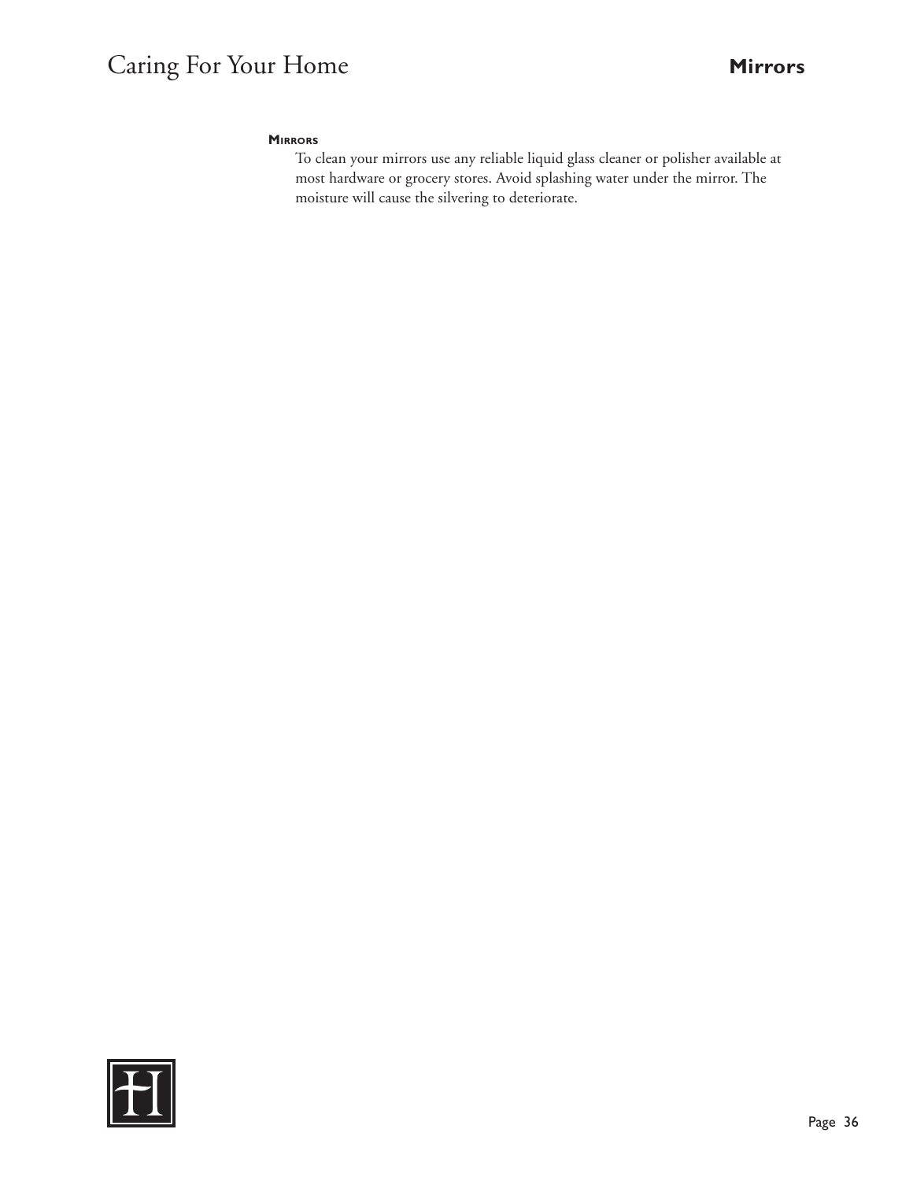### Mirrors

To clean your mirrors use any reliable liquid glass cleaner or polisher available at most hardware or grocery stores. Avoid splashing water under the mirror. The moisture will cause the silvering to deteriorate.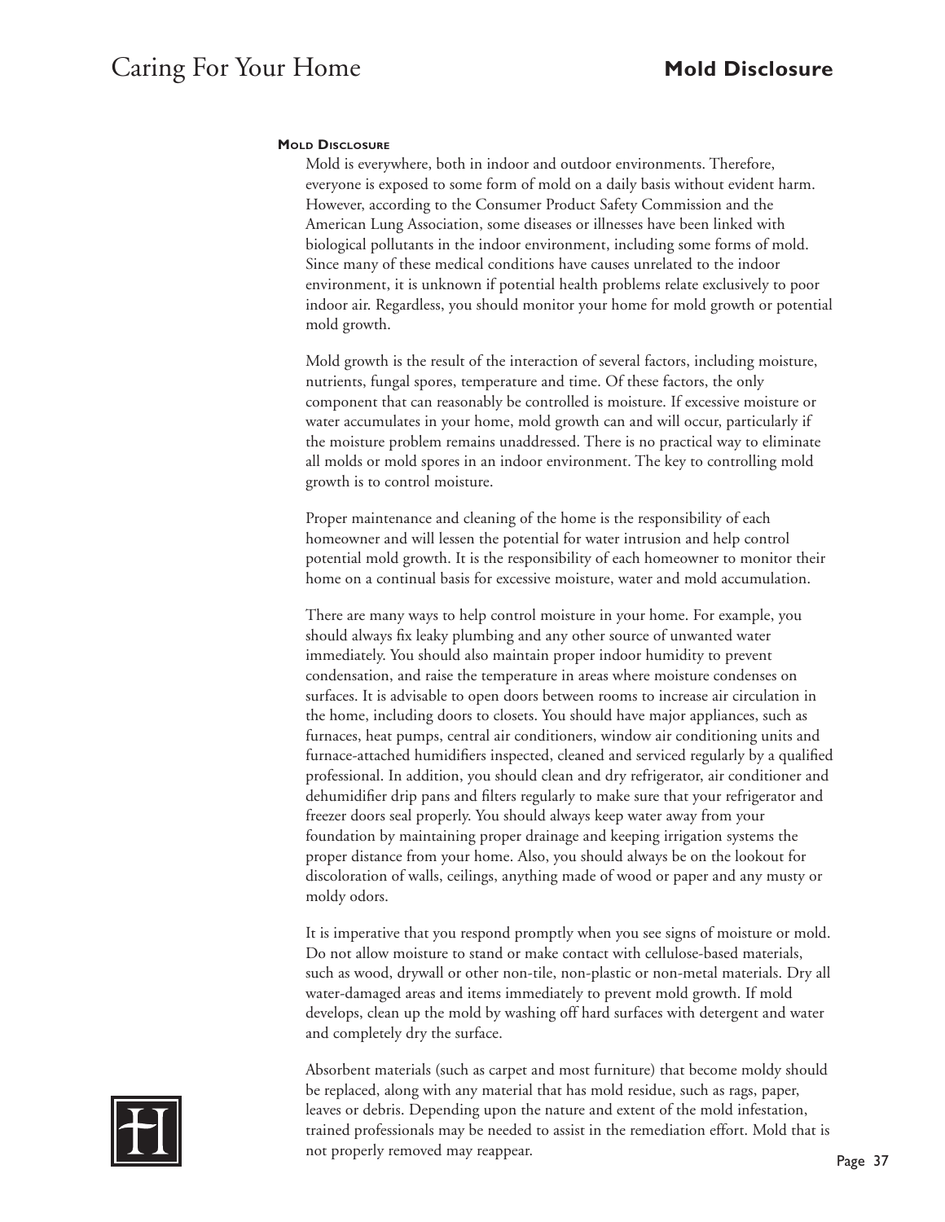## Mold Disclosure

Mold is everywhere, both in indoor and outdoor environments. Therefore, everyone is exposed to some form of mold on a daily basis without evident harm. However, according to the Consumer Product Safety Commission and the American Lung Association, some diseases or illnesses have been linked with biological pollutants in the indoor environment, including some forms of mold. Since many of these medical conditions have causes unrelated to the indoor environment, it is unknown if potential health problems relate exclusively to poor indoor air. Regardless, you should monitor your home for mold growth or potential mold growth.

Mold growth is the result of the interaction of several factors, including moisture, nutrients, fungal spores, temperature and time. Of these factors, the only component that can reasonably be controlled is moisture. If excessive moisture or water accumulates in your home, mold growth can and will occur, particularly if the moisture problem remains unaddressed. There is no practical way to eliminate all molds or mold spores in an indoor environment. The key to controlling mold growth is to control moisture.

Proper maintenance and cleaning of the home is the responsibility of each homeowner and will lessen the potential for water intrusion and help control potential mold growth. It is the responsibility of each homeowner to monitor their home on a continual basis for excessive moisture, water and mold accumulation.

There are many ways to help control moisture in your home. For example, you should always fix leaky plumbing and any other source of unwanted water immediately. You should also maintain proper indoor humidity to prevent condensation, and raise the temperature in areas where moisture condenses on surfaces. It is advisable to open doors between rooms to increase air circulation in the home, including doors to closets. You should have major appliances, such as furnaces, heat pumps, central air conditioners, window air conditioning units and furnace-attached humidifiers inspected, cleaned and serviced regularly by a qualified professional. In addition, you should clean and dry refrigerator, air conditioner and dehumidifier drip pans and filters regularly to make sure that your refrigerator and freezer doors seal properly. You should always keep water away from your foundation by maintaining proper drainage and keeping irrigation systems the proper distance from your home. Also, you should always be on the lookout for discoloration of walls, ceilings, anything made of wood or paper and any musty or moldy odors.

It is imperative that you respond promptly when you see signs of moisture or mold. Do not allow moisture to stand or make contact with cellulose-based materials, such as wood, drywall or other non-tile, non-plastic or non-metal materials. Dry all water-damaged areas and items immediately to prevent mold growth. If mold develops, clean up the mold by washing off hard surfaces with detergent and water and completely dry the surface.

Absorbent materials (such as carpet and most furniture) that become moldy should be replaced, along with any material that has mold residue, such as rags, paper, leaves or debris. Depending upon the nature and extent of the mold infestation, trained professionals may be needed to assist in the remediation effort. Mold that is not properly removed may reappear.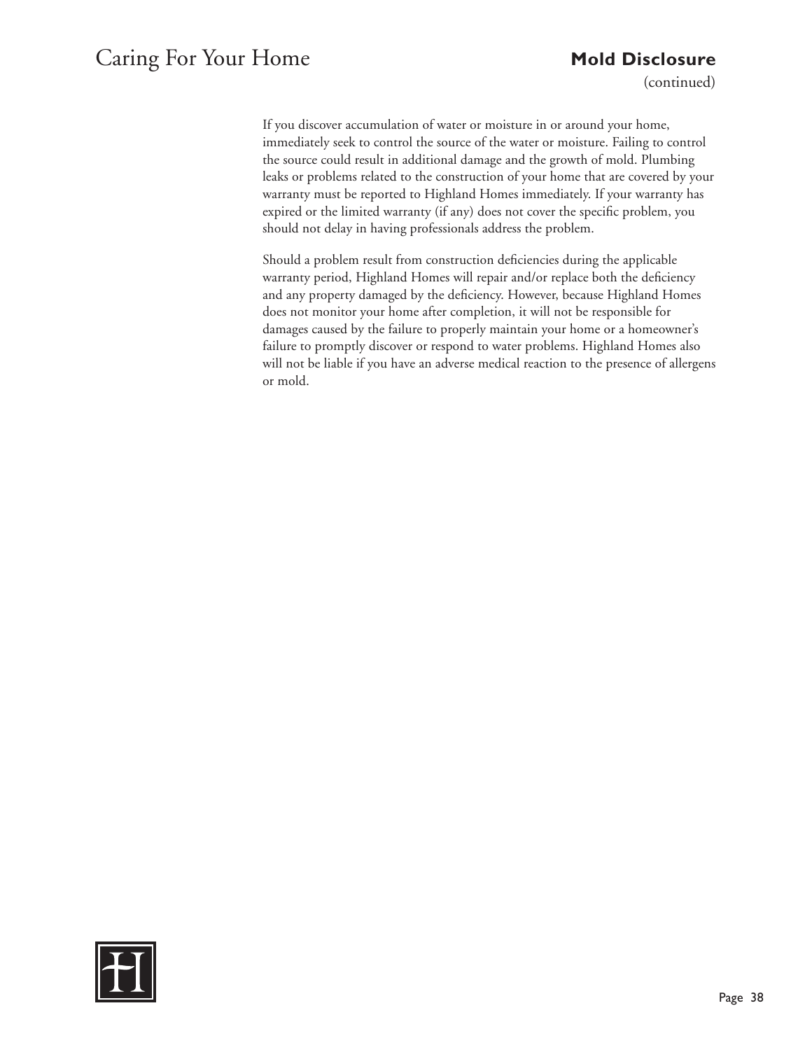## Mold Disclosure

(continued)

If you discover accumulation of water or moisture in or around your home, immediately seek to control the source of the water or moisture. Failing to control the source could result in additional damage and the growth of mold. Plumbing leaks or problems related to the construction of your home that are covered by your warranty must be reported to Highland Homes immediately. If your warranty has expired or the limited warranty (if any) does not cover the specific problem, you should not delay in having professionals address the problem.

Should a problem result from construction deficiencies during the applicable warranty period, Highland Homes will repair and/or replace both the deficiency and any property damaged by the deficiency. However, because Highland Homes does not monitor your home after completion, it will not be responsible for damages caused by the failure to properly maintain your home or a homeowner's failure to promptly discover or respond to water problems. Highland Homes also will not be liable if you have an adverse medical reaction to the presence of allergens or mold.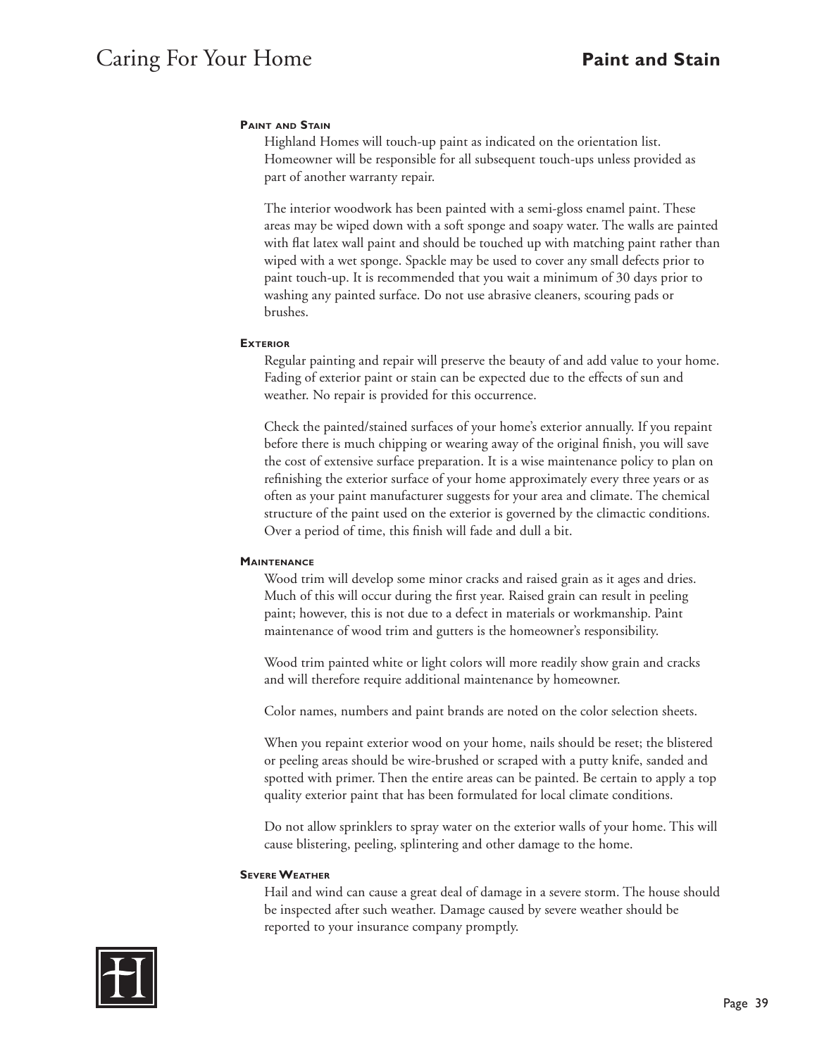## Paint and Stain

### Paint and Stain

Highland Homes will touch-up paint as indicated on the orientation list. Homeowner will be responsible for all subsequent touch-ups unless provided as part of another warranty repair.

The interior woodwork has been painted with a semi-gloss enamel paint. These areas may be wiped down with a soft sponge and soapy water. The walls are painted with flat latex wall paint and should be touched up with matching paint rather than wiped with a wet sponge. Spackle may be used to cover any small defects prior to paint touch-up. It is recommended that you wait a minimum of 30 days prior to washing any painted surface. Do not use abrasive cleaners, scouring pads or brushes.

### Exterior

Regular painting and repair will preserve the beauty of and add value to your home. Fading of exterior paint or stain can be expected due to the effects of sun and weather. No repair is provided for this occurrence.

Check the painted/stained surfaces of your home's exterior annually. If you repaint before there is much chipping or wearing away of the original finish, you will save the cost of extensive surface preparation. It is a wise maintenance policy to plan on refinishing the exterior surface of your home approximately every three years or as often as your paint manufacturer suggests for your area and climate. The chemical structure of the paint used on the exterior is governed by the climactic conditions. Over a period of time, this finish will fade and dull a bit.

### Maintenance

Wood trim will develop some minor cracks and raised grain as it ages and dries. Much of this will occur during the first year. Raised grain can result in peeling paint; however, this is not due to a defect in materials or workmanship. Paint maintenance of wood trim and gutters is the homeowner's responsibility.

Wood trim painted white or light colors will more readily show grain and cracks and will therefore require additional maintenance by homeowner.

Color names, numbers and paint brands are noted on the color selection sheets.

When you repaint exterior wood on your home, nails should be reset; the blistered or peeling areas should be wire-brushed or scraped with a putty knife, sanded and spotted with primer. Then the entire areas can be painted. Be certain to apply a top quality exterior paint that has been formulated for local climate conditions.

Do not allow sprinklers to spray water on the exterior walls of your home. This will cause blistering, peeling, splintering and other damage to the home.

### Severe Weather

Hail and wind can cause a great deal of damage in a severe storm. The house should be inspected after such weather. Damage caused by severe weather should be reported to your insurance company promptly.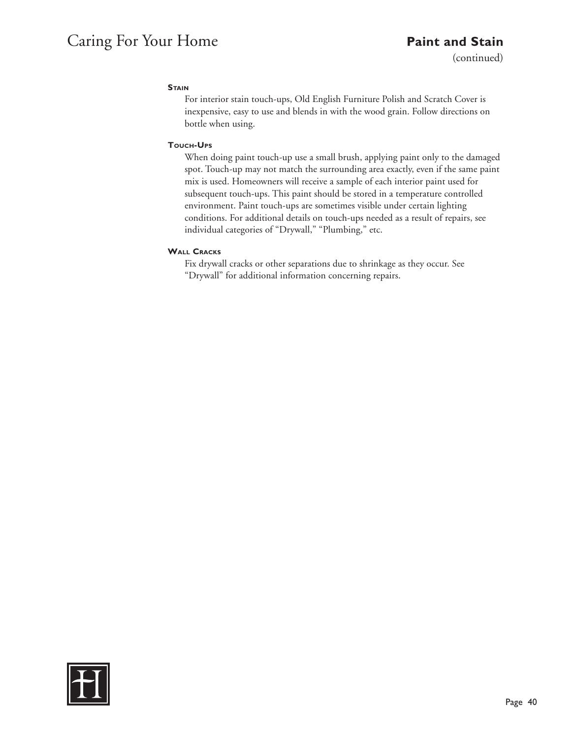## Paint and Stain

(continued)

### Stain

For interior stain touch-ups, Old English Furniture Polish and Scratch Cover is inexpensive, easy to use and blends in with the wood grain. Follow directions on bottle when using.

### Touch-Ups

When doing paint touch-up use a small brush, applying paint only to the damaged spot. Touch-up may not match the surrounding area exactly, even if the same paint mix is used. Homeowners will receive a sample of each interior paint used for subsequent touch-ups. This paint should be stored in a temperature controlled environment. Paint touch-ups are sometimes visible under certain lighting conditions. For additional details on touch-ups needed as a result of repairs, see individual categories of "Drywall," "Plumbing," etc.

### Wall Cracks

Fix drywall cracks or other separations due to shrinkage as they occur. See "Drywall" for additional information concerning repairs.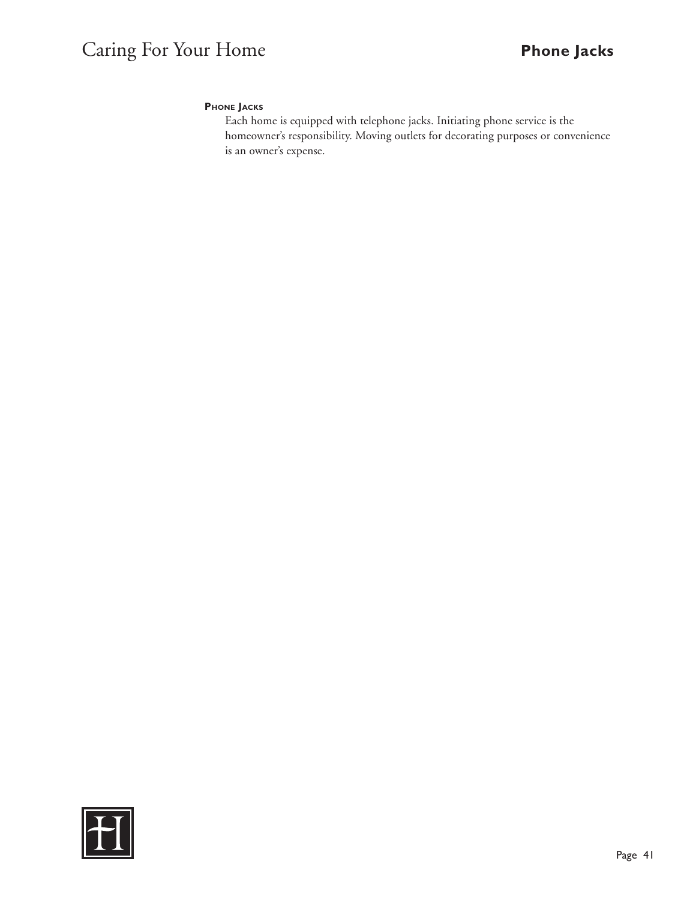### Phone Jacks

Each home is equipped with telephone jacks. Initiating phone service is the homeowner's responsibility. Moving outlets for decorating purposes or convenience is an owner's expense.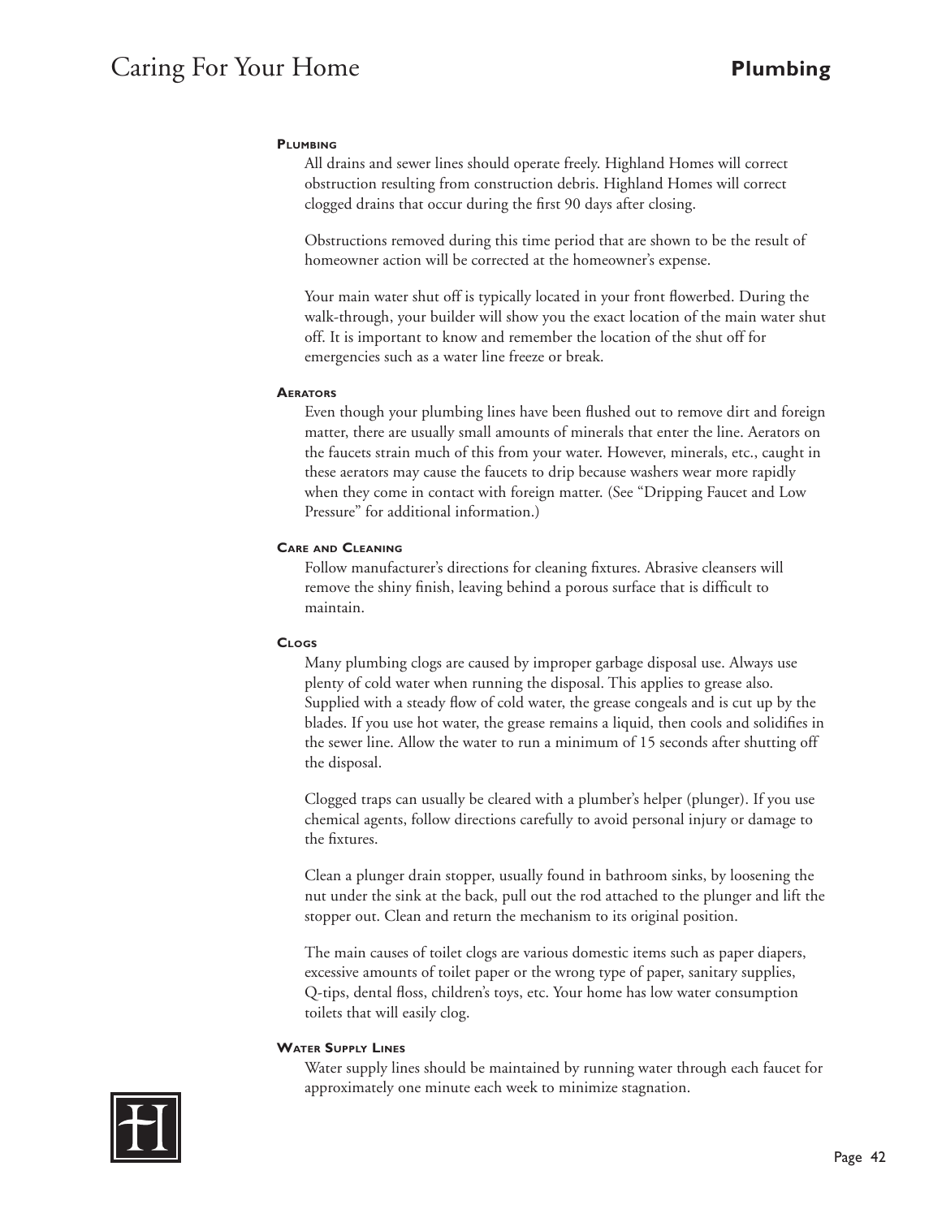## Plumbing

### Plumbing

All drains and sewer lines should operate freely. Highland Homes will correct obstruction resulting from construction debris. Highland Homes will correct clogged drains that occur during the first 90 days after closing.

Obstructions removed during this time period that are shown to be the result of homeowner action will be corrected at the homeowner's expense.

Your main water shut off is typically located in your front flowerbed. During the walk-through, your builder will show you the exact location of the main water shut off. It is important to know and remember the location of the shut off for emergencies such as a water line freeze or break.

### Aerators

Even though your plumbing lines have been flushed out to remove dirt and foreign matter, there are usually small amounts of minerals that enter the line. Aerators on the faucets strain much of this from your water. However, minerals, etc., caught in these aerators may cause the faucets to drip because washers wear more rapidly when they come in contact with foreign matter. (See "Dripping Faucet and Low Pressure" for additional information.)

### Care and Cleaning

Follow manufacturer's directions for cleaning fixtures. Abrasive cleansers will remove the shiny finish, leaving behind a porous surface that is difficult to maintain.

### Clogs

Many plumbing clogs are caused by improper garbage disposal use. Always use plenty of cold water when running the disposal. This applies to grease also. Supplied with a steady flow of cold water, the grease congeals and is cut up by the blades. If you use hot water, the grease remains a liquid, then cools and solidifies in the sewer line. Allow the water to run a minimum of 15 seconds after shutting off the disposal.

Clogged traps can usually be cleared with a plumber's helper (plunger). If you use chemical agents, follow directions carefully to avoid personal injury or damage to the fixtures.

Clean a plunger drain stopper, usually found in bathroom sinks, by loosening the nut under the sink at the back, pull out the rod attached to the plunger and lift the stopper out. Clean and return the mechanism to its original position.

The main causes of toilet clogs are various domestic items such as paper diapers, excessive amounts of toilet paper or the wrong type of paper, sanitary supplies, Q-tips, dental floss, children's toys, etc. Your home has low water consumption toilets that will easily clog.

### Water Supply Lines

Water supply lines should be maintained by running water through each faucet for approximately one minute each week to minimize stagnation.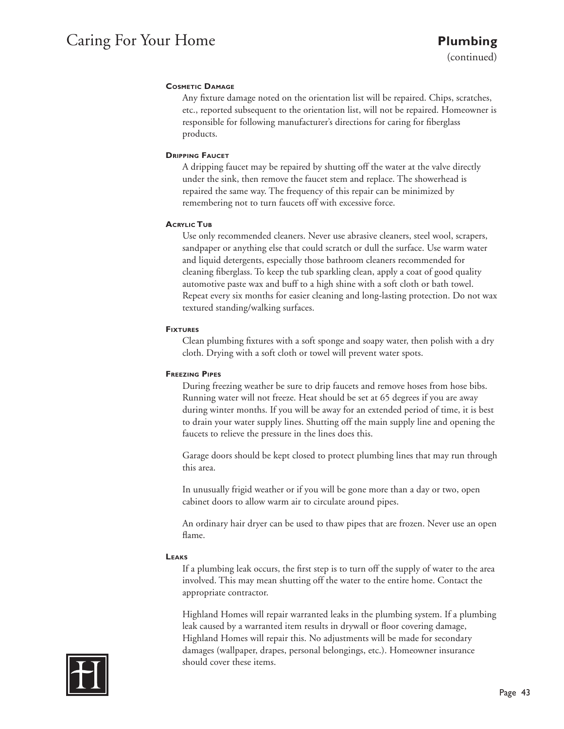## Plumbing

(continued)

### Cosmetic Damage

Any fixture damage noted on the orientation list will be repaired. Chips, scratches, etc., reported subsequent to the orientation list, will not be repaired. Homeowner is responsible for following manufacturer's directions for caring for fiberglass products.

### Dripping Faucet

A dripping faucet may be repaired by shutting off the water at the valve directly under the sink, then remove the faucet stem and replace. The showerhead is repaired the same way. The frequency of this repair can be minimized by remembering not to turn faucets off with excessive force.

### Acrylic Tub

Use only recommended cleaners. Never use abrasive cleaners, steel wool, scrapers, sandpaper or anything else that could scratch or dull the surface. Use warm water and liquid detergents, especially those bathroom cleaners recommended for cleaning fiberglass. To keep the tub sparkling clean, apply a coat of good quality automotive paste wax and buff to a high shine with a soft cloth or bath towel. Repeat every six months for easier cleaning and long-lasting protection. Do not wax textured standing/walking surfaces.

### Fixtures

Clean plumbing fixtures with a soft sponge and soapy water, then polish with a dry cloth. Drying with a soft cloth or towel will prevent water spots.

### Freezing Pipes

During freezing weather be sure to drip faucets and remove hoses from hose bibs. Running water will not freeze. Heat should be set at 65 degrees if you are away during winter months. If you will be away for an extended period of time, it is best to drain your water supply lines. Shutting off the main supply line and opening the faucets to relieve the pressure in the lines does this.

Garage doors should be kept closed to protect plumbing lines that may run through this area.

In unusually frigid weather or if you will be gone more than a day or two, open cabinet doors to allow warm air to circulate around pipes.

An ordinary hair dryer can be used to thaw pipes that are frozen. Never use an open flame.

### Leaks

If a plumbing leak occurs, the first step is to turn off the supply of water to the area involved. This may mean shutting off the water to the entire home. Contact the appropriate contractor.

Highland Homes will repair warranted leaks in the plumbing system. If a plumbing leak caused by a warranted item results in drywall or floor covering damage, Highland Homes will repair this. No adjustments will be made for secondary damages (wallpaper, drapes, personal belongings, etc.). Homeowner insurance should cover these items.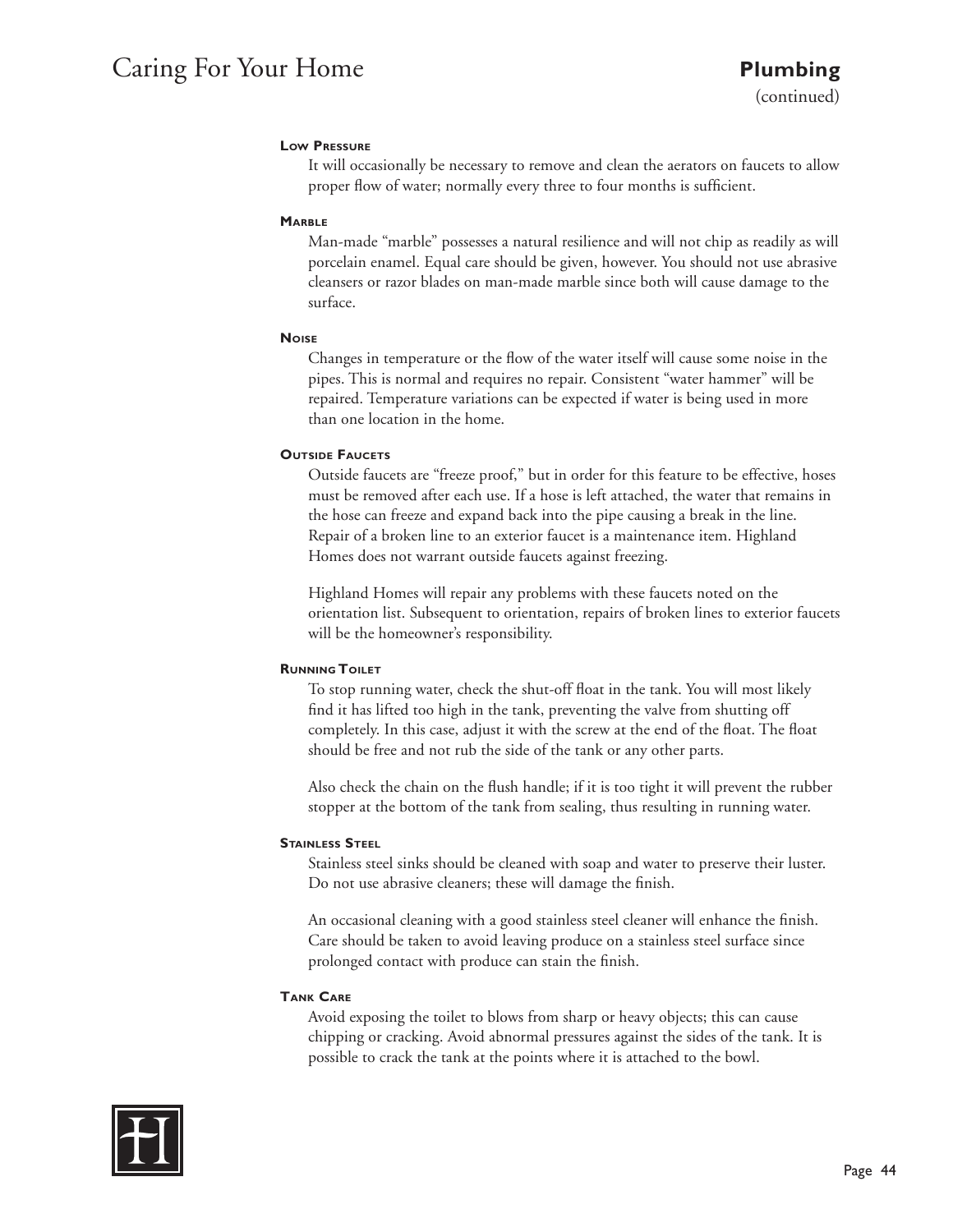## Plumbing
(continued)

#### Low Pressure

It will occasionally be necessary to remove and clean the aerators on faucets to allow proper flow of water; normally every three to four months is sufficient.

#### Marble

Man-made "marble" possesses a natural resilience and will not chip as readily as will porcelain enamel. Equal care should be given, however. You should not use abrasive cleansers or razor blades on man-made marble since both will cause damage to the surface.

#### Noise

Changes in temperature or the flow of the water itself will cause some noise in the pipes. This is normal and requires no repair. Consistent "water hammer" will be repaired. Temperature variations can be expected if water is being used in more than one location in the home.

#### Outside Faucets

Outside faucets are "freeze proof," but in order for this feature to be effective, hoses must be removed after each use. If a hose is left attached, the water that remains in the hose can freeze and expand back into the pipe causing a break in the line. Repair of a broken line to an exterior faucet is a maintenance item. Highland Homes does not warrant outside faucets against freezing.

Highland Homes will repair any problems with these faucets noted on the orientation list. Subsequent to orientation, repairs of broken lines to exterior faucets will be the homeowner's responsibility.

#### Running Toilet

To stop running water, check the shut-off float in the tank. You will most likely find it has lifted too high in the tank, preventing the valve from shutting off completely. In this case, adjust it with the screw at the end of the float. The float should be free and not rub the side of the tank or any other parts.

Also check the chain on the flush handle; if it is too tight it will prevent the rubber stopper at the bottom of the tank from sealing, thus resulting in running water.

#### Stainless Steel

Stainless steel sinks should be cleaned with soap and water to preserve their luster. Do not use abrasive cleaners; these will damage the finish.

An occasional cleaning with a good stainless steel cleaner will enhance the finish. Care should be taken to avoid leaving produce on a stainless steel surface since prolonged contact with produce can stain the finish.

#### Tank Care

Avoid exposing the toilet to blows from sharp or heavy objects; this can cause chipping or cracking. Avoid abnormal pressures against the sides of the tank. It is possible to crack the tank at the points where it is attached to the bowl.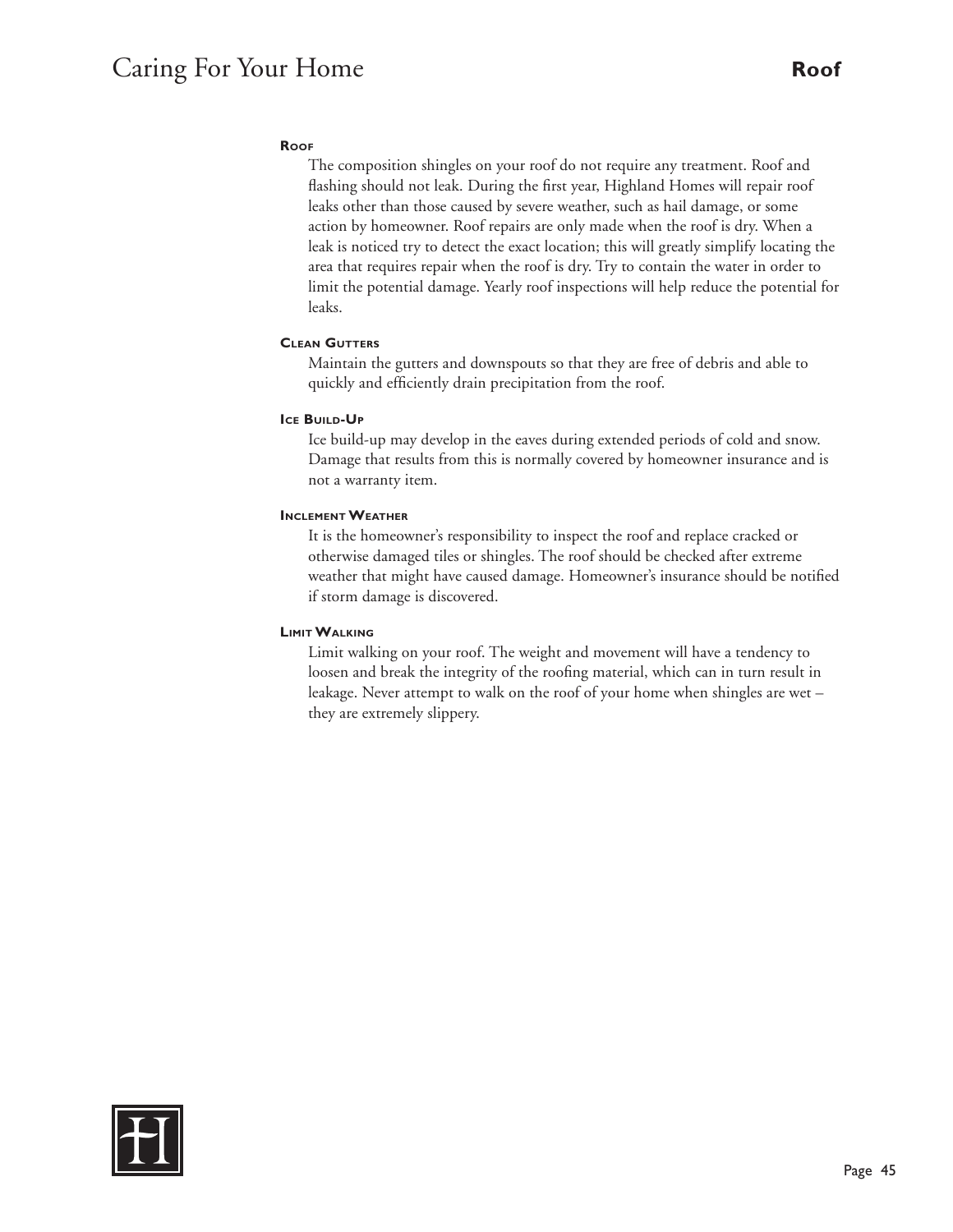## Roof

### Roof

The composition shingles on your roof do not require any treatment. Roof and flashing should not leak. During the first year, Highland Homes will repair roof leaks other than those caused by severe weather, such as hail damage, or some action by homeowner. Roof repairs are only made when the roof is dry. When a leak is noticed try to detect the exact location; this will greatly simplify locating the area that requires repair when the roof is dry. Try to contain the water in order to limit the potential damage. Yearly roof inspections will help reduce the potential for leaks.

### Clean Gutters

Maintain the gutters and downspouts so that they are free of debris and able to quickly and efficiently drain precipitation from the roof.

### Ice Build-Up

Ice build-up may develop in the eaves during extended periods of cold and snow. Damage that results from this is normally covered by homeowner insurance and is not a warranty item.

### Inclement Weather

It is the homeowner's responsibility to inspect the roof and replace cracked or otherwise damaged tiles or shingles. The roof should be checked after extreme weather that might have caused damage. Homeowner's insurance should be notified if storm damage is discovered.

### Limit Walking

Limit walking on your roof. The weight and movement will have a tendency to loosen and break the integrity of the roofing material, which can in turn result in leakage. Never attempt to walk on the roof of your home when shingles are wet – they are extremely slippery.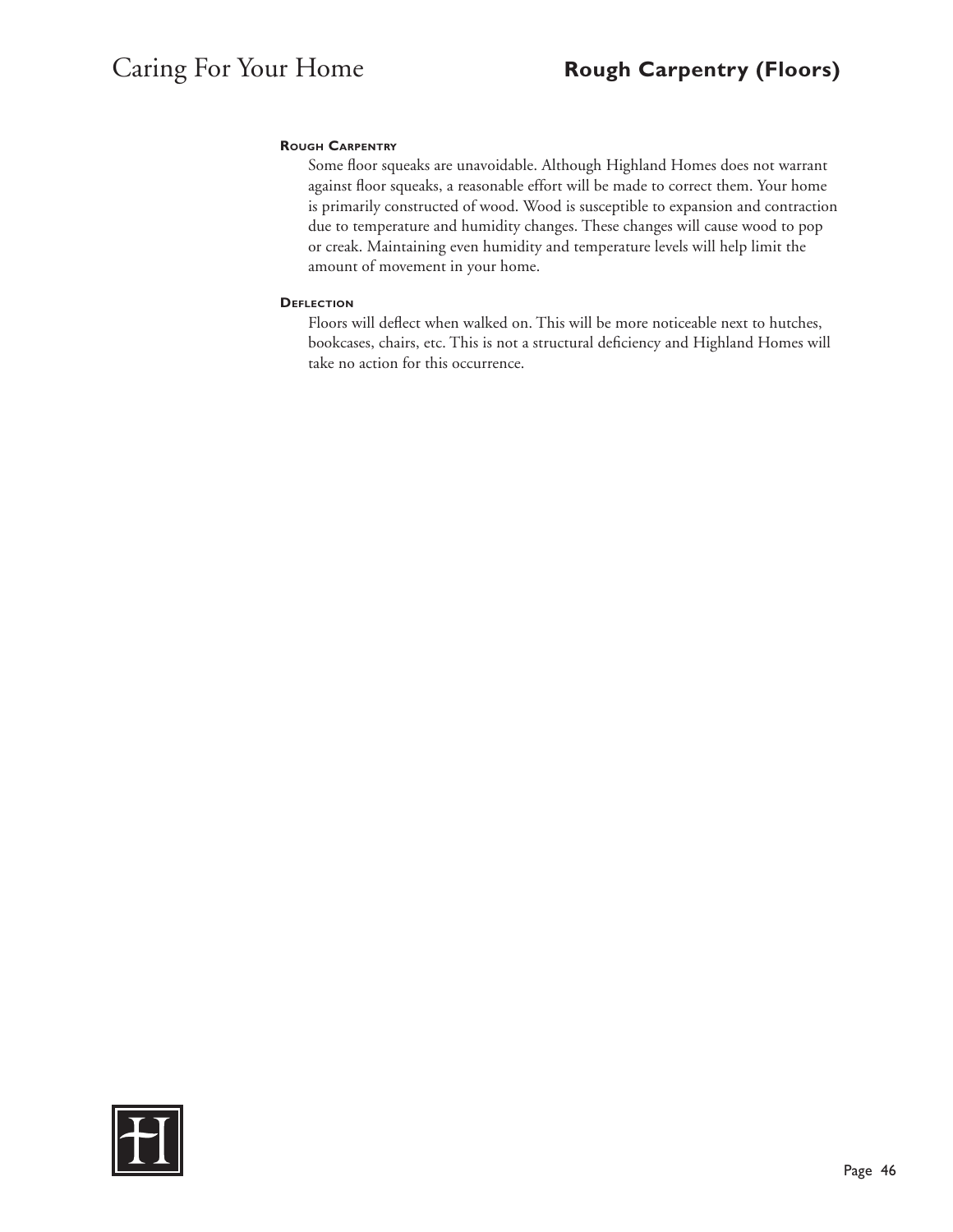## Rough Carpentry (Floors)

### Rough Carpentry

Some floor squeaks are unavoidable. Although Highland Homes does not warrant against floor squeaks, a reasonable effort will be made to correct them. Your home is primarily constructed of wood. Wood is susceptible to expansion and contraction due to temperature and humidity changes. These changes will cause wood to pop or creak. Maintaining even humidity and temperature levels will help limit the amount of movement in your home.

### Deflection

Floors will deflect when walked on. This will be more noticeable next to hutches, bookcases, chairs, etc. This is not a structural deficiency and Highland Homes will take no action for this occurrence.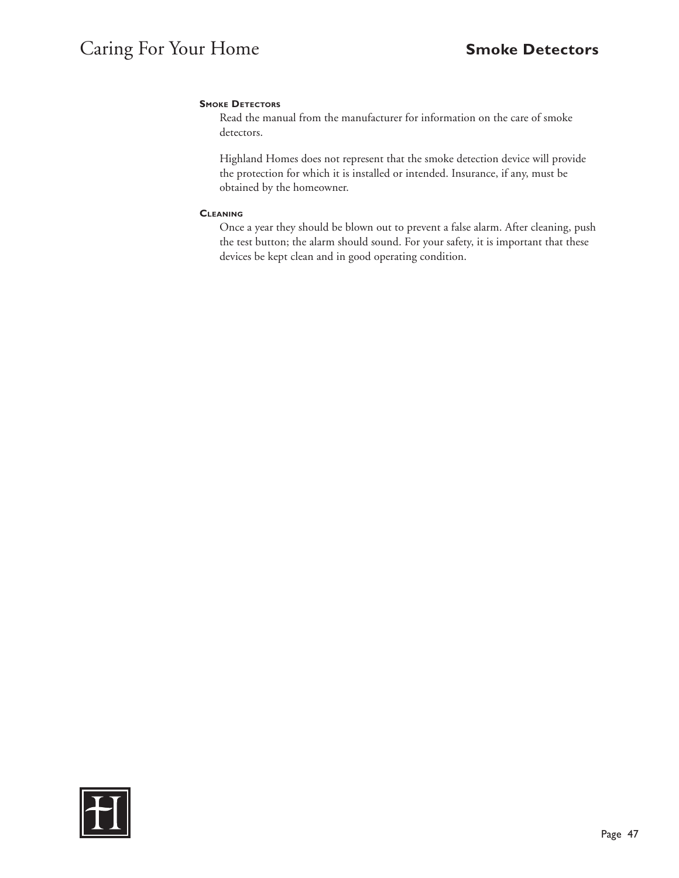## Smoke Detectors

### Smoke Detectors

Read the manual from the manufacturer for information on the care of smoke detectors.

Highland Homes does not represent that the smoke detection device will provide the protection for which it is installed or intended. Insurance, if any, must be obtained by the homeowner.

### Cleaning

Once a year they should be blown out to prevent a false alarm. After cleaning, push the test button; the alarm should sound. For your safety, it is important that these devices be kept clean and in good operating condition.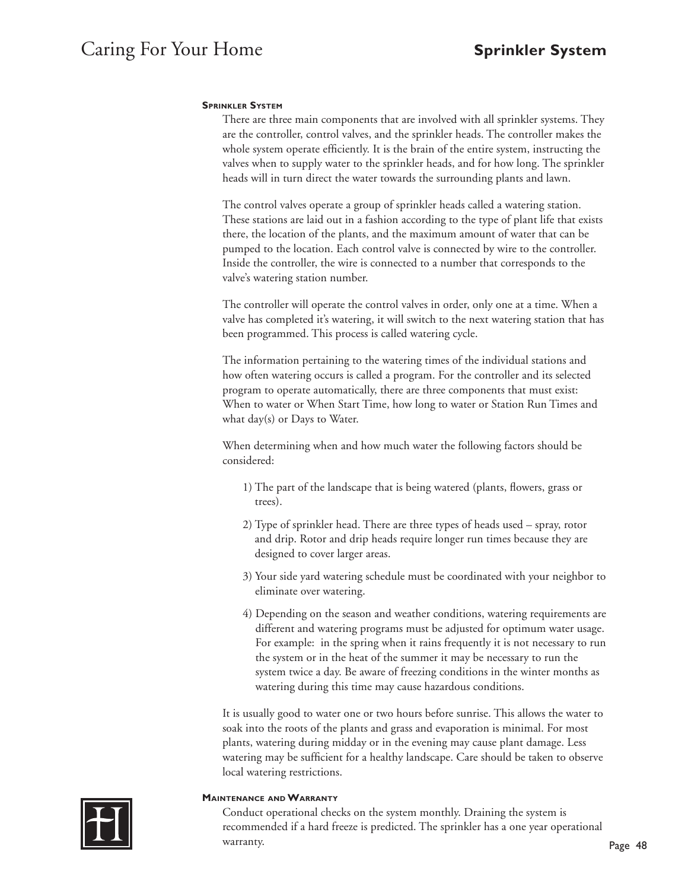## Sprinkler System

### Sprinkler System

There are three main components that are involved with all sprinkler systems. They are the controller, control valves, and the sprinkler heads. The controller makes the whole system operate efficiently. It is the brain of the entire system, instructing the valves when to supply water to the sprinkler heads, and for how long. The sprinkler heads will in turn direct the water towards the surrounding plants and lawn.

The control valves operate a group of sprinkler heads called a watering station. These stations are laid out in a fashion according to the type of plant life that exists there, the location of the plants, and the maximum amount of water that can be pumped to the location. Each control valve is connected by wire to the controller. Inside the controller, the wire is connected to a number that corresponds to the valve's watering station number.

The controller will operate the control valves in order, only one at a time. When a valve has completed it's watering, it will switch to the next watering station that has been programmed. This process is called watering cycle.

The information pertaining to the watering times of the individual stations and how often watering occurs is called a program. For the controller and its selected program to operate automatically, there are three components that must exist: When to water or When Start Time, how long to water or Station Run Times and what day(s) or Days to Water.

When determining when and how much water the following factors should be considered:

1) The part of the landscape that is being watered (plants, flowers, grass or trees).

2) Type of sprinkler head. There are three types of heads used – spray, rotor and drip. Rotor and drip heads require longer run times because they are designed to cover larger areas.

3) Your side yard watering schedule must be coordinated with your neighbor to eliminate over watering.

4) Depending on the season and weather conditions, watering requirements are different and watering programs must be adjusted for optimum water usage. For example: in the spring when it rains frequently it is not necessary to run the system or in the heat of the summer it may be necessary to run the system twice a day. Be aware of freezing conditions in the winter months as watering during this time may cause hazardous conditions.

It is usually good to water one or two hours before sunrise. This allows the water to soak into the roots of the plants and grass and evaporation is minimal. For most plants, watering during midday or in the evening may cause plant damage. Less watering may be sufficient for a healthy landscape. Care should be taken to observe local watering restrictions.

### Maintenance and Warranty

Conduct operational checks on the system monthly. Draining the system is recommended if a hard freeze is predicted. The sprinkler has a one year operational warranty.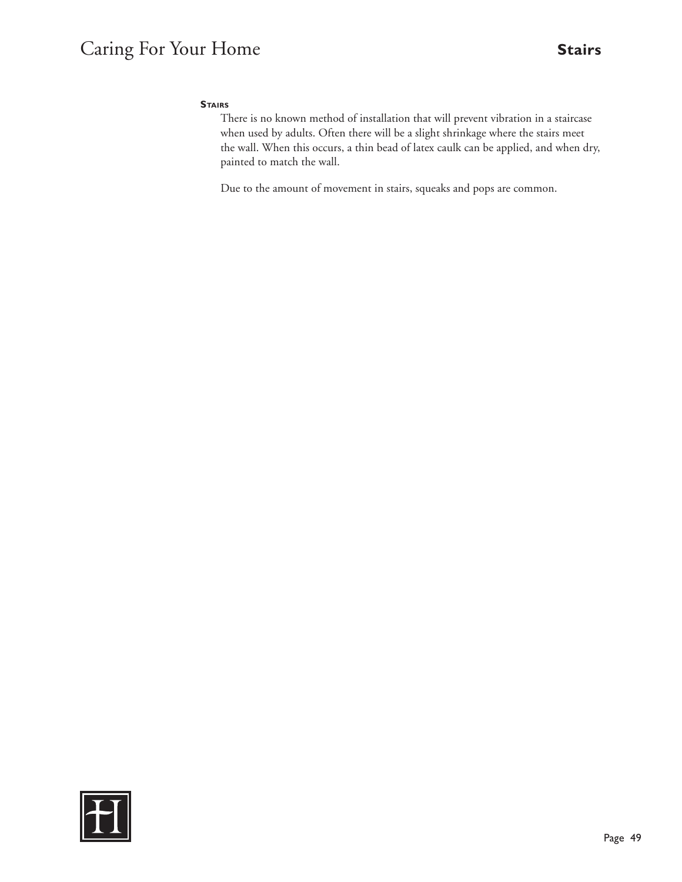### Stairs

There is no known method of installation that will prevent vibration in a staircase when used by adults. Often there will be a slight shrinkage where the stairs meet the wall. When this occurs, a thin bead of latex caulk can be applied, and when dry, painted to match the wall.

Due to the amount of movement in stairs, squeaks and pops are common.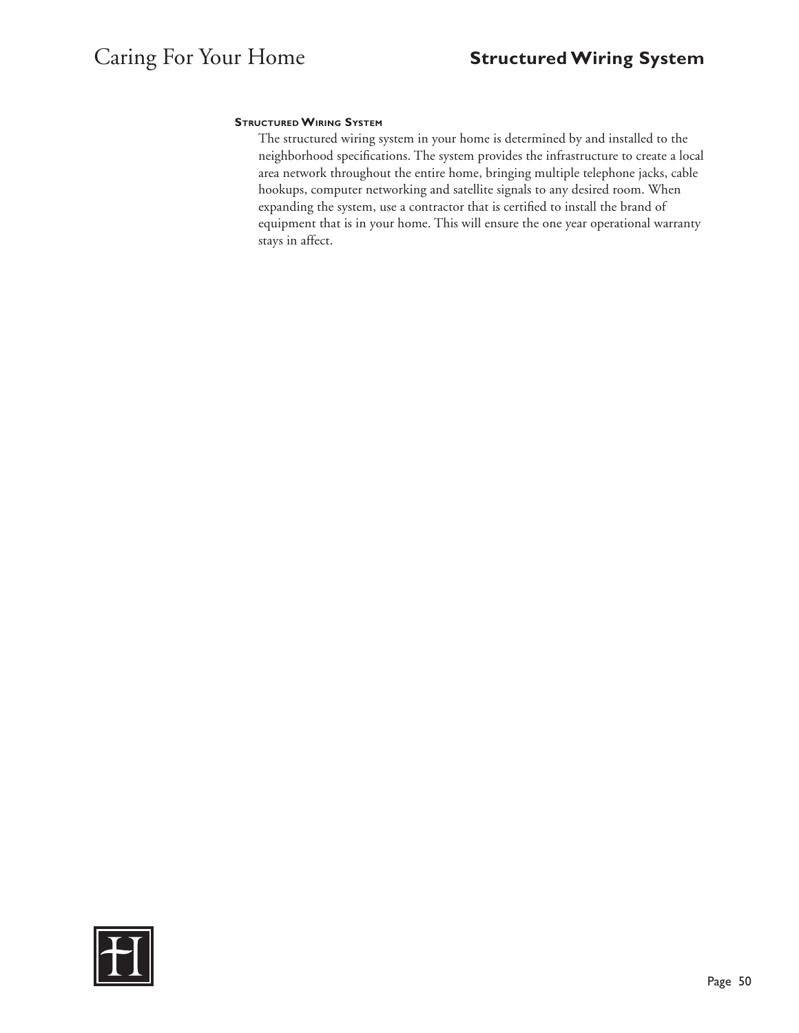### Structured Wiring System

The structured wiring system in your home is determined by and installed to the neighborhood specifications. The system provides the infrastructure to create a local area network throughout the entire home, bringing multiple telephone jacks, cable hookups, computer networking and satellite signals to any desired room. When expanding the system, use a contractor that is certified to install the brand of equipment that is in your home. This will ensure the one year operational warranty stays in affect.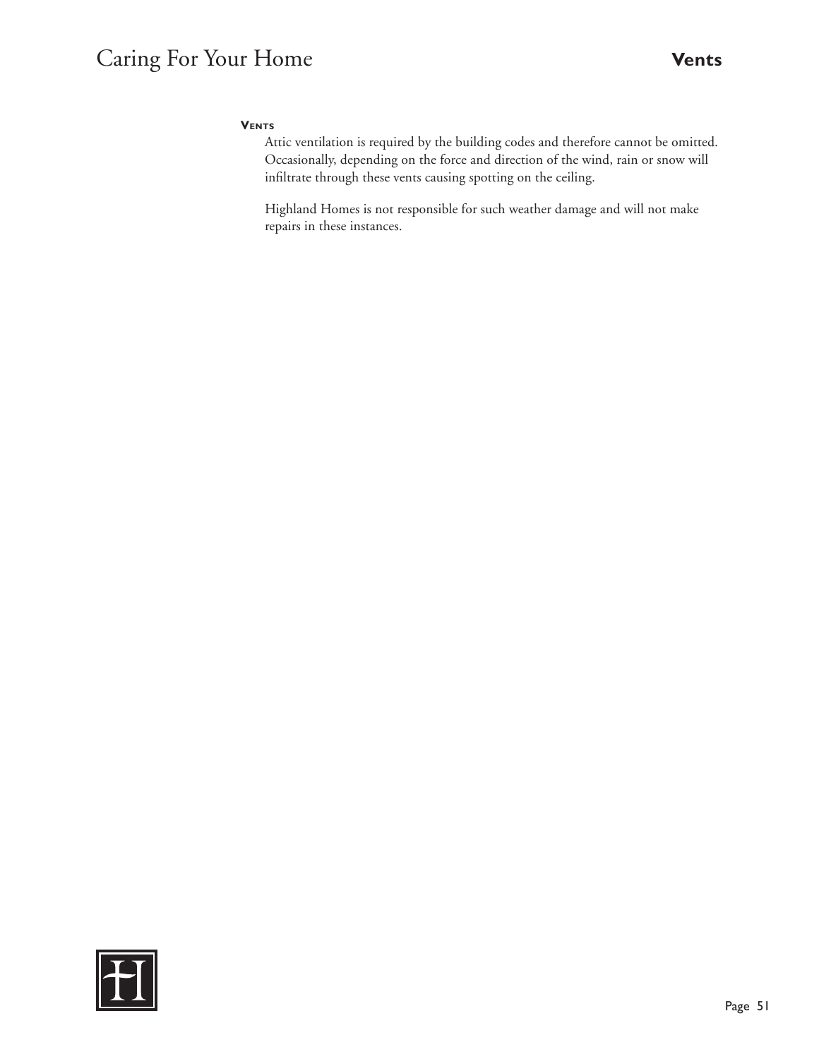### Vents

Attic ventilation is required by the building codes and therefore cannot be omitted. Occasionally, depending on the force and direction of the wind, rain or snow will infiltrate through these vents causing spotting on the ceiling.

Highland Homes is not responsible for such weather damage and will not make repairs in these instances.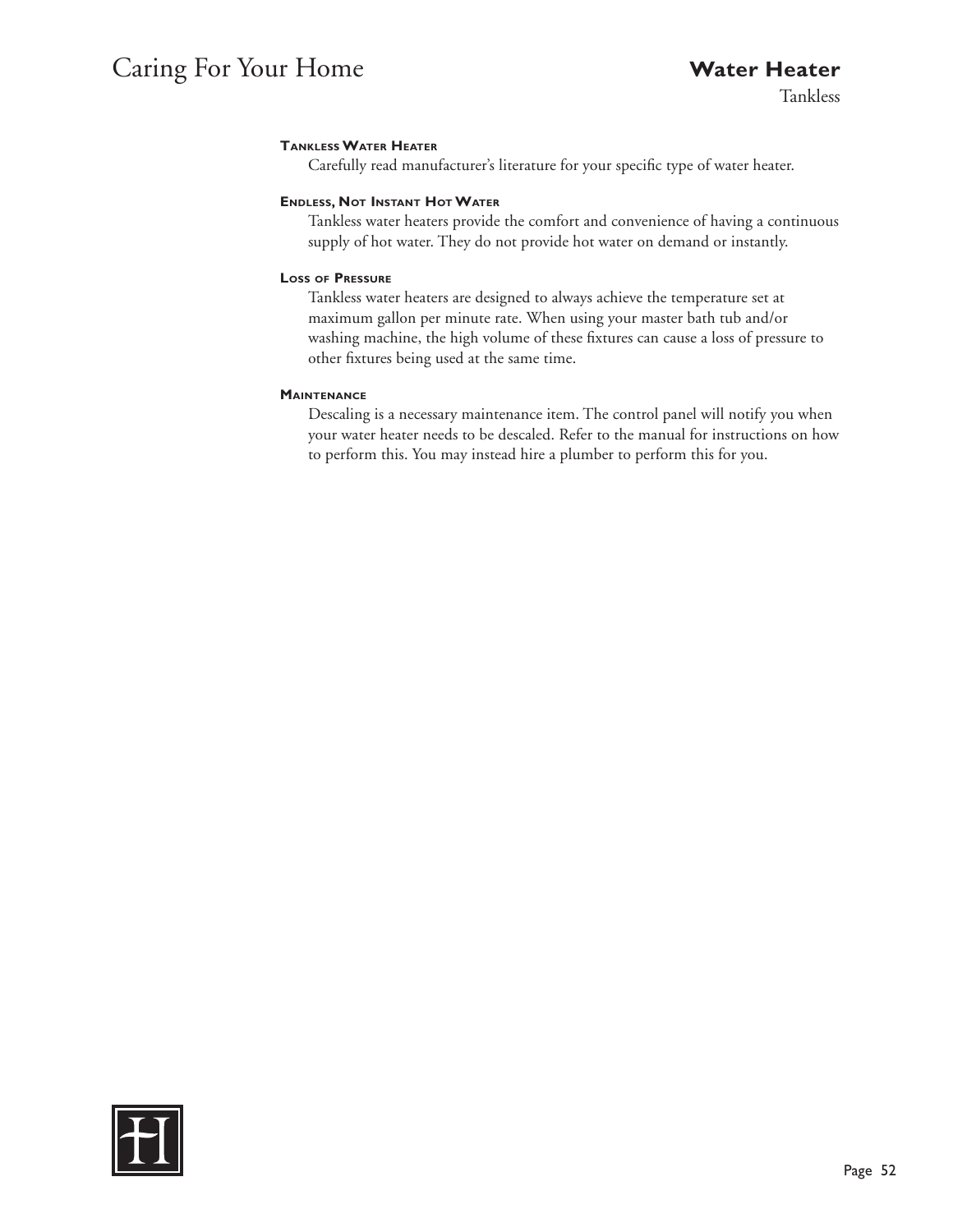# Water Heater

## Tankless

### Tankless Water Heater

Carefully read manufacturer's literature for your specific type of water heater.

### Endless, Not Instant Hot Water

Tankless water heaters provide the comfort and convenience of having a continuous supply of hot water. They do not provide hot water on demand or instantly.

### Loss of Pressure

Tankless water heaters are designed to always achieve the temperature set at maximum gallon per minute rate. When using your master bath tub and/or washing machine, the high volume of these fixtures can cause a loss of pressure to other fixtures being used at the same time.

### Maintenance

Descaling is a necessary maintenance item. The control panel will notify you when your water heater needs to be descaled. Refer to the manual for instructions on how to perform this. You may instead hire a plumber to perform this for you.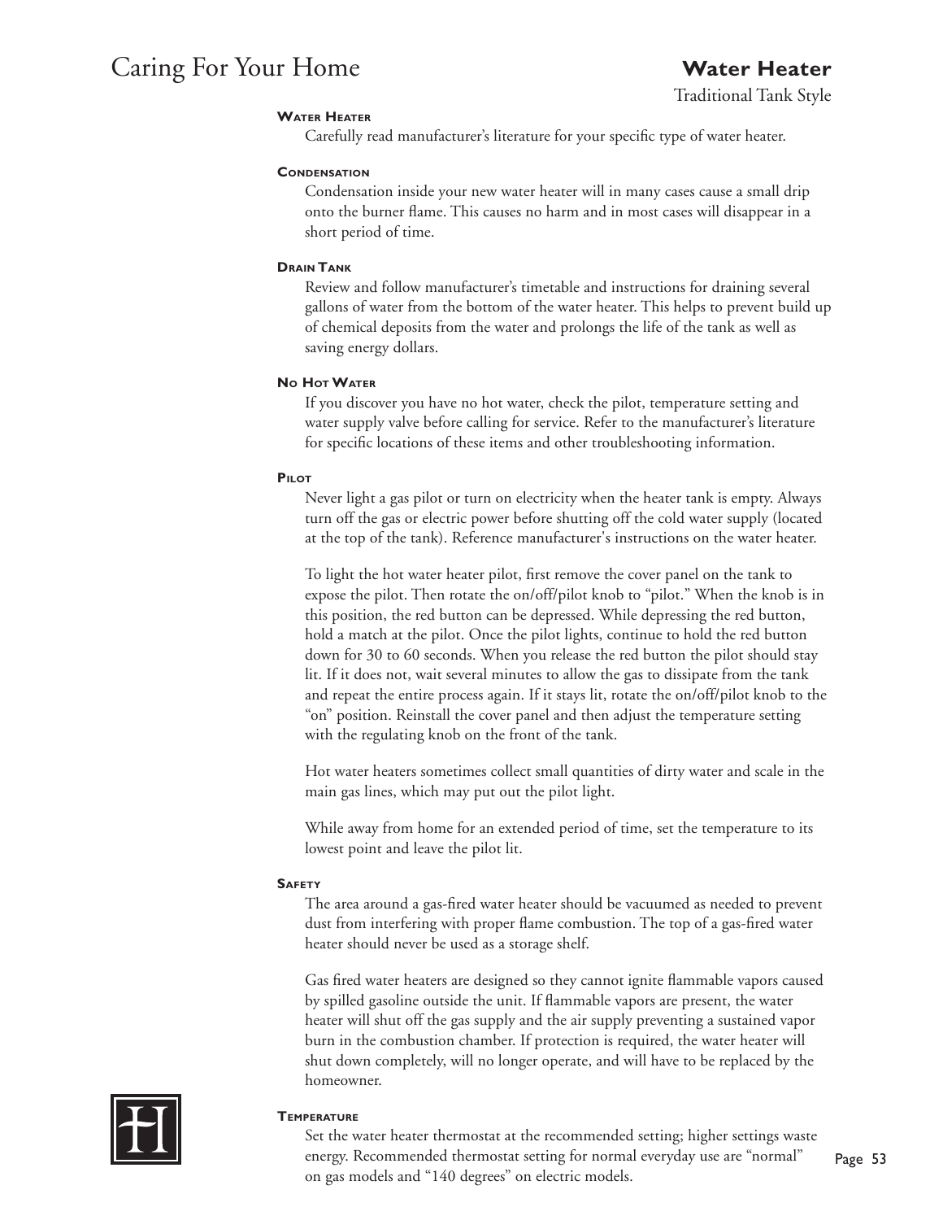# Water Heater

Traditional Tank Style

### Water Heater

Carefully read manufacturer's literature for your specific type of water heater.

### Condensation

Condensation inside your new water heater will in many cases cause a small drip onto the burner flame. This causes no harm and in most cases will disappear in a short period of time.

### Drain Tank

Review and follow manufacturer's timetable and instructions for draining several gallons of water from the bottom of the water heater. This helps to prevent build up of chemical deposits from the water and prolongs the life of the tank as well as saving energy dollars.

### No Hot Water

If you discover you have no hot water, check the pilot, temperature setting and water supply valve before calling for service. Refer to the manufacturer's literature for specific locations of these items and other troubleshooting information.

### Pilot

Never light a gas pilot or turn on electricity when the heater tank is empty. Always turn off the gas or electric power before shutting off the cold water supply (located at the top of the tank). Reference manufacturer's instructions on the water heater.

To light the hot water heater pilot, first remove the cover panel on the tank to expose the pilot. Then rotate the on/off/pilot knob to "pilot." When the knob is in this position, the red button can be depressed. While depressing the red button, hold a match at the pilot. Once the pilot lights, continue to hold the red button down for 30 to 60 seconds. When you release the red button the pilot should stay lit. If it does not, wait several minutes to allow the gas to dissipate from the tank and repeat the entire process again. If it stays lit, rotate the on/off/pilot knob to the "on" position. Reinstall the cover panel and then adjust the temperature setting with the regulating knob on the front of the tank.

Hot water heaters sometimes collect small quantities of dirty water and scale in the main gas lines, which may put out the pilot light.

While away from home for an extended period of time, set the temperature to its lowest point and leave the pilot lit.

### Safety

The area around a gas-fired water heater should be vacuumed as needed to prevent dust from interfering with proper flame combustion. The top of a gas-fired water heater should never be used as a storage shelf.

Gas fired water heaters are designed so they cannot ignite flammable vapors caused by spilled gasoline outside the unit. If flammable vapors are present, the water heater will shut off the gas supply and the air supply preventing a sustained vapor burn in the combustion chamber. If protection is required, the water heater will shut down completely, will no longer operate, and will have to be replaced by the homeowner.

### Temperature

Set the water heater thermostat at the recommended setting; higher settings waste energy. Recommended thermostat setting for normal everyday use are "normal" on gas models and "140 degrees" on electric models.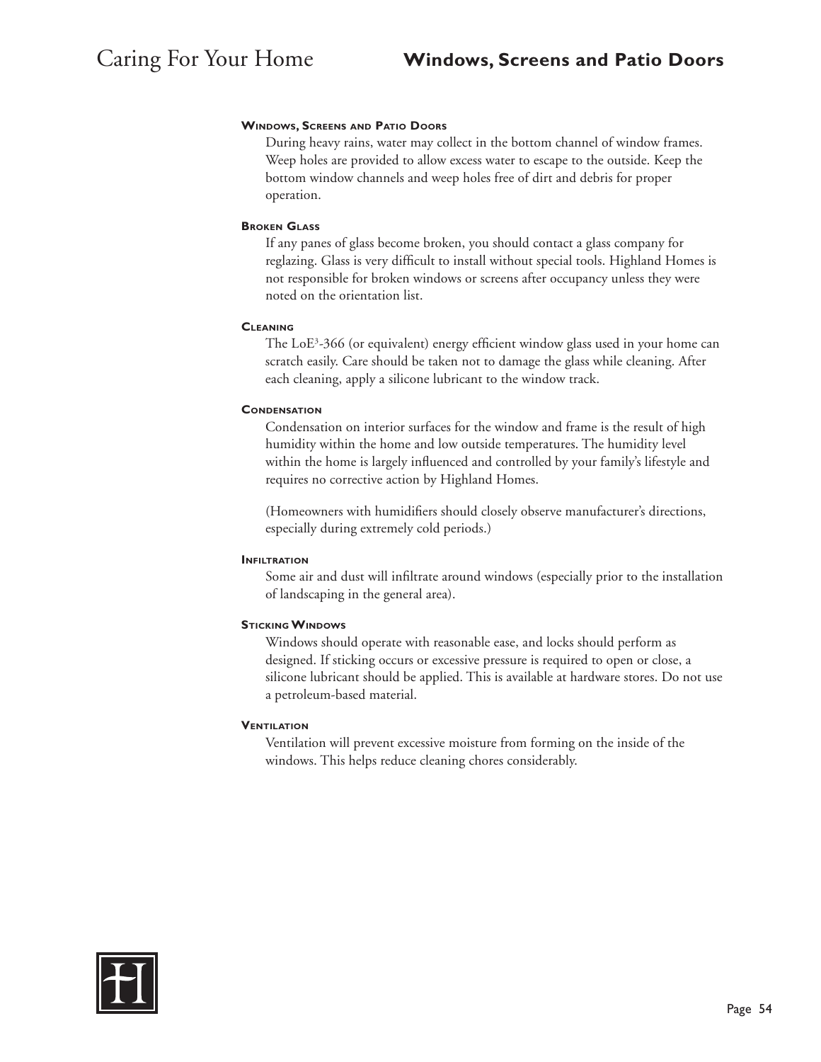## Windows, Screens and Patio Doors

### Windows, Screens and Patio Doors

During heavy rains, water may collect in the bottom channel of window frames. Weep holes are provided to allow excess water to escape to the outside. Keep the bottom window channels and weep holes free of dirt and debris for proper operation.

### Broken Glass

If any panes of glass become broken, you should contact a glass company for reglazing. Glass is very difficult to install without special tools. Highland Homes is not responsible for broken windows or screens after occupancy unless they were noted on the orientation list.

### Cleaning

The $LoE^3$-366 (or equivalent) energy efficient window glass used in your home can scratch easily. Care should be taken not to damage the glass while cleaning. After each cleaning, apply a silicone lubricant to the window track.

### Condensation

Condensation on interior surfaces for the window and frame is the result of high humidity within the home and low outside temperatures. The humidity level within the home is largely influenced and controlled by your family's lifestyle and requires no corrective action by Highland Homes.

(Homeowners with humidifiers should closely observe manufacturer's directions, especially during extremely cold periods.)

### Infiltration

Some air and dust will infiltrate around windows (especially prior to the installation of landscaping in the general area).

### Sticking Windows

Windows should operate with reasonable ease, and locks should perform as designed. If sticking occurs or excessive pressure is required to open or close, a silicone lubricant should be applied. This is available at hardware stores. Do not use a petroleum-based material.

### Ventilation

Ventilation will prevent excessive moisture from forming on the inside of the windows. This helps reduce cleaning chores considerably.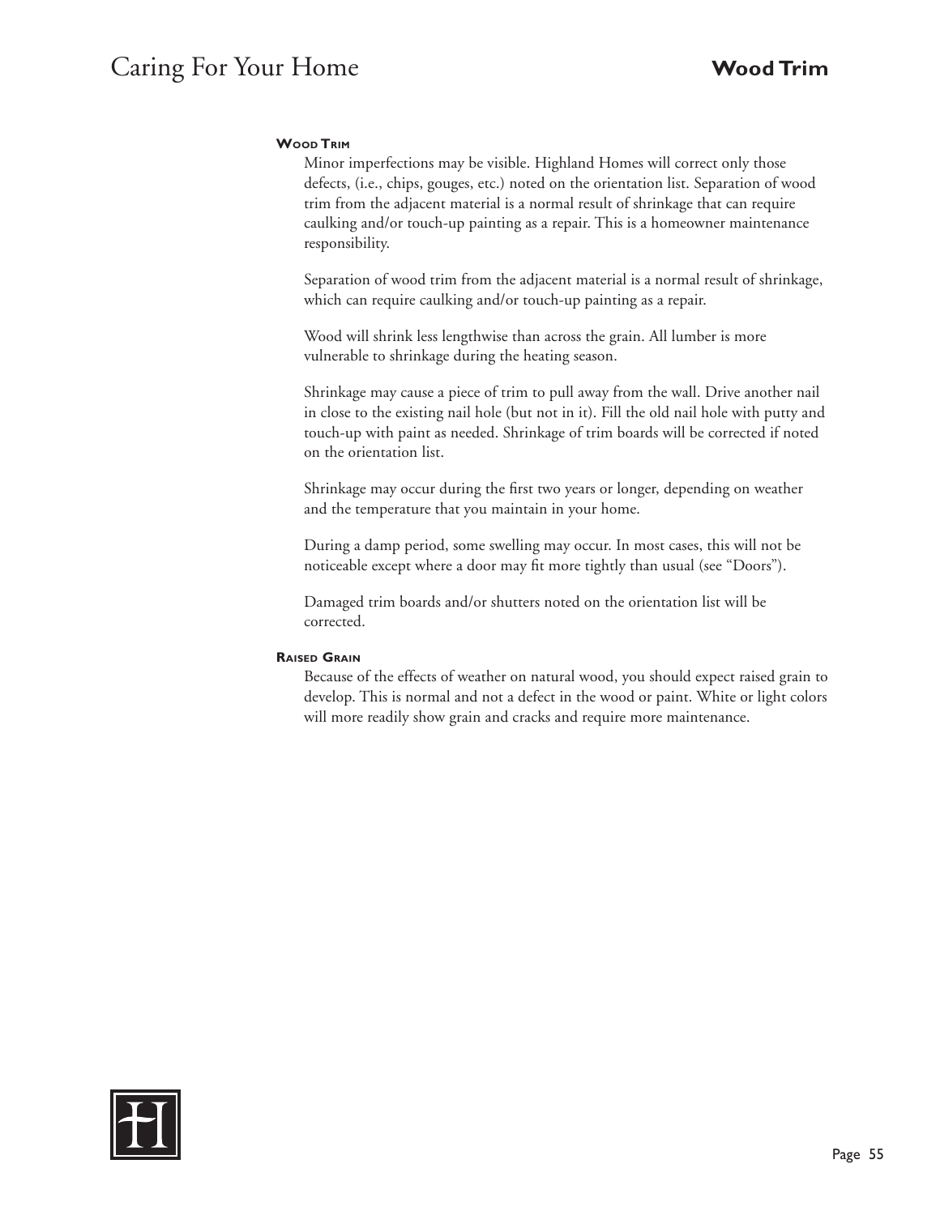### Wood Trim

Minor imperfections may be visible. Highland Homes will correct only those defects, (i.e., chips, gouges, etc.) noted on the orientation list. Separation of wood trim from the adjacent material is a normal result of shrinkage that can require caulking and/or touch-up painting as a repair. This is a homeowner maintenance responsibility.

Separation of wood trim from the adjacent material is a normal result of shrinkage, which can require caulking and/or touch-up painting as a repair.

Wood will shrink less lengthwise than across the grain. All lumber is more vulnerable to shrinkage during the heating season.

Shrinkage may cause a piece of trim to pull away from the wall. Drive another nail in close to the existing nail hole (but not in it). Fill the old nail hole with putty and touch-up with paint as needed. Shrinkage of trim boards will be corrected if noted on the orientation list.

Shrinkage may occur during the first two years or longer, depending on weather and the temperature that you maintain in your home.

During a damp period, some swelling may occur. In most cases, this will not be noticeable except where a door may fit more tightly than usual (see "Doors").

Damaged trim boards and/or shutters noted on the orientation list will be corrected.

### Raised Grain

Because of the effects of weather on natural wood, you should expect raised grain to develop. This is normal and not a defect in the wood or paint. White or light colors will more readily show grain and cracks and require more maintenance.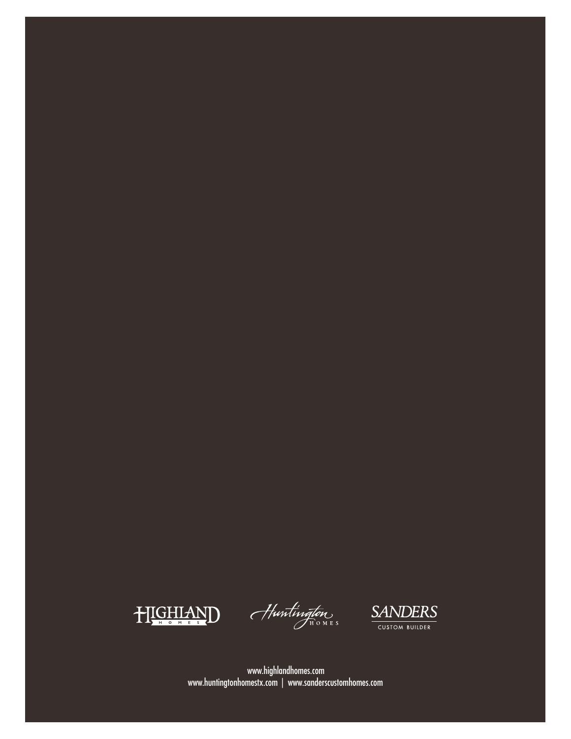HIGHLAND HOMES

Huntington HOMES

SANDERS CUSTOM BUILDER

www.highlandhomes.com
www.huntingtonhomestx.com | www.sanderscustomhomes.com